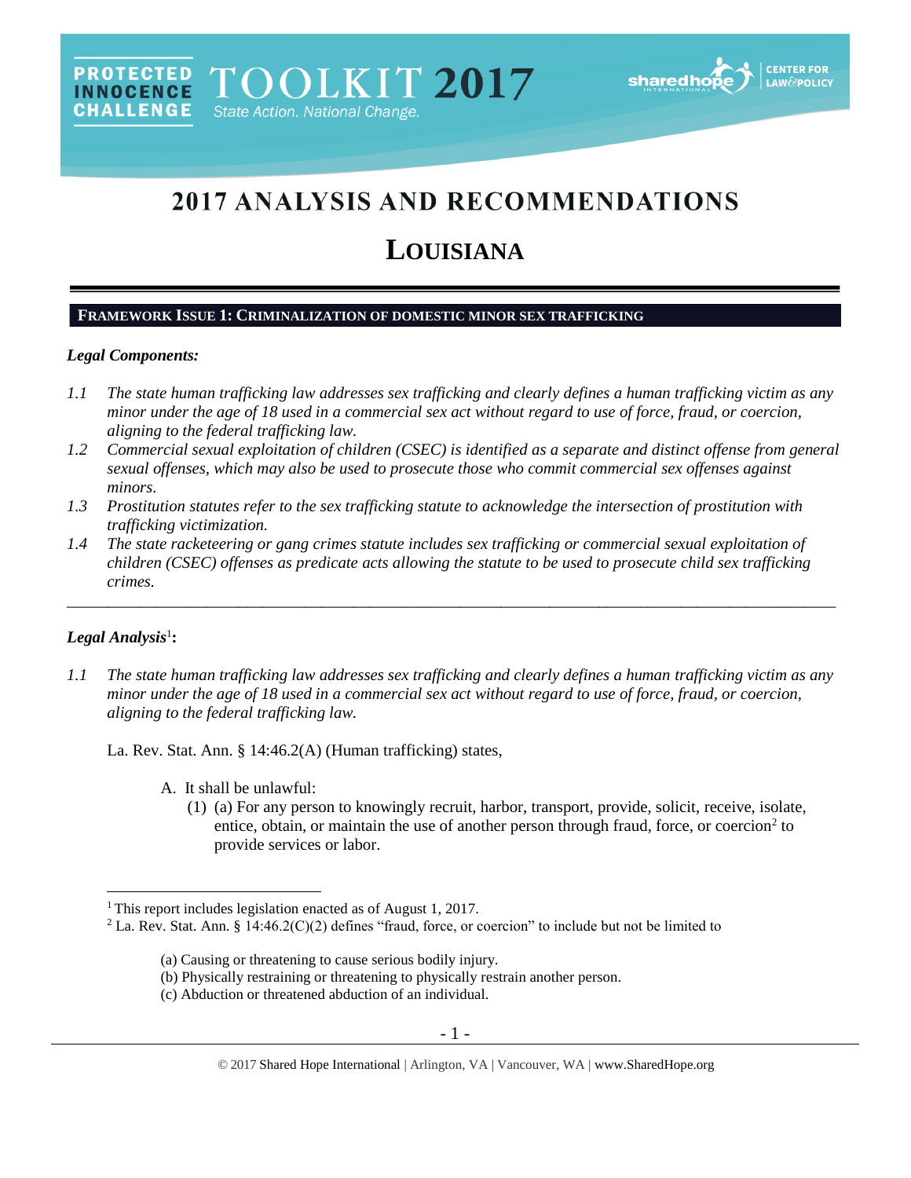PROTECTED INNOCENCE CHALLENGE TOOLKIT 2017 State Action. National Change.

# 2017 ANALYSIS AND RECOMMENDATIONS

# LOUISIANA

## FRAMEWORK ISSUE 1: CRIMINALIZATION OF DOMESTIC MINOR SEX TRAFFICKING

### *Legal Components:*

*1.1 The state human trafficking law addresses sex trafficking and clearly defines a human trafficking victim as any minor under the age of 18 used in a commercial sex act without regard to use of force, fraud, or coercion, aligning to the federal trafficking law.*

*1.2 Commercial sexual exploitation of children (CSEC) is identified as a separate and distinct offense from general sexual offenses, which may also be used to prosecute those who commit commercial sex offenses against minors.*

*1.3 Prostitution statutes refer to the sex trafficking statute to acknowledge the intersection of prostitution with trafficking victimization.*

*1.4 The state racketeering or gang crimes statute includes sex trafficking or commercial sexual exploitation of children (CSEC) offenses as predicate acts allowing the statute to be used to prosecute child sex trafficking crimes.*

---

### *Legal Analysis*[1]*:*

*1.1 The state human trafficking law addresses sex trafficking and clearly defines a human trafficking victim as any minor under the age of 18 used in a commercial sex act without regard to use of force, fraud, or coercion, aligning to the federal trafficking law.*

La. Rev. Stat. Ann. § 14:46.2(A) (Human trafficking) states,

A. It shall be unlawful:

(1) (a) For any person to knowingly recruit, harbor, transport, provide, solicit, receive, isolate, entice, obtain, or maintain the use of another person through fraud, force, or coercion[2] to provide services or labor.

---

[1] This report includes legislation enacted as of August 1, 2017.

[2] La. Rev. Stat. Ann. § 14:46.2(C)(2) defines "fraud, force, or coercion" to include but not be limited to

(a) Causing or threatening to cause serious bodily injury.
(b) Physically restraining or threatening to physically restrain another person.
(c) Abduction or threatened abduction of an individual.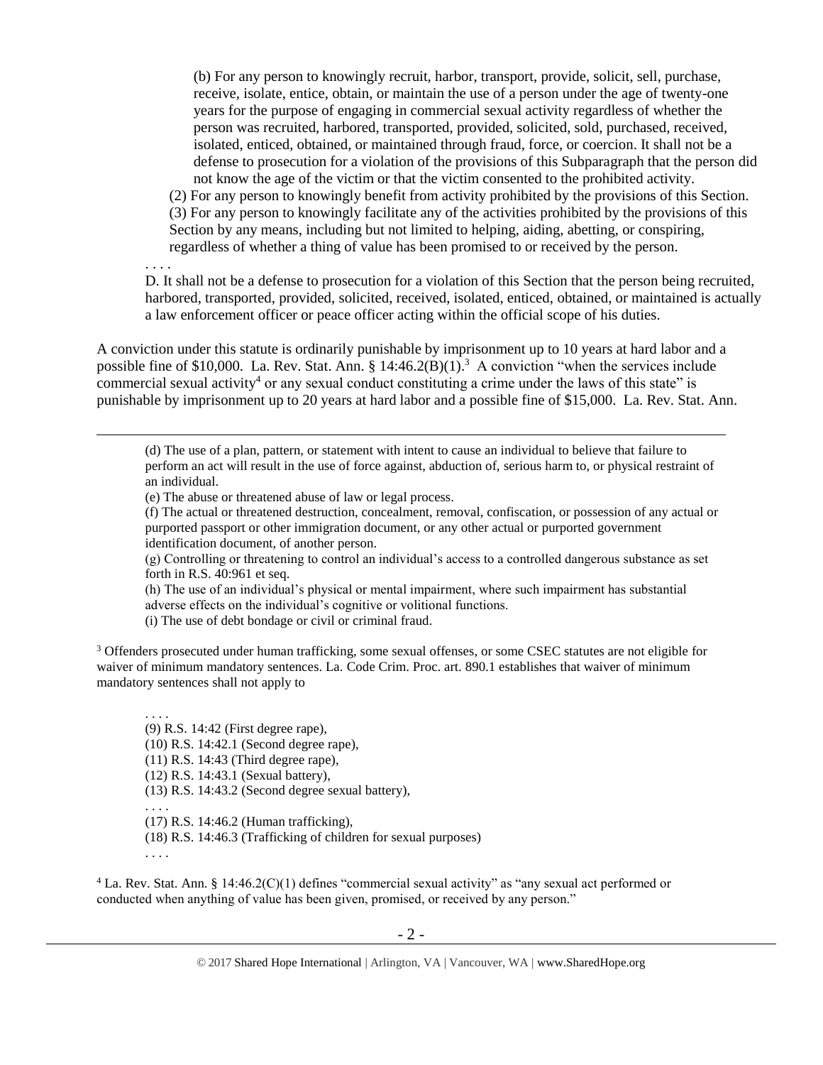> (b) For any person to knowingly recruit, harbor, transport, provide, solicit, sell, purchase, receive, isolate, entice, obtain, or maintain the use of a person under the age of twenty-one years for the purpose of engaging in commercial sexual activity regardless of whether the person was recruited, harbored, transported, provided, solicited, sold, purchased, received, isolated, enticed, obtained, or maintained through fraud, force, or coercion. It shall not be a defense to prosecution for a violation of the provisions of this Subparagraph that the person did not know the age of the victim or that the victim consented to the prohibited activity.
>
> (2) For any person to knowingly benefit from activity prohibited by the provisions of this Section.
>
> (3) For any person to knowingly facilitate any of the activities prohibited by the provisions of this Section by any means, including but not limited to helping, aiding, abetting, or conspiring, regardless of whether a thing of value has been promised to or received by the person.
>
> . . . .
>
> D. It shall not be a defense to prosecution for a violation of this Section that the person being recruited, harbored, transported, provided, solicited, received, isolated, enticed, obtained, or maintained is actually a law enforcement officer or peace officer acting within the official scope of his duties.

A conviction under this statute is ordinarily punishable by imprisonment up to 10 years at hard labor and a possible fine of $10,000. La. Rev. Stat. Ann. § 14:46.2(B)(1).[3] A conviction "when the services include commercial sexual activity[4] or any sexual conduct constituting a crime under the laws of this state" is punishable by imprisonment up to 20 years at hard labor and a possible fine of $15,000. La. Rev. Stat. Ann.

---

> (d) The use of a plan, pattern, or statement with intent to cause an individual to believe that failure to perform an act will result in the use of force against, abduction of, serious harm to, or physical restraint of an individual.
>
> (e) The abuse or threatened abuse of law or legal process.
>
> (f) The actual or threatened destruction, concealment, removal, confiscation, or possession of any actual or purported passport or other immigration document, or any other actual or purported government identification document, of another person.
>
> (g) Controlling or threatening to control an individual's access to a controlled dangerous substance as set forth in R.S. 40:961 et seq.
>
> (h) The use of an individual's physical or mental impairment, where such impairment has substantial adverse effects on the individual's cognitive or volitional functions.
>
> (i) The use of debt bondage or civil or criminal fraud.

[3] Offenders prosecuted under human trafficking, some sexual offenses, or some CSEC statutes are not eligible for waiver of minimum mandatory sentences. La. Code Crim. Proc. art. 890.1 establishes that waiver of minimum mandatory sentences shall not apply to

> . . . .
>
> (9) R.S. 14:42 (First degree rape),
>
> (10) R.S. 14:42.1 (Second degree rape),
>
> (11) R.S. 14:43 (Third degree rape),
>
> (12) R.S. 14:43.1 (Sexual battery),
>
> (13) R.S. 14:43.2 (Second degree sexual battery),
>
> . . . .
>
> (17) R.S. 14:46.2 (Human trafficking),
>
> (18) R.S. 14:46.3 (Trafficking of children for sexual purposes)
>
> . . . .

[4] La. Rev. Stat. Ann. § 14:46.2(C)(1) defines "commercial sexual activity" as "any sexual act performed or conducted when anything of value has been given, promised, or received by any person."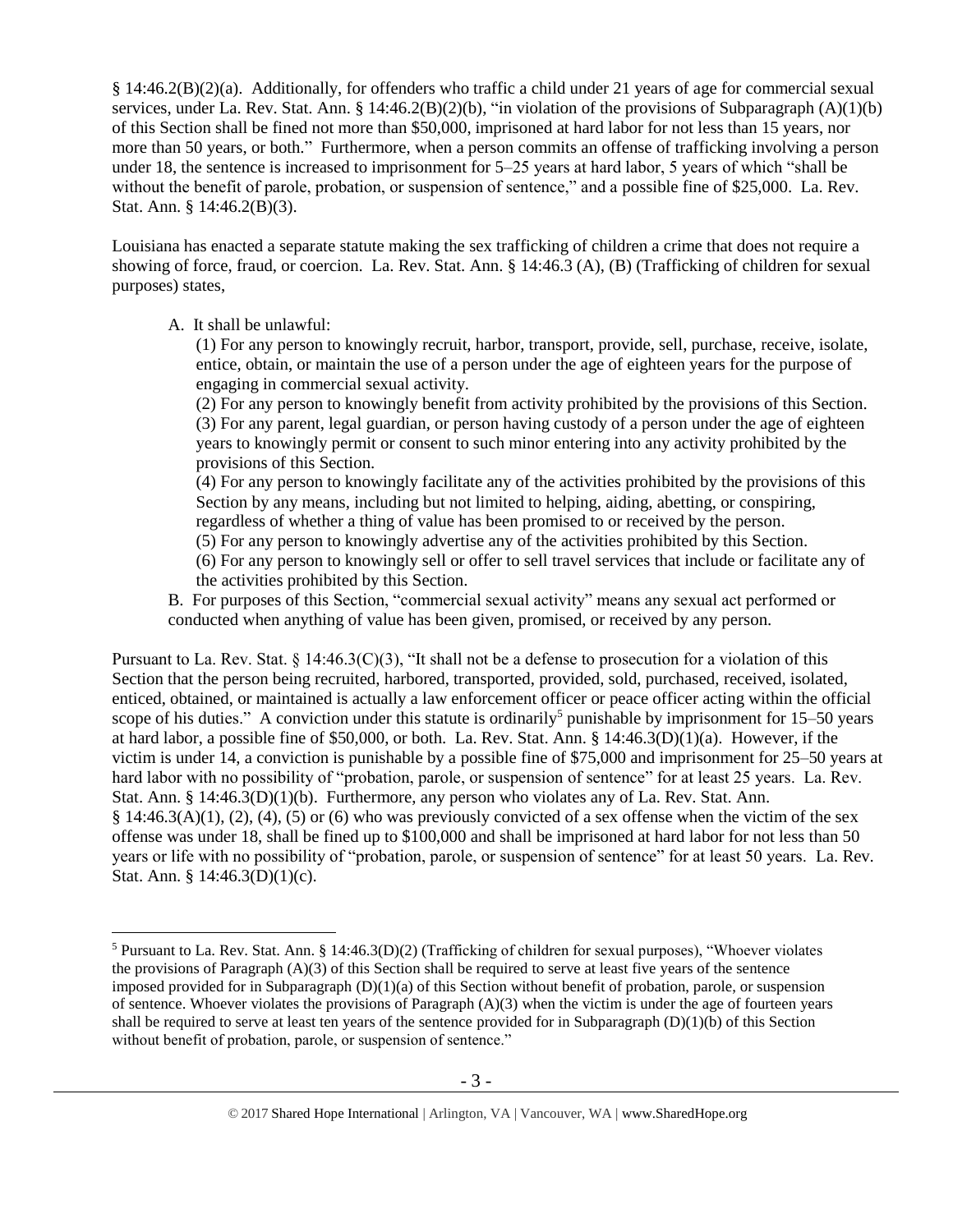§ 14:46.2(B)(2)(a). Additionally, for offenders who traffic a child under 21 years of age for commercial sexual services, under La. Rev. Stat. Ann. § 14:46.2(B)(2)(b), "in violation of the provisions of Subparagraph (A)(1)(b) of this Section shall be fined not more than $50,000, imprisoned at hard labor for not less than 15 years, nor more than 50 years, or both." Furthermore, when a person commits an offense of trafficking involving a person under 18, the sentence is increased to imprisonment for 5–25 years at hard labor, 5 years of which "shall be without the benefit of parole, probation, or suspension of sentence," and a possible fine of $25,000. La. Rev. Stat. Ann. § 14:46.2(B)(3).

Louisiana has enacted a separate statute making the sex trafficking of children a crime that does not require a showing of force, fraud, or coercion. La. Rev. Stat. Ann. § 14:46.3 (A), (B) (Trafficking of children for sexual purposes) states,

> A. It shall be unlawful:
>
> (1) For any person to knowingly recruit, harbor, transport, provide, sell, purchase, receive, isolate, entice, obtain, or maintain the use of a person under the age of eighteen years for the purpose of engaging in commercial sexual activity.
>
> (2) For any person to knowingly benefit from activity prohibited by the provisions of this Section.
>
> (3) For any parent, legal guardian, or person having custody of a person under the age of eighteen years to knowingly permit or consent to such minor entering into any activity prohibited by the provisions of this Section.
>
> (4) For any person to knowingly facilitate any of the activities prohibited by the provisions of this Section by any means, including but not limited to helping, aiding, abetting, or conspiring, regardless of whether a thing of value has been promised to or received by the person.
>
> (5) For any person to knowingly advertise any of the activities prohibited by this Section.
>
> (6) For any person to knowingly sell or offer to sell travel services that include or facilitate any of the activities prohibited by this Section.
>
> B. For purposes of this Section, "commercial sexual activity" means any sexual act performed or conducted when anything of value has been given, promised, or received by any person.

Pursuant to La. Rev. Stat. § 14:46.3(C)(3), "It shall not be a defense to prosecution for a violation of this Section that the person being recruited, harbored, transported, provided, sold, purchased, received, isolated, enticed, obtained, or maintained is actually a law enforcement officer or peace officer acting within the official scope of his duties." A conviction under this statute is ordinarily[5] punishable by imprisonment for 15–50 years at hard labor, a possible fine of $50,000, or both. La. Rev. Stat. Ann. § 14:46.3(D)(1)(a). However, if the victim is under 14, a conviction is punishable by a possible fine of $75,000 and imprisonment for 25–50 years at hard labor with no possibility of "probation, parole, or suspension of sentence" for at least 25 years. La. Rev. Stat. Ann. § 14:46.3(D)(1)(b). Furthermore, any person who violates any of La. Rev. Stat. Ann. § 14:46.3(A)(1), (2), (4), (5) or (6) who was previously convicted of a sex offense when the victim of the sex offense was under 18, shall be fined up to $100,000 and shall be imprisoned at hard labor for not less than 50 years or life with no possibility of "probation, parole, or suspension of sentence" for at least 50 years. La. Rev. Stat. Ann. § 14:46.3(D)(1)(c).

---

[5] Pursuant to La. Rev. Stat. Ann. § 14:46.3(D)(2) (Trafficking of children for sexual purposes), "Whoever violates the provisions of Paragraph (A)(3) of this Section shall be required to serve at least five years of the sentence imposed provided for in Subparagraph (D)(1)(a) of this Section without benefit of probation, parole, or suspension of sentence. Whoever violates the provisions of Paragraph (A)(3) when the victim is under the age of fourteen years shall be required to serve at least ten years of the sentence provided for in Subparagraph (D)(1)(b) of this Section without benefit of probation, parole, or suspension of sentence."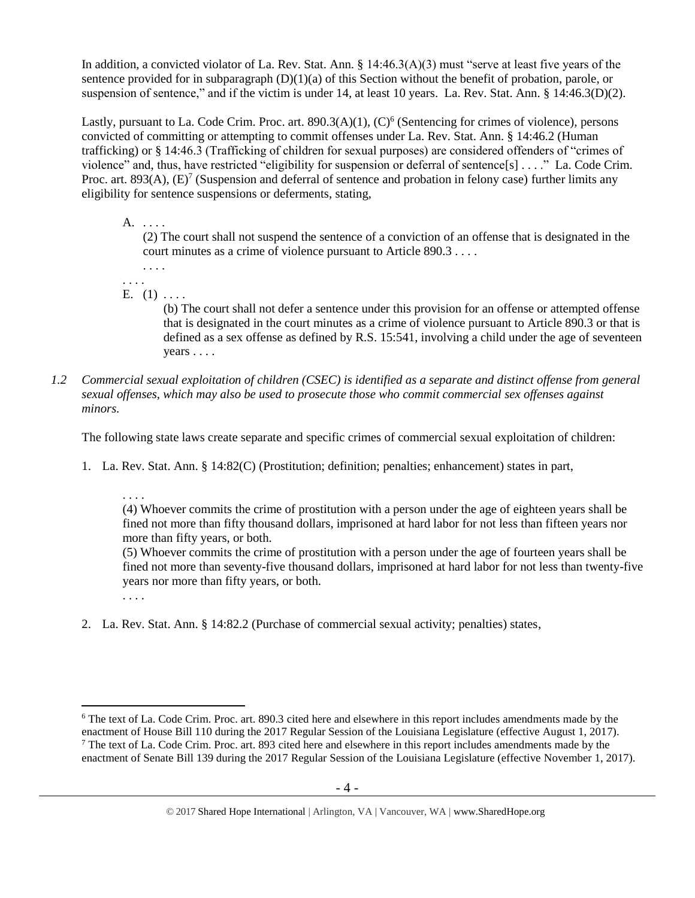In addition, a convicted violator of La. Rev. Stat. Ann. § 14:46.3(A)(3) must "serve at least five years of the sentence provided for in subparagraph (D)(1)(a) of this Section without the benefit of probation, parole, or suspension of sentence," and if the victim is under 14, at least 10 years. La. Rev. Stat. Ann. § 14:46.3(D)(2).

Lastly, pursuant to La. Code Crim. Proc. art. 890.3(A)(1), (C)[6] (Sentencing for crimes of violence), persons convicted of committing or attempting to commit offenses under La. Rev. Stat. Ann. § 14:46.2 (Human trafficking) or § 14:46.3 (Trafficking of children for sexual purposes) are considered offenders of "crimes of violence" and, thus, have restricted "eligibility for suspension or deferral of sentence[s] . . . ." La. Code Crim. Proc. art. 893(A), (E)[7] (Suspension and deferral of sentence and probation in felony case) further limits any eligibility for sentence suspensions or deferments, stating,

> A. . . . .
> (2) The court shall not suspend the sentence of a conviction of an offense that is designated in the court minutes as a crime of violence pursuant to Article 890.3 . . . .
> . . . .
>
> . . . .
>
> E. (1) . . . .
> (b) The court shall not defer a sentence under this provision for an offense or attempted offense that is designated in the court minutes as a crime of violence pursuant to Article 890.3 or that is defined as a sex offense as defined by R.S. 15:541, involving a child under the age of seventeen years . . . .

*1.2 Commercial sexual exploitation of children (CSEC) is identified as a separate and distinct offense from general sexual offenses, which may also be used to prosecute those who commit commercial sex offenses against minors.*

The following state laws create separate and specific crimes of commercial sexual exploitation of children:

1. La. Rev. Stat. Ann. § 14:82(C) (Prostitution; definition; penalties; enhancement) states in part,

> . . . .
> (4) Whoever commits the crime of prostitution with a person under the age of eighteen years shall be fined not more than fifty thousand dollars, imprisoned at hard labor for not less than fifteen years nor more than fifty years, or both.
> (5) Whoever commits the crime of prostitution with a person under the age of fourteen years shall be fined not more than seventy-five thousand dollars, imprisoned at hard labor for not less than twenty-five years nor more than fifty years, or both.
> . . . .

2. La. Rev. Stat. Ann. § 14:82.2 (Purchase of commercial sexual activity; penalties) states,

---

[6] The text of La. Code Crim. Proc. art. 890.3 cited here and elsewhere in this report includes amendments made by the enactment of House Bill 110 during the 2017 Regular Session of the Louisiana Legislature (effective August 1, 2017).

[7] The text of La. Code Crim. Proc. art. 893 cited here and elsewhere in this report includes amendments made by the enactment of Senate Bill 139 during the 2017 Regular Session of the Louisiana Legislature (effective November 1, 2017).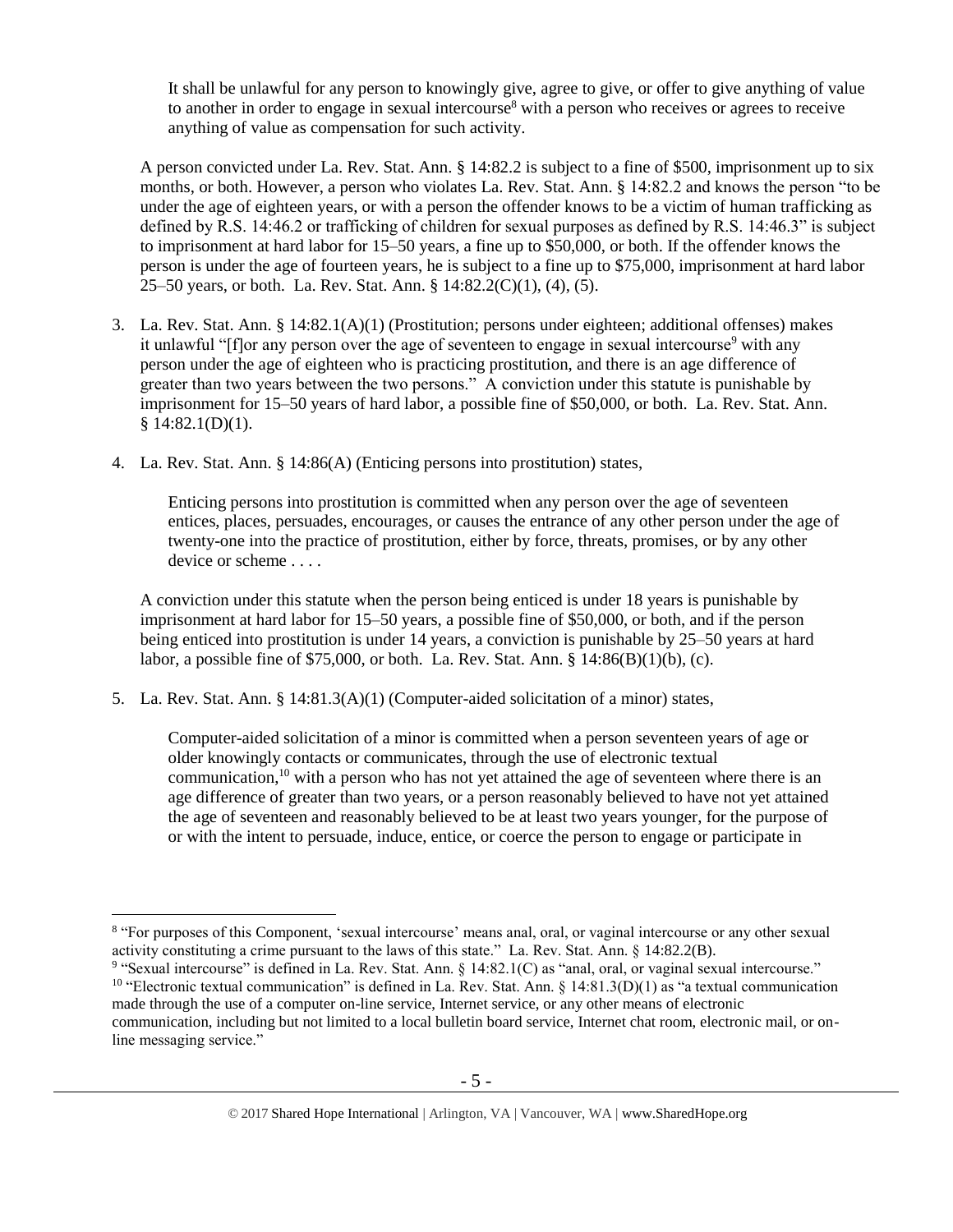> It shall be unlawful for any person to knowingly give, agree to give, or offer to give anything of value to another in order to engage in sexual intercourse[8] with a person who receives or agrees to receive anything of value as compensation for such activity.

A person convicted under La. Rev. Stat. Ann. § 14:82.2 is subject to a fine of $500, imprisonment up to six months, or both. However, a person who violates La. Rev. Stat. Ann. § 14:82.2 and knows the person "to be under the age of eighteen years, or with a person the offender knows to be a victim of human trafficking as defined by R.S. 14:46.2 or trafficking of children for sexual purposes as defined by R.S. 14:46.3" is subject to imprisonment at hard labor for 15–50 years, a fine up to $50,000, or both. If the offender knows the person is under the age of fourteen years, he is subject to a fine up to $75,000, imprisonment at hard labor 25–50 years, or both. La. Rev. Stat. Ann. § 14:82.2(C)(1), (4), (5).

3. La. Rev. Stat. Ann. § 14:82.1(A)(1) (Prostitution; persons under eighteen; additional offenses) makes it unlawful "[f]or any person over the age of seventeen to engage in sexual intercourse[9] with any person under the age of eighteen who is practicing prostitution, and there is an age difference of greater than two years between the two persons." A conviction under this statute is punishable by imprisonment for 15–50 years of hard labor, a possible fine of $50,000, or both. La. Rev. Stat. Ann. § 14:82.1(D)(1).

4. La. Rev. Stat. Ann. § 14:86(A) (Enticing persons into prostitution) states,

> Enticing persons into prostitution is committed when any person over the age of seventeen entices, places, persuades, encourages, or causes the entrance of any other person under the age of twenty-one into the practice of prostitution, either by force, threats, promises, or by any other device or scheme . . . .

A conviction under this statute when the person being enticed is under 18 years is punishable by imprisonment at hard labor for 15–50 years, a possible fine of $50,000, or both, and if the person being enticed into prostitution is under 14 years, a conviction is punishable by 25–50 years at hard labor, a possible fine of $75,000, or both. La. Rev. Stat. Ann. § 14:86(B)(1)(b), (c).

5. La. Rev. Stat. Ann. § 14:81.3(A)(1) (Computer-aided solicitation of a minor) states,

> Computer-aided solicitation of a minor is committed when a person seventeen years of age or older knowingly contacts or communicates, through the use of electronic textual communication,[10] with a person who has not yet attained the age of seventeen where there is an age difference of greater than two years, or a person reasonably believed to have not yet attained the age of seventeen and reasonably believed to be at least two years younger, for the purpose of or with the intent to persuade, induce, entice, or coerce the person to engage or participate in

---

[8] "For purposes of this Component, 'sexual intercourse' means anal, oral, or vaginal intercourse or any other sexual activity constituting a crime pursuant to the laws of this state." La. Rev. Stat. Ann. § 14:82.2(B).

[9] "Sexual intercourse" is defined in La. Rev. Stat. Ann. § 14:82.1(C) as "anal, oral, or vaginal sexual intercourse."

[10] "Electronic textual communication" is defined in La. Rev. Stat. Ann. § 14:81.3(D)(1) as "a textual communication made through the use of a computer on-line service, Internet service, or any other means of electronic communication, including but not limited to a local bulletin board service, Internet chat room, electronic mail, or on-line messaging service."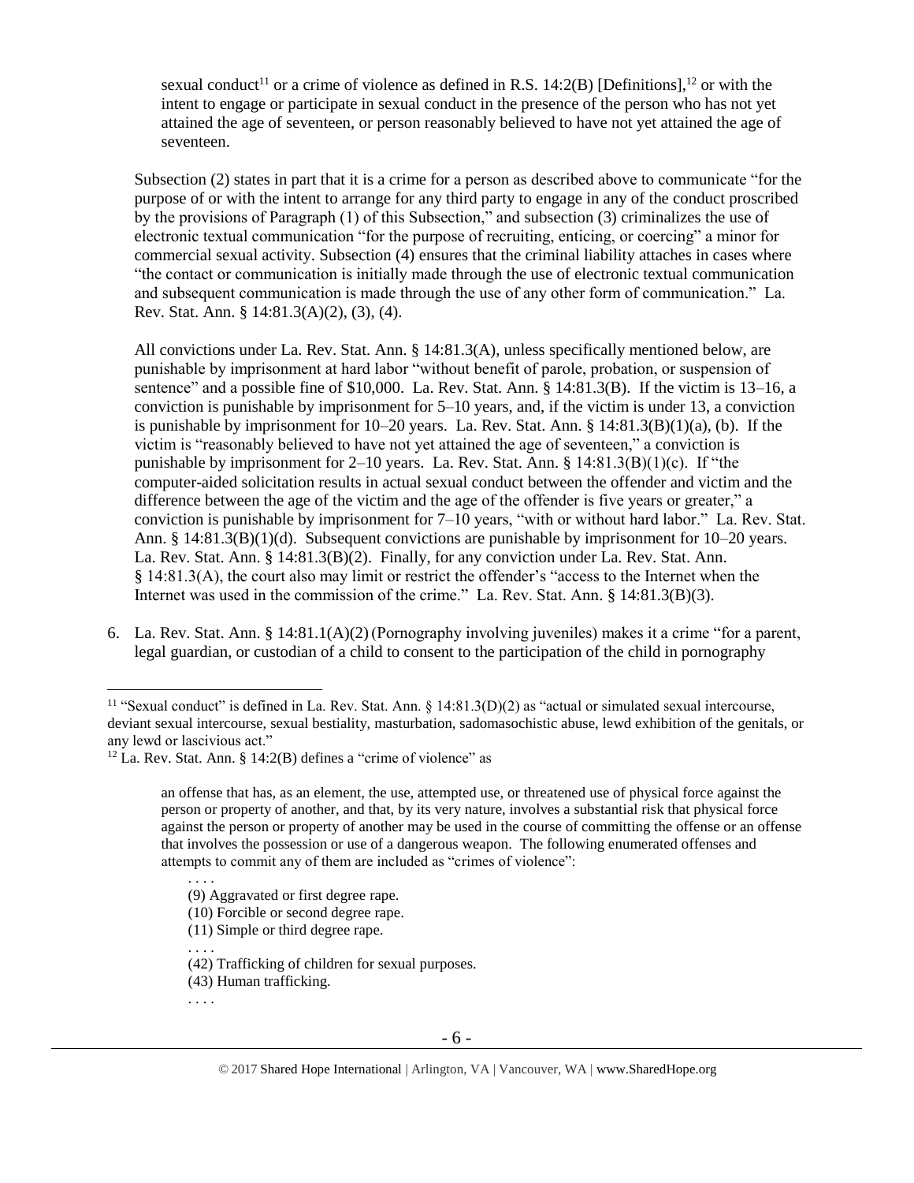sexual conduct[11] or a crime of violence as defined in R.S. 14:2(B) [Definitions],[12] or with the intent to engage or participate in sexual conduct in the presence of the person who has not yet attained the age of seventeen, or person reasonably believed to have not yet attained the age of seventeen.

Subsection (2) states in part that it is a crime for a person as described above to communicate "for the purpose of or with the intent to arrange for any third party to engage in any of the conduct proscribed by the provisions of Paragraph (1) of this Subsection," and subsection (3) criminalizes the use of electronic textual communication "for the purpose of recruiting, enticing, or coercing" a minor for commercial sexual activity. Subsection (4) ensures that the criminal liability attaches in cases where "the contact or communication is initially made through the use of electronic textual communication and subsequent communication is made through the use of any other form of communication." La. Rev. Stat. Ann. § 14:81.3(A)(2), (3), (4).

All convictions under La. Rev. Stat. Ann. § 14:81.3(A), unless specifically mentioned below, are punishable by imprisonment at hard labor "without benefit of parole, probation, or suspension of sentence" and a possible fine of $10,000. La. Rev. Stat. Ann. § 14:81.3(B). If the victim is 13–16, a conviction is punishable by imprisonment for 5–10 years, and, if the victim is under 13, a conviction is punishable by imprisonment for 10–20 years. La. Rev. Stat. Ann. § 14:81.3(B)(1)(a), (b). If the victim is "reasonably believed to have not yet attained the age of seventeen," a conviction is punishable by imprisonment for 2–10 years. La. Rev. Stat. Ann. § 14:81.3(B)(1)(c). If "the computer-aided solicitation results in actual sexual conduct between the offender and victim and the difference between the age of the victim and the age of the offender is five years or greater," a conviction is punishable by imprisonment for 7–10 years, "with or without hard labor." La. Rev. Stat. Ann. § 14:81.3(B)(1)(d). Subsequent convictions are punishable by imprisonment for 10–20 years. La. Rev. Stat. Ann. § 14:81.3(B)(2). Finally, for any conviction under La. Rev. Stat. Ann. § 14:81.3(A), the court also may limit or restrict the offender's "access to the Internet when the Internet was used in the commission of the crime." La. Rev. Stat. Ann. § 14:81.3(B)(3).

6. La. Rev. Stat. Ann. § 14:81.1(A)(2) (Pornography involving juveniles) makes it a crime "for a parent, legal guardian, or custodian of a child to consent to the participation of the child in pornography

---

[11] "Sexual conduct" is defined in La. Rev. Stat. Ann. § 14:81.3(D)(2) as "actual or simulated sexual intercourse, deviant sexual intercourse, sexual bestiality, masturbation, sadomasochistic abuse, lewd exhibition of the genitals, or any lewd or lascivious act."

[12] La. Rev. Stat. Ann. § 14:2(B) defines a "crime of violence" as

> an offense that has, as an element, the use, attempted use, or threatened use of physical force against the person or property of another, and that, by its very nature, involves a substantial risk that physical force against the person or property of another may be used in the course of committing the offense or an offense that involves the possession or use of a dangerous weapon. The following enumerated offenses and attempts to commit any of them are included as "crimes of violence":
>
> . . . .
> (9) Aggravated or first degree rape.
> (10) Forcible or second degree rape.
> (11) Simple or third degree rape.
> . . . .
> (42) Trafficking of children for sexual purposes.
> (43) Human trafficking.
> . . . .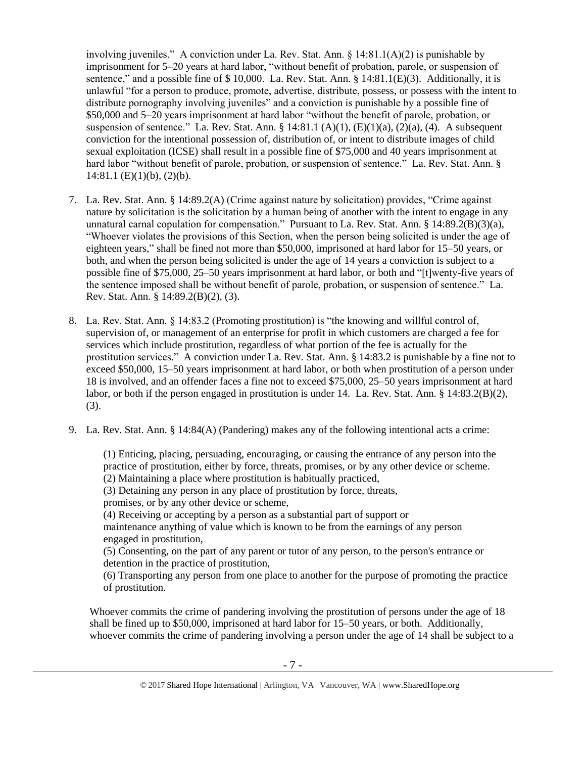involving juveniles." A conviction under La. Rev. Stat. Ann. § 14:81.1(A)(2) is punishable by imprisonment for 5–20 years at hard labor, "without benefit of probation, parole, or suspension of sentence," and a possible fine of $ 10,000. La. Rev. Stat. Ann. § 14:81.1(E)(3). Additionally, it is unlawful "for a person to produce, promote, advertise, distribute, possess, or possess with the intent to distribute pornography involving juveniles" and a conviction is punishable by a possible fine of $50,000 and 5–20 years imprisonment at hard labor "without the benefit of parole, probation, or suspension of sentence." La. Rev. Stat. Ann. § 14:81.1 (A)(1), (E)(1)(a), (2)(a), (4). A subsequent conviction for the intentional possession of, distribution of, or intent to distribute images of child sexual exploitation (ICSE) shall result in a possible fine of $75,000 and 40 years imprisonment at hard labor "without benefit of parole, probation, or suspension of sentence." La. Rev. Stat. Ann. § 14:81.1 (E)(1)(b), (2)(b).

7. La. Rev. Stat. Ann. § 14:89.2(A) (Crime against nature by solicitation) provides, "Crime against nature by solicitation is the solicitation by a human being of another with the intent to engage in any unnatural carnal copulation for compensation." Pursuant to La. Rev. Stat. Ann. § 14:89.2(B)(3)(a), "Whoever violates the provisions of this Section, when the person being solicited is under the age of eighteen years," shall be fined not more than $50,000, imprisoned at hard labor for 15–50 years, or both, and when the person being solicited is under the age of 14 years a conviction is subject to a possible fine of $75,000, 25–50 years imprisonment at hard labor, or both and "[t]wenty-five years of the sentence imposed shall be without benefit of parole, probation, or suspension of sentence." La. Rev. Stat. Ann. § 14:89.2(B)(2), (3).

8. La. Rev. Stat. Ann. § 14:83.2 (Promoting prostitution) is "the knowing and willful control of, supervision of, or management of an enterprise for profit in which customers are charged a fee for services which include prostitution, regardless of what portion of the fee is actually for the prostitution services." A conviction under La. Rev. Stat. Ann. § 14:83.2 is punishable by a fine not to exceed $50,000, 15–50 years imprisonment at hard labor, or both when prostitution of a person under 18 is involved, and an offender faces a fine not to exceed $75,000, 25–50 years imprisonment at hard labor, or both if the person engaged in prostitution is under 14. La. Rev. Stat. Ann. § 14:83.2(B)(2), (3).

9. La. Rev. Stat. Ann. § 14:84(A) (Pandering) makes any of the following intentional acts a crime:

   (1) Enticing, placing, persuading, encouraging, or causing the entrance of any person into the practice of prostitution, either by force, threats, promises, or by any other device or scheme.
   (2) Maintaining a place where prostitution is habitually practiced,
   (3) Detaining any person in any place of prostitution by force, threats, promises, or by any other device or scheme,
   (4) Receiving or accepting by a person as a substantial part of support or maintenance anything of value which is known to be from the earnings of any person engaged in prostitution,
   (5) Consenting, on the part of any parent or tutor of any person, to the person's entrance or detention in the practice of prostitution,
   (6) Transporting any person from one place to another for the purpose of promoting the practice of prostitution.

   Whoever commits the crime of pandering involving the prostitution of persons under the age of 18 shall be fined up to $50,000, imprisoned at hard labor for 15–50 years, or both. Additionally, whoever commits the crime of pandering involving a person under the age of 14 shall be subject to a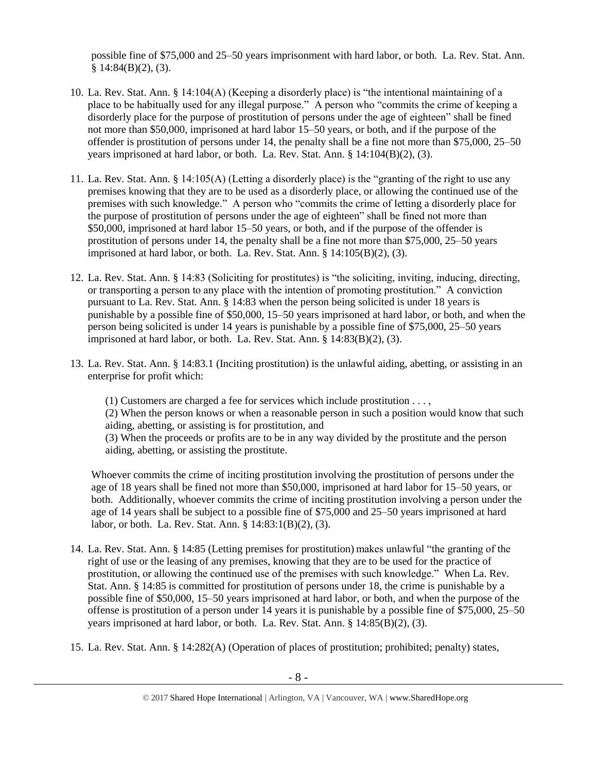possible fine of $75,000 and 25–50 years imprisonment with hard labor, or both. La. Rev. Stat. Ann. § 14:84(B)(2), (3).

10. La. Rev. Stat. Ann. § 14:104(A) (Keeping a disorderly place) is "the intentional maintaining of a place to be habitually used for any illegal purpose." A person who "commits the crime of keeping a disorderly place for the purpose of prostitution of persons under the age of eighteen" shall be fined not more than $50,000, imprisoned at hard labor 15–50 years, or both, and if the purpose of the offender is prostitution of persons under 14, the penalty shall be a fine not more than $75,000, 25–50 years imprisoned at hard labor, or both. La. Rev. Stat. Ann. § 14:104(B)(2), (3).

11. La. Rev. Stat. Ann. § 14:105(A) (Letting a disorderly place) is the "granting of the right to use any premises knowing that they are to be used as a disorderly place, or allowing the continued use of the premises with such knowledge." A person who "commits the crime of letting a disorderly place for the purpose of prostitution of persons under the age of eighteen" shall be fined not more than $50,000, imprisoned at hard labor 15–50 years, or both, and if the purpose of the offender is prostitution of persons under 14, the penalty shall be a fine not more than $75,000, 25–50 years imprisoned at hard labor, or both. La. Rev. Stat. Ann. § 14:105(B)(2), (3).

12. La. Rev. Stat. Ann. § 14:83 (Soliciting for prostitutes) is "the soliciting, inviting, inducing, directing, or transporting a person to any place with the intention of promoting prostitution." A conviction pursuant to La. Rev. Stat. Ann. § 14:83 when the person being solicited is under 18 years is punishable by a possible fine of $50,000, 15–50 years imprisoned at hard labor, or both, and when the person being solicited is under 14 years is punishable by a possible fine of $75,000, 25–50 years imprisoned at hard labor, or both. La. Rev. Stat. Ann. § 14:83(B)(2), (3).

13. La. Rev. Stat. Ann. § 14:83.1 (Inciting prostitution) is the unlawful aiding, abetting, or assisting in an enterprise for profit which:

    (1) Customers are charged a fee for services which include prostitution . . . ,
    (2) When the person knows or when a reasonable person in such a position would know that such aiding, abetting, or assisting is for prostitution, and
    (3) When the proceeds or profits are to be in any way divided by the prostitute and the person aiding, abetting, or assisting the prostitute.

    Whoever commits the crime of inciting prostitution involving the prostitution of persons under the age of 18 years shall be fined not more than $50,000, imprisoned at hard labor for 15–50 years, or both. Additionally, whoever commits the crime of inciting prostitution involving a person under the age of 14 years shall be subject to a possible fine of $75,000 and 25–50 years imprisoned at hard labor, or both. La. Rev. Stat. Ann. § 14:83:1(B)(2), (3).

14. La. Rev. Stat. Ann. § 14:85 (Letting premises for prostitution) makes unlawful "the granting of the right of use or the leasing of any premises, knowing that they are to be used for the practice of prostitution, or allowing the continued use of the premises with such knowledge." When La. Rev. Stat. Ann. § 14:85 is committed for prostitution of persons under 18, the crime is punishable by a possible fine of $50,000, 15–50 years imprisoned at hard labor, or both, and when the purpose of the offense is prostitution of a person under 14 years it is punishable by a possible fine of $75,000, 25–50 years imprisoned at hard labor, or both. La. Rev. Stat. Ann. § 14:85(B)(2), (3).

15. La. Rev. Stat. Ann. § 14:282(A) (Operation of places of prostitution; prohibited; penalty) states,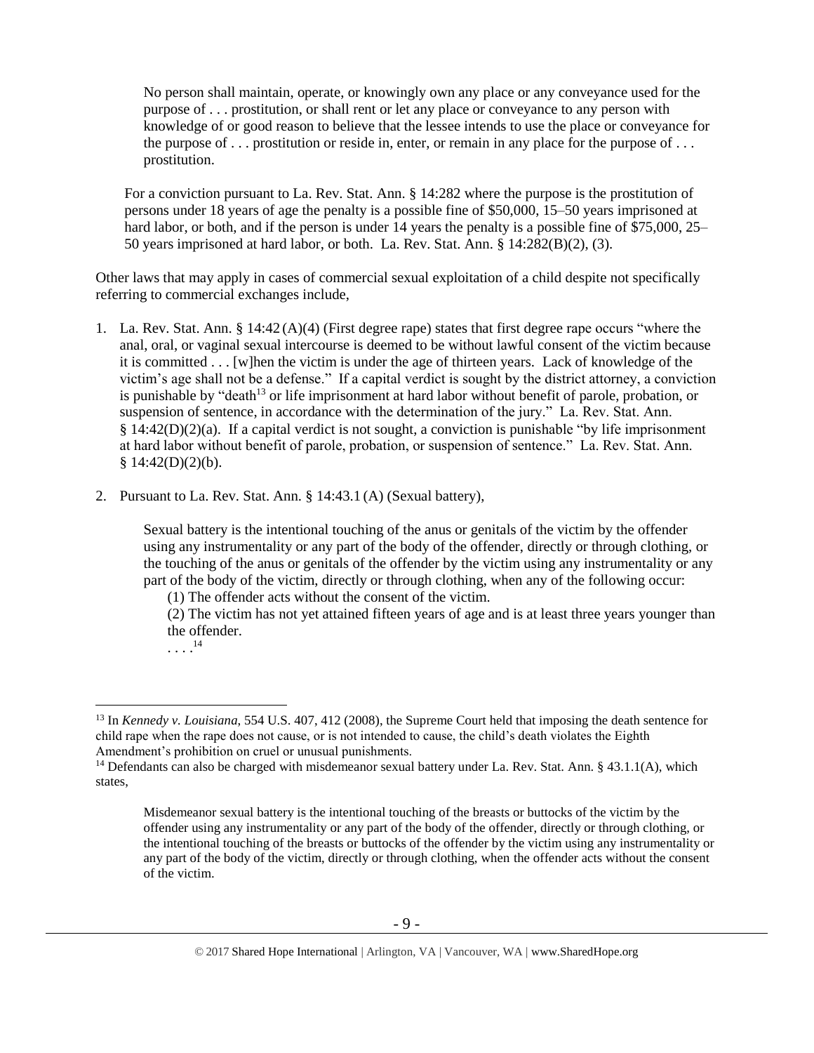> No person shall maintain, operate, or knowingly own any place or any conveyance used for the purpose of . . . prostitution, or shall rent or let any place or conveyance to any person with knowledge of or good reason to believe that the lessee intends to use the place or conveyance for the purpose of . . . prostitution or reside in, enter, or remain in any place for the purpose of . . . prostitution.

For a conviction pursuant to La. Rev. Stat. Ann. § 14:282 where the purpose is the prostitution of persons under 18 years of age the penalty is a possible fine of $50,000, 15–50 years imprisoned at hard labor, or both, and if the person is under 14 years the penalty is a possible fine of $75,000, 25–50 years imprisoned at hard labor, or both. La. Rev. Stat. Ann. § 14:282(B)(2), (3).

Other laws that may apply in cases of commercial sexual exploitation of a child despite not specifically referring to commercial exchanges include,

1. La. Rev. Stat. Ann. § 14:42 (A)(4) (First degree rape) states that first degree rape occurs "where the anal, oral, or vaginal sexual intercourse is deemed to be without lawful consent of the victim because it is committed . . . [w]hen the victim is under the age of thirteen years. Lack of knowledge of the victim's age shall not be a defense." If a capital verdict is sought by the district attorney, a conviction is punishable by "death[13] or life imprisonment at hard labor without benefit of parole, probation, or suspension of sentence, in accordance with the determination of the jury." La. Rev. Stat. Ann. § 14:42(D)(2)(a). If a capital verdict is not sought, a conviction is punishable "by life imprisonment at hard labor without benefit of parole, probation, or suspension of sentence." La. Rev. Stat. Ann. § 14:42(D)(2)(b).

2. Pursuant to La. Rev. Stat. Ann. § 14:43.1 (A) (Sexual battery),

   > Sexual battery is the intentional touching of the anus or genitals of the victim by the offender using any instrumentality or any part of the body of the offender, directly or through clothing, or the touching of the anus or genitals of the offender by the victim using any instrumentality or any part of the body of the victim, directly or through clothing, when any of the following occur:
   >
   > (1) The offender acts without the consent of the victim.
   >
   > (2) The victim has not yet attained fifteen years of age and is at least three years younger than the offender.
   >
   > . . . .[14]

---

[13] In *Kennedy v. Louisiana*, 554 U.S. 407, 412 (2008), the Supreme Court held that imposing the death sentence for child rape when the rape does not cause, or is not intended to cause, the child's death violates the Eighth Amendment's prohibition on cruel or unusual punishments.

[14] Defendants can also be charged with misdemeanor sexual battery under La. Rev. Stat. Ann. § 43.1.1(A), which states,

> Misdemeanor sexual battery is the intentional touching of the breasts or buttocks of the victim by the offender using any instrumentality or any part of the body of the offender, directly or through clothing, or the intentional touching of the breasts or buttocks of the offender by the victim using any instrumentality or any part of the body of the victim, directly or through clothing, when the offender acts without the consent of the victim.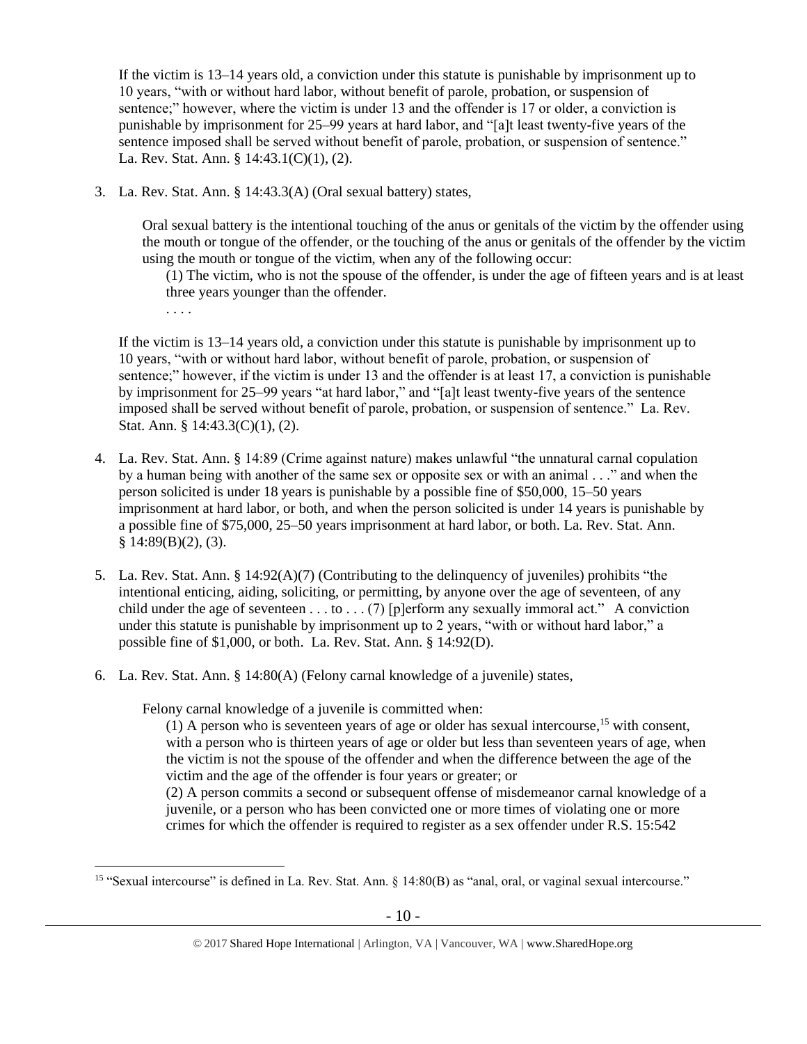If the victim is 13–14 years old, a conviction under this statute is punishable by imprisonment up to 10 years, "with or without hard labor, without benefit of parole, probation, or suspension of sentence;" however, where the victim is under 13 and the offender is 17 or older, a conviction is punishable by imprisonment for 25–99 years at hard labor, and "[a]t least twenty-five years of the sentence imposed shall be served without benefit of parole, probation, or suspension of sentence." La. Rev. Stat. Ann. § 14:43.1(C)(1), (2).

3. La. Rev. Stat. Ann. § 14:43.3(A) (Oral sexual battery) states,

   Oral sexual battery is the intentional touching of the anus or genitals of the victim by the offender using the mouth or tongue of the offender, or the touching of the anus or genitals of the offender by the victim using the mouth or tongue of the victim, when any of the following occur:

   (1) The victim, who is not the spouse of the offender, is under the age of fifteen years and is at least three years younger than the offender.

   . . . .

   If the victim is 13–14 years old, a conviction under this statute is punishable by imprisonment up to 10 years, "with or without hard labor, without benefit of parole, probation, or suspension of sentence;" however, if the victim is under 13 and the offender is at least 17, a conviction is punishable by imprisonment for 25–99 years "at hard labor," and "[a]t least twenty-five years of the sentence imposed shall be served without benefit of parole, probation, or suspension of sentence." La. Rev. Stat. Ann. § 14:43.3(C)(1), (2).

4. La. Rev. Stat. Ann. § 14:89 (Crime against nature) makes unlawful "the unnatural carnal copulation by a human being with another of the same sex or opposite sex or with an animal . . ." and when the person solicited is under 18 years is punishable by a possible fine of $50,000, 15–50 years imprisonment at hard labor, or both, and when the person solicited is under 14 years is punishable by a possible fine of $75,000, 25–50 years imprisonment at hard labor, or both. La. Rev. Stat. Ann. § 14:89(B)(2), (3).

5. La. Rev. Stat. Ann. § 14:92(A)(7) (Contributing to the delinquency of juveniles) prohibits "the intentional enticing, aiding, soliciting, or permitting, by anyone over the age of seventeen, of any child under the age of seventeen . . . to . . . (7) [p]erform any sexually immoral act." A conviction under this statute is punishable by imprisonment up to 2 years, "with or without hard labor," a possible fine of $1,000, or both. La. Rev. Stat. Ann. § 14:92(D).

6. La. Rev. Stat. Ann. § 14:80(A) (Felony carnal knowledge of a juvenile) states,

   Felony carnal knowledge of a juvenile is committed when:

   (1) A person who is seventeen years of age or older has sexual intercourse,[15] with consent, with a person who is thirteen years of age or older but less than seventeen years of age, when the victim is not the spouse of the offender and when the difference between the age of the victim and the age of the offender is four years or greater; or

   (2) A person commits a second or subsequent offense of misdemeanor carnal knowledge of a juvenile, or a person who has been convicted one or more times of violating one or more crimes for which the offender is required to register as a sex offender under R.S. 15:542

---

[15] "Sexual intercourse" is defined in La. Rev. Stat. Ann. § 14:80(B) as "anal, oral, or vaginal sexual intercourse."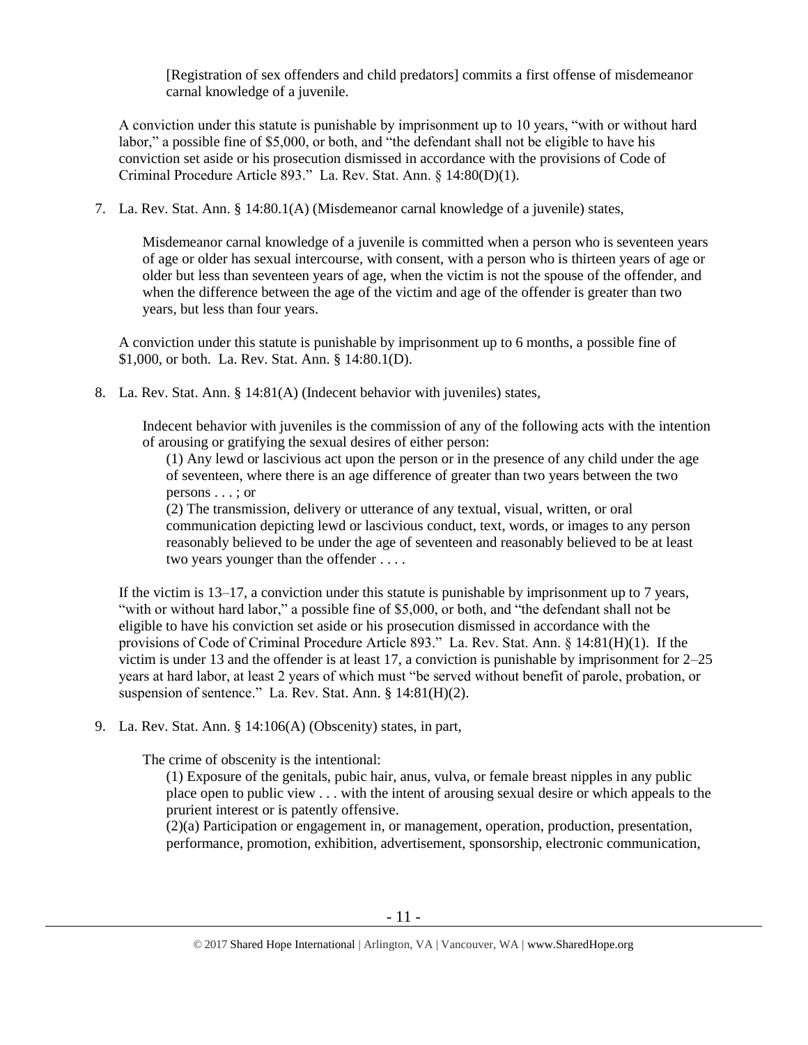[Registration of sex offenders and child predators] commits a first offense of misdemeanor carnal knowledge of a juvenile.

A conviction under this statute is punishable by imprisonment up to 10 years, "with or without hard labor," a possible fine of $5,000, or both, and "the defendant shall not be eligible to have his conviction set aside or his prosecution dismissed in accordance with the provisions of Code of Criminal Procedure Article 893." La. Rev. Stat. Ann. § 14:80(D)(1).

7. La. Rev. Stat. Ann. § 14:80.1(A) (Misdemeanor carnal knowledge of a juvenile) states,

   > Misdemeanor carnal knowledge of a juvenile is committed when a person who is seventeen years of age or older has sexual intercourse, with consent, with a person who is thirteen years of age or older but less than seventeen years of age, when the victim is not the spouse of the offender, and when the difference between the age of the victim and age of the offender is greater than two years, but less than four years.

   A conviction under this statute is punishable by imprisonment up to 6 months, a possible fine of $1,000, or both. La. Rev. Stat. Ann. § 14:80.1(D).

8. La. Rev. Stat. Ann. § 14:81(A) (Indecent behavior with juveniles) states,

   > Indecent behavior with juveniles is the commission of any of the following acts with the intention of arousing or gratifying the sexual desires of either person:
   > (1) Any lewd or lascivious act upon the person or in the presence of any child under the age of seventeen, where there is an age difference of greater than two years between the two persons . . . ; or
   > (2) The transmission, delivery or utterance of any textual, visual, written, or oral communication depicting lewd or lascivious conduct, text, words, or images to any person reasonably believed to be under the age of seventeen and reasonably believed to be at least two years younger than the offender . . . .

   If the victim is 13–17, a conviction under this statute is punishable by imprisonment up to 7 years, "with or without hard labor," a possible fine of $5,000, or both, and "the defendant shall not be eligible to have his conviction set aside or his prosecution dismissed in accordance with the provisions of Code of Criminal Procedure Article 893." La. Rev. Stat. Ann. § 14:81(H)(1). If the victim is under 13 and the offender is at least 17, a conviction is punishable by imprisonment for 2–25 years at hard labor, at least 2 years of which must "be served without benefit of parole, probation, or suspension of sentence." La. Rev. Stat. Ann. § 14:81(H)(2).

9. La. Rev. Stat. Ann. § 14:106(A) (Obscenity) states, in part,

   > The crime of obscenity is the intentional:
   > (1) Exposure of the genitals, pubic hair, anus, vulva, or female breast nipples in any public place open to public view . . . with the intent of arousing sexual desire or which appeals to the prurient interest or is patently offensive.
   > (2)(a) Participation or engagement in, or management, operation, production, presentation, performance, promotion, exhibition, advertisement, sponsorship, electronic communication,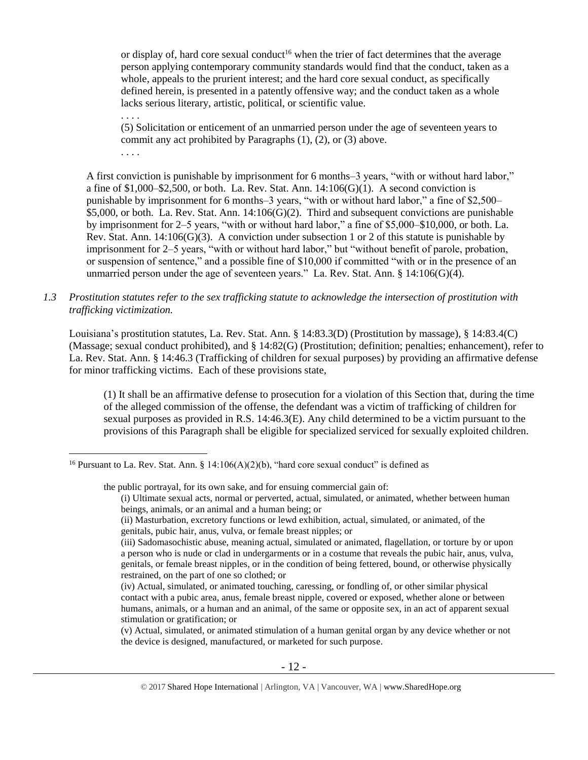> or display of, hard core sexual conduct[16] when the trier of fact determines that the average person applying contemporary community standards would find that the conduct, taken as a whole, appeals to the prurient interest; and the hard core sexual conduct, as specifically defined herein, is presented in a patently offensive way; and the conduct taken as a whole lacks serious literary, artistic, political, or scientific value.
>
> . . . .
>
> (5) Solicitation or enticement of an unmarried person under the age of seventeen years to commit any act prohibited by Paragraphs (1), (2), or (3) above.
>
> . . . .

A first conviction is punishable by imprisonment for 6 months–3 years, "with or without hard labor," a fine of $1,000–$2,500, or both. La. Rev. Stat. Ann. 14:106(G)(1). A second conviction is punishable by imprisonment for 6 months–3 years, "with or without hard labor," a fine of $2,500–$5,000, or both. La. Rev. Stat. Ann. 14:106(G)(2). Third and subsequent convictions are punishable by imprisonment for 2–5 years, "with or without hard labor," a fine of $5,000–$10,000, or both. La. Rev. Stat. Ann. 14:106(G)(3). A conviction under subsection 1 or 2 of this statute is punishable by imprisonment for 2–5 years, "with or without hard labor," but "without benefit of parole, probation, or suspension of sentence," and a possible fine of $10,000 if committed "with or in the presence of an unmarried person under the age of seventeen years." La. Rev. Stat. Ann. § 14:106(G)(4).

*1.3 Prostitution statutes refer to the sex trafficking statute to acknowledge the intersection of prostitution with trafficking victimization.*

Louisiana's prostitution statutes, La. Rev. Stat. Ann. § 14:83.3(D) (Prostitution by massage), § 14:83.4(C) (Massage; sexual conduct prohibited), and § 14:82(G) (Prostitution; definition; penalties; enhancement), refer to La. Rev. Stat. Ann. § 14:46.3 (Trafficking of children for sexual purposes) by providing an affirmative defense for minor trafficking victims. Each of these provisions state,

> (1) It shall be an affirmative defense to prosecution for a violation of this Section that, during the time of the alleged commission of the offense, the defendant was a victim of trafficking of children for sexual purposes as provided in R.S. 14:46.3(E). Any child determined to be a victim pursuant to the provisions of this Paragraph shall be eligible for specialized serviced for sexually exploited children.

---

[16] Pursuant to La. Rev. Stat. Ann. § 14:106(A)(2)(b), "hard core sexual conduct" is defined as

> the public portrayal, for its own sake, and for ensuing commercial gain of:
>
> (i) Ultimate sexual acts, normal or perverted, actual, simulated, or animated, whether between human beings, animals, or an animal and a human being; or
>
> (ii) Masturbation, excretory functions or lewd exhibition, actual, simulated, or animated, of the genitals, pubic hair, anus, vulva, or female breast nipples; or
>
> (iii) Sadomasochistic abuse, meaning actual, simulated or animated, flagellation, or torture by or upon a person who is nude or clad in undergarments or in a costume that reveals the pubic hair, anus, vulva, genitals, or female breast nipples, or in the condition of being fettered, bound, or otherwise physically restrained, on the part of one so clothed; or
>
> (iv) Actual, simulated, or animated touching, caressing, or fondling of, or other similar physical contact with a pubic area, anus, female breast nipple, covered or exposed, whether alone or between humans, animals, or a human and an animal, of the same or opposite sex, in an act of apparent sexual stimulation or gratification; or
>
> (v) Actual, simulated, or animated stimulation of a human genital organ by any device whether or not the device is designed, manufactured, or marketed for such purpose.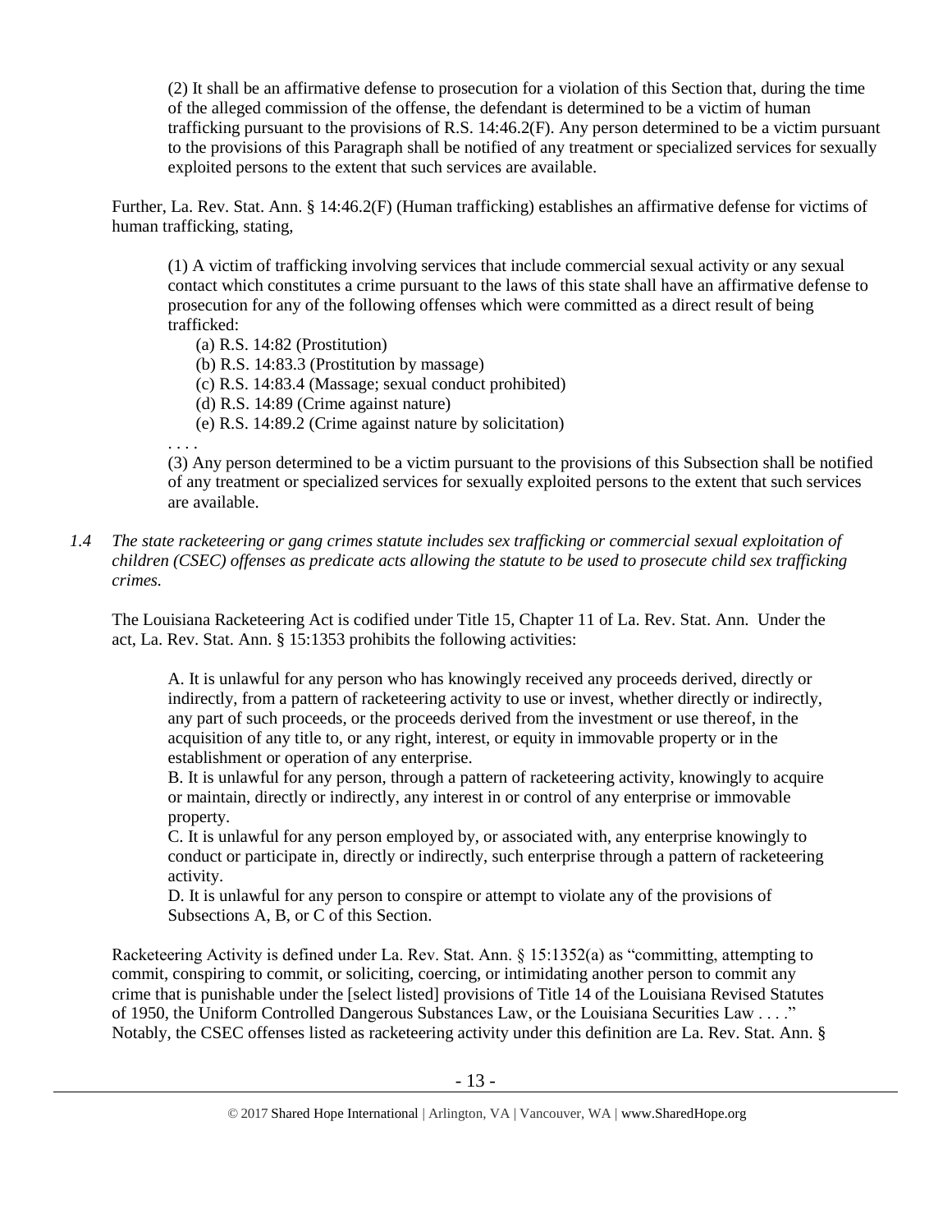> (2) It shall be an affirmative defense to prosecution for a violation of this Section that, during the time of the alleged commission of the offense, the defendant is determined to be a victim of human trafficking pursuant to the provisions of R.S. 14:46.2(F). Any person determined to be a victim pursuant to the provisions of this Paragraph shall be notified of any treatment or specialized services for sexually exploited persons to the extent that such services are available.

Further, La. Rev. Stat. Ann. § 14:46.2(F) (Human trafficking) establishes an affirmative defense for victims of human trafficking, stating,

> (1) A victim of trafficking involving services that include commercial sexual activity or any sexual contact which constitutes a crime pursuant to the laws of this state shall have an affirmative defense to prosecution for any of the following offenses which were committed as a direct result of being trafficked:
>
> (a) R.S. 14:82 (Prostitution)
> (b) R.S. 14:83.3 (Prostitution by massage)
> (c) R.S. 14:83.4 (Massage; sexual conduct prohibited)
> (d) R.S. 14:89 (Crime against nature)
> (e) R.S. 14:89.2 (Crime against nature by solicitation)
>
> . . . .
>
> (3) Any person determined to be a victim pursuant to the provisions of this Subsection shall be notified of any treatment or specialized services for sexually exploited persons to the extent that such services are available.

*1.4 The state racketeering or gang crimes statute includes sex trafficking or commercial sexual exploitation of children (CSEC) offenses as predicate acts allowing the statute to be used to prosecute child sex trafficking crimes.*

The Louisiana Racketeering Act is codified under Title 15, Chapter 11 of La. Rev. Stat. Ann. Under the act, La. Rev. Stat. Ann. § 15:1353 prohibits the following activities:

> A. It is unlawful for any person who has knowingly received any proceeds derived, directly or indirectly, from a pattern of racketeering activity to use or invest, whether directly or indirectly, any part of such proceeds, or the proceeds derived from the investment or use thereof, in the acquisition of any title to, or any right, interest, or equity in immovable property or in the establishment or operation of any enterprise.
>
> B. It is unlawful for any person, through a pattern of racketeering activity, knowingly to acquire or maintain, directly or indirectly, any interest in or control of any enterprise or immovable property.
>
> C. It is unlawful for any person employed by, or associated with, any enterprise knowingly to conduct or participate in, directly or indirectly, such enterprise through a pattern of racketeering activity.
>
> D. It is unlawful for any person to conspire or attempt to violate any of the provisions of Subsections A, B, or C of this Section.

Racketeering Activity is defined under La. Rev. Stat. Ann. § 15:1352(a) as "committing, attempting to commit, conspiring to commit, or soliciting, coercing, or intimidating another person to commit any crime that is punishable under the [select listed] provisions of Title 14 of the Louisiana Revised Statutes of 1950, the Uniform Controlled Dangerous Substances Law, or the Louisiana Securities Law . . . ." Notably, the CSEC offenses listed as racketeering activity under this definition are La. Rev. Stat. Ann. §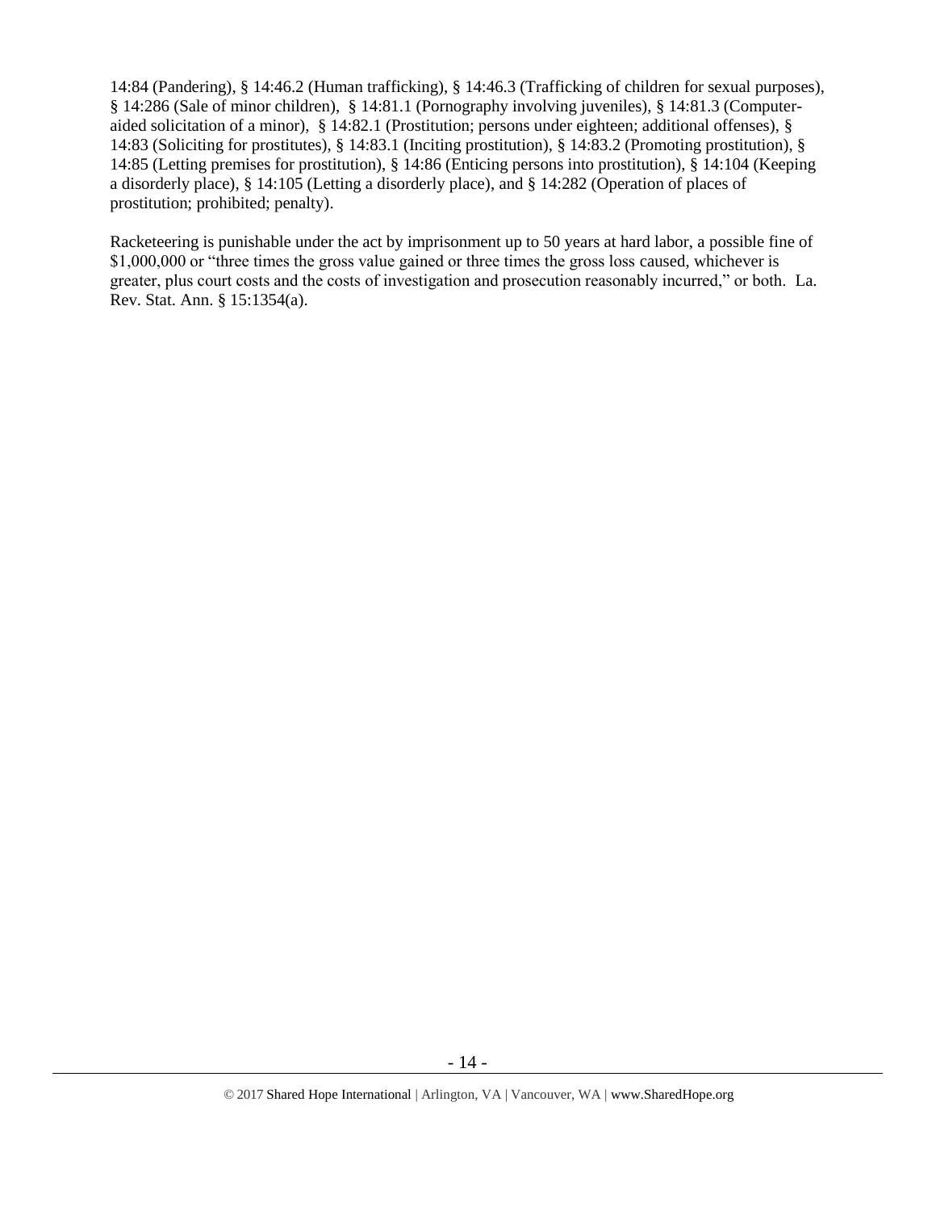14:84 (Pandering), § 14:46.2 (Human trafficking), § 14:46.3 (Trafficking of children for sexual purposes), § 14:286 (Sale of minor children), § 14:81.1 (Pornography involving juveniles), § 14:81.3 (Computer-aided solicitation of a minor), § 14:82.1 (Prostitution; persons under eighteen; additional offenses), § 14:83 (Soliciting for prostitutes), § 14:83.1 (Inciting prostitution), § 14:83.2 (Promoting prostitution), § 14:85 (Letting premises for prostitution), § 14:86 (Enticing persons into prostitution), § 14:104 (Keeping a disorderly place), § 14:105 (Letting a disorderly place), and § 14:282 (Operation of places of prostitution; prohibited; penalty).

Racketeering is punishable under the act by imprisonment up to 50 years at hard labor, a possible fine of $1,000,000 or "three times the gross value gained or three times the gross loss caused, whichever is greater, plus court costs and the costs of investigation and prosecution reasonably incurred," or both. La. Rev. Stat. Ann. § 15:1354(a).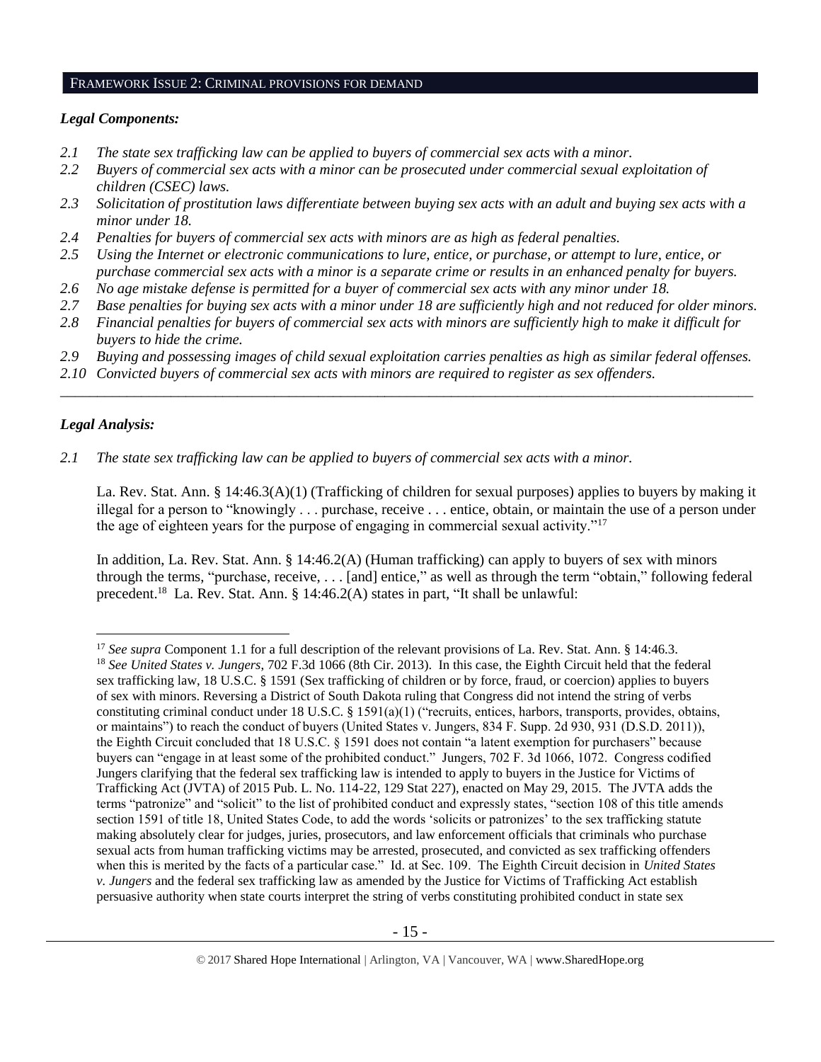## FRAMEWORK ISSUE 2: CRIMINAL PROVISIONS FOR DEMAND

### *Legal Components:*

*2.1 The state sex trafficking law can be applied to buyers of commercial sex acts with a minor.*
*2.2 Buyers of commercial sex acts with a minor can be prosecuted under commercial sexual exploitation of children (CSEC) laws.*
*2.3 Solicitation of prostitution laws differentiate between buying sex acts with an adult and buying sex acts with a minor under 18.*
*2.4 Penalties for buyers of commercial sex acts with minors are as high as federal penalties.*
*2.5 Using the Internet or electronic communications to lure, entice, or purchase, or attempt to lure, entice, or purchase commercial sex acts with a minor is a separate crime or results in an enhanced penalty for buyers.*
*2.6 No age mistake defense is permitted for a buyer of commercial sex acts with any minor under 18.*
*2.7 Base penalties for buying sex acts with a minor under 18 are sufficiently high and not reduced for older minors.*
*2.8 Financial penalties for buyers of commercial sex acts with minors are sufficiently high to make it difficult for buyers to hide the crime.*
*2.9 Buying and possessing images of child sexual exploitation carries penalties as high as similar federal offenses.*
*2.10 Convicted buyers of commercial sex acts with minors are required to register as sex offenders.*

---

### *Legal Analysis:*

*2.1 The state sex trafficking law can be applied to buyers of commercial sex acts with a minor.*

La. Rev. Stat. Ann. § 14:46.3(A)(1) (Trafficking of children for sexual purposes) applies to buyers by making it illegal for a person to "knowingly . . . purchase, receive . . . entice, obtain, or maintain the use of a person under the age of eighteen years for the purpose of engaging in commercial sexual activity."[17]

In addition, La. Rev. Stat. Ann. § 14:46.2(A) (Human trafficking) can apply to buyers of sex with minors through the terms, "purchase, receive, . . . [and] entice," as well as through the term "obtain," following federal precedent.[18] La. Rev. Stat. Ann. § 14:46.2(A) states in part, "It shall be unlawful:

---

[17] *See supra* Component 1.1 for a full description of the relevant provisions of La. Rev. Stat. Ann. § 14:46.3.

[18] *See United States v. Jungers,* 702 F.3d 1066 (8th Cir. 2013). In this case, the Eighth Circuit held that the federal sex trafficking law, 18 U.S.C. § 1591 (Sex trafficking of children or by force, fraud, or coercion) applies to buyers of sex with minors. Reversing a District of South Dakota ruling that Congress did not intend the string of verbs constituting criminal conduct under 18 U.S.C. § 1591(a)(1) ("recruits, entices, harbors, transports, provides, obtains, or maintains") to reach the conduct of buyers (United States v. Jungers, 834 F. Supp. 2d 930, 931 (D.S.D. 2011)), the Eighth Circuit concluded that 18 U.S.C. § 1591 does not contain "a latent exemption for purchasers" because buyers can "engage in at least some of the prohibited conduct." Jungers, 702 F. 3d 1066, 1072. Congress codified Jungers clarifying that the federal sex trafficking law is intended to apply to buyers in the Justice for Victims of Trafficking Act (JVTA) of 2015 Pub. L. No. 114-22, 129 Stat 227), enacted on May 29, 2015. The JVTA adds the terms "patronize" and "solicit" to the list of prohibited conduct and expressly states, "section 108 of this title amends section 1591 of title 18, United States Code, to add the words 'solicits or patronizes' to the sex trafficking statute making absolutely clear for judges, juries, prosecutors, and law enforcement officials that criminals who purchase sexual acts from human trafficking victims may be arrested, prosecuted, and convicted as sex trafficking offenders when this is merited by the facts of a particular case." Id. at Sec. 109. The Eighth Circuit decision in *United States v. Jungers* and the federal sex trafficking law as amended by the Justice for Victims of Trafficking Act establish persuasive authority when state courts interpret the string of verbs constituting prohibited conduct in state sex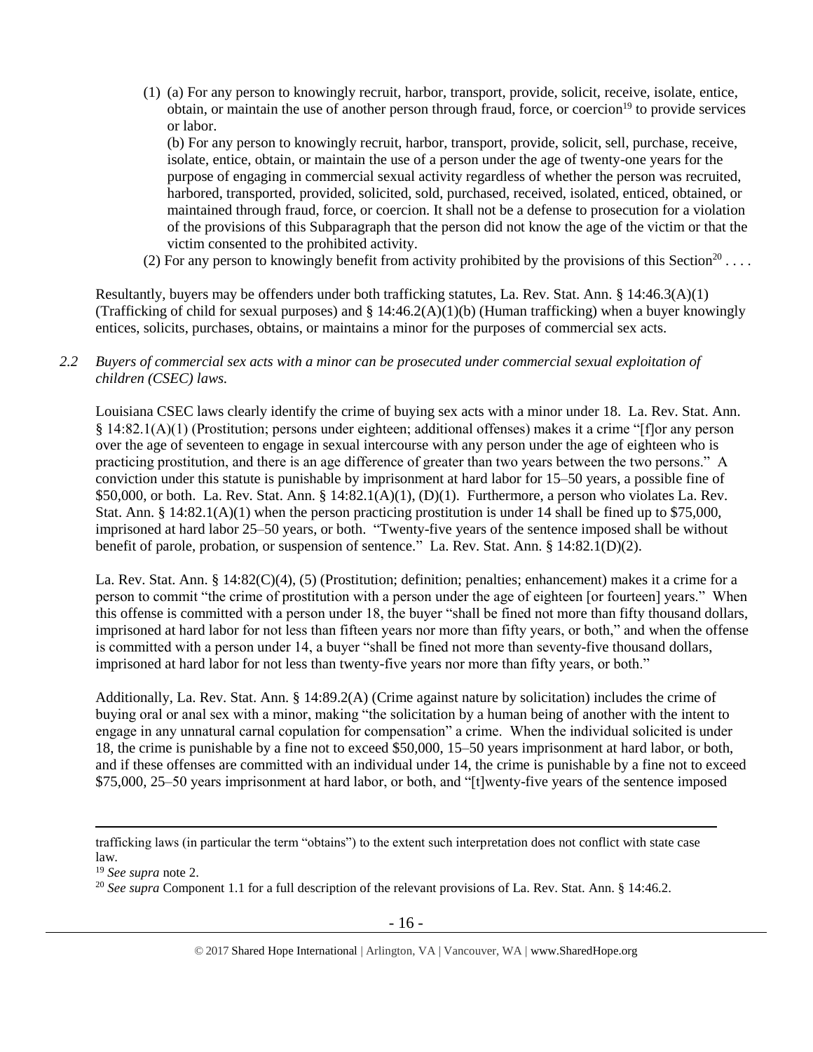(1) (a) For any person to knowingly recruit, harbor, transport, provide, solicit, receive, isolate, entice, obtain, or maintain the use of another person through fraud, force, or coercion[19] to provide services or labor.

(b) For any person to knowingly recruit, harbor, transport, provide, solicit, sell, purchase, receive, isolate, entice, obtain, or maintain the use of a person under the age of twenty-one years for the purpose of engaging in commercial sexual activity regardless of whether the person was recruited, harbored, transported, provided, solicited, sold, purchased, received, isolated, enticed, obtained, or maintained through fraud, force, or coercion. It shall not be a defense to prosecution for a violation of the provisions of this Subparagraph that the person did not know the age of the victim or that the victim consented to the prohibited activity.

(2) For any person to knowingly benefit from activity prohibited by the provisions of this Section[20] . . . .

Resultantly, buyers may be offenders under both trafficking statutes, La. Rev. Stat. Ann. § 14:46.3(A)(1) (Trafficking of child for sexual purposes) and § 14:46.2(A)(1)(b) (Human trafficking) when a buyer knowingly entices, solicits, purchases, obtains, or maintains a minor for the purposes of commercial sex acts.

*2.2 Buyers of commercial sex acts with a minor can be prosecuted under commercial sexual exploitation of children (CSEC) laws.*

Louisiana CSEC laws clearly identify the crime of buying sex acts with a minor under 18. La. Rev. Stat. Ann. § 14:82.1(A)(1) (Prostitution; persons under eighteen; additional offenses) makes it a crime "[f]or any person over the age of seventeen to engage in sexual intercourse with any person under the age of eighteen who is practicing prostitution, and there is an age difference of greater than two years between the two persons." A conviction under this statute is punishable by imprisonment at hard labor for 15–50 years, a possible fine of $50,000, or both. La. Rev. Stat. Ann. § 14:82.1(A)(1), (D)(1). Furthermore, a person who violates La. Rev. Stat. Ann. § 14:82.1(A)(1) when the person practicing prostitution is under 14 shall be fined up to $75,000, imprisoned at hard labor 25–50 years, or both. "Twenty-five years of the sentence imposed shall be without benefit of parole, probation, or suspension of sentence." La. Rev. Stat. Ann. § 14:82.1(D)(2).

La. Rev. Stat. Ann. § 14:82(C)(4), (5) (Prostitution; definition; penalties; enhancement) makes it a crime for a person to commit "the crime of prostitution with a person under the age of eighteen [or fourteen] years." When this offense is committed with a person under 18, the buyer "shall be fined not more than fifty thousand dollars, imprisoned at hard labor for not less than fifteen years nor more than fifty years, or both," and when the offense is committed with a person under 14, a buyer "shall be fined not more than seventy-five thousand dollars, imprisoned at hard labor for not less than twenty-five years nor more than fifty years, or both."

Additionally, La. Rev. Stat. Ann. § 14:89.2(A) (Crime against nature by solicitation) includes the crime of buying oral or anal sex with a minor, making "the solicitation by a human being of another with the intent to engage in any unnatural carnal copulation for compensation" a crime. When the individual solicited is under 18, the crime is punishable by a fine not to exceed $50,000, 15–50 years imprisonment at hard labor, or both, and if these offenses are committed with an individual under 14, the crime is punishable by a fine not to exceed $75,000, 25–50 years imprisonment at hard labor, or both, and "[t]wenty-five years of the sentence imposed

---

trafficking laws (in particular the term "obtains") to the extent such interpretation does not conflict with state case law.

[19] *See supra* note 2.

[20] *See supra* Component 1.1 for a full description of the relevant provisions of La. Rev. Stat. Ann. § 14:46.2.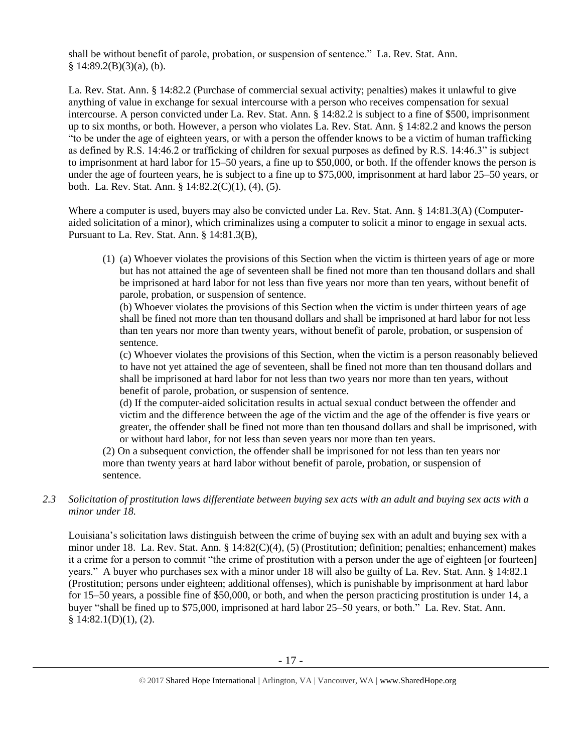shall be without benefit of parole, probation, or suspension of sentence." La. Rev. Stat. Ann. § 14:89.2(B)(3)(a), (b).

La. Rev. Stat. Ann. § 14:82.2 (Purchase of commercial sexual activity; penalties) makes it unlawful to give anything of value in exchange for sexual intercourse with a person who receives compensation for sexual intercourse. A person convicted under La. Rev. Stat. Ann. § 14:82.2 is subject to a fine of $500, imprisonment up to six months, or both. However, a person who violates La. Rev. Stat. Ann. § 14:82.2 and knows the person "to be under the age of eighteen years, or with a person the offender knows to be a victim of human trafficking as defined by R.S. 14:46.2 or trafficking of children for sexual purposes as defined by R.S. 14:46.3" is subject to imprisonment at hard labor for 15–50 years, a fine up to $50,000, or both. If the offender knows the person is under the age of fourteen years, he is subject to a fine up to $75,000, imprisonment at hard labor 25–50 years, or both. La. Rev. Stat. Ann. § 14:82.2(C)(1), (4), (5).

Where a computer is used, buyers may also be convicted under La. Rev. Stat. Ann. § 14:81.3(A) (Computer-aided solicitation of a minor), which criminalizes using a computer to solicit a minor to engage in sexual acts. Pursuant to La. Rev. Stat. Ann. § 14:81.3(B),

> (1) (a) Whoever violates the provisions of this Section when the victim is thirteen years of age or more but has not attained the age of seventeen shall be fined not more than ten thousand dollars and shall be imprisoned at hard labor for not less than five years nor more than ten years, without benefit of parole, probation, or suspension of sentence.
>
> (b) Whoever violates the provisions of this Section when the victim is under thirteen years of age shall be fined not more than ten thousand dollars and shall be imprisoned at hard labor for not less than ten years nor more than twenty years, without benefit of parole, probation, or suspension of sentence.
>
> (c) Whoever violates the provisions of this Section, when the victim is a person reasonably believed to have not yet attained the age of seventeen, shall be fined not more than ten thousand dollars and shall be imprisoned at hard labor for not less than two years nor more than ten years, without benefit of parole, probation, or suspension of sentence.
>
> (d) If the computer-aided solicitation results in actual sexual conduct between the offender and victim and the difference between the age of the victim and the age of the offender is five years or greater, the offender shall be fined not more than ten thousand dollars and shall be imprisoned, with or without hard labor, for not less than seven years nor more than ten years.
>
> (2) On a subsequent conviction, the offender shall be imprisoned for not less than ten years nor more than twenty years at hard labor without benefit of parole, probation, or suspension of sentence.

*2.3 Solicitation of prostitution laws differentiate between buying sex acts with an adult and buying sex acts with a minor under 18.*

Louisiana's solicitation laws distinguish between the crime of buying sex with an adult and buying sex with a minor under 18. La. Rev. Stat. Ann. § 14:82(C)(4), (5) (Prostitution; definition; penalties; enhancement) makes it a crime for a person to commit "the crime of prostitution with a person under the age of eighteen [or fourteen] years." A buyer who purchases sex with a minor under 18 will also be guilty of La. Rev. Stat. Ann. § 14:82.1 (Prostitution; persons under eighteen; additional offenses), which is punishable by imprisonment at hard labor for 15–50 years, a possible fine of $50,000, or both, and when the person practicing prostitution is under 14, a buyer "shall be fined up to $75,000, imprisoned at hard labor 25–50 years, or both." La. Rev. Stat. Ann. § 14:82.1(D)(1), (2).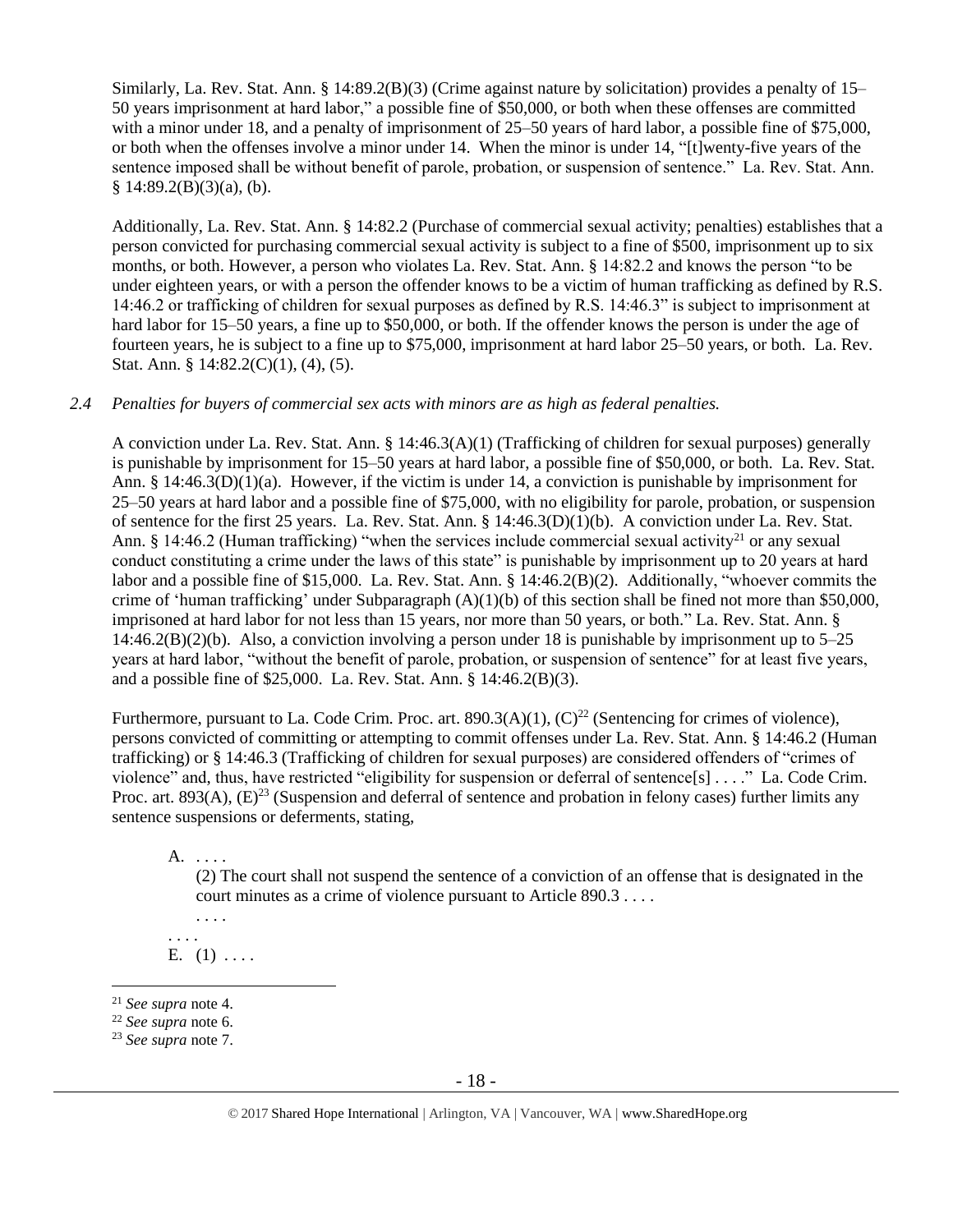Similarly, La. Rev. Stat. Ann. § 14:89.2(B)(3) (Crime against nature by solicitation) provides a penalty of 15–50 years imprisonment at hard labor," a possible fine of $50,000, or both when these offenses are committed with a minor under 18, and a penalty of imprisonment of 25–50 years of hard labor, a possible fine of $75,000, or both when the offenses involve a minor under 14. When the minor is under 14, "[t]wenty-five years of the sentence imposed shall be without benefit of parole, probation, or suspension of sentence." La. Rev. Stat. Ann. § 14:89.2(B)(3)(a), (b).

Additionally, La. Rev. Stat. Ann. § 14:82.2 (Purchase of commercial sexual activity; penalties) establishes that a person convicted for purchasing commercial sexual activity is subject to a fine of $500, imprisonment up to six months, or both. However, a person who violates La. Rev. Stat. Ann. § 14:82.2 and knows the person "to be under eighteen years, or with a person the offender knows to be a victim of human trafficking as defined by R.S. 14:46.2 or trafficking of children for sexual purposes as defined by R.S. 14:46.3" is subject to imprisonment at hard labor for 15–50 years, a fine up to $50,000, or both. If the offender knows the person is under the age of fourteen years, he is subject to a fine up to $75,000, imprisonment at hard labor 25–50 years, or both. La. Rev. Stat. Ann. § 14:82.2(C)(1), (4), (5).

*2.4 Penalties for buyers of commercial sex acts with minors are as high as federal penalties.*

A conviction under La. Rev. Stat. Ann. § 14:46.3(A)(1) (Trafficking of children for sexual purposes) generally is punishable by imprisonment for 15–50 years at hard labor, a possible fine of $50,000, or both. La. Rev. Stat. Ann. § 14:46.3(D)(1)(a). However, if the victim is under 14, a conviction is punishable by imprisonment for 25–50 years at hard labor and a possible fine of $75,000, with no eligibility for parole, probation, or suspension of sentence for the first 25 years. La. Rev. Stat. Ann. § 14:46.3(D)(1)(b). A conviction under La. Rev. Stat. Ann. § 14:46.2 (Human trafficking) "when the services include commercial sexual activity[21] or any sexual conduct constituting a crime under the laws of this state" is punishable by imprisonment up to 20 years at hard labor and a possible fine of $15,000. La. Rev. Stat. Ann. § 14:46.2(B)(2). Additionally, "whoever commits the crime of 'human trafficking' under Subparagraph (A)(1)(b) of this section shall be fined not more than $50,000, imprisoned at hard labor for not less than 15 years, nor more than 50 years, or both." La. Rev. Stat. Ann. § 14:46.2(B)(2)(b). Also, a conviction involving a person under 18 is punishable by imprisonment up to 5–25 years at hard labor, "without the benefit of parole, probation, or suspension of sentence" for at least five years, and a possible fine of $25,000. La. Rev. Stat. Ann. § 14:46.2(B)(3).

Furthermore, pursuant to La. Code Crim. Proc. art. 890.3(A)(1), (C)[22] (Sentencing for crimes of violence), persons convicted of committing or attempting to commit offenses under La. Rev. Stat. Ann. § 14:46.2 (Human trafficking) or § 14:46.3 (Trafficking of children for sexual purposes) are considered offenders of "crimes of violence" and, thus, have restricted "eligibility for suspension or deferral of sentence[s] . . . ." La. Code Crim. Proc. art. 893(A), (E)[23] (Suspension and deferral of sentence and probation in felony cases) further limits any sentence suspensions or deferments, stating,

> A. . . . .
>
> (2) The court shall not suspend the sentence of a conviction of an offense that is designated in the court minutes as a crime of violence pursuant to Article 890.3 . . . .
>
> . . . .
>
> . . . .
>
> E. (1) . . . .

---

[21] *See supra* note 4.

[22] *See supra* note 6.

[23] *See supra* note 7.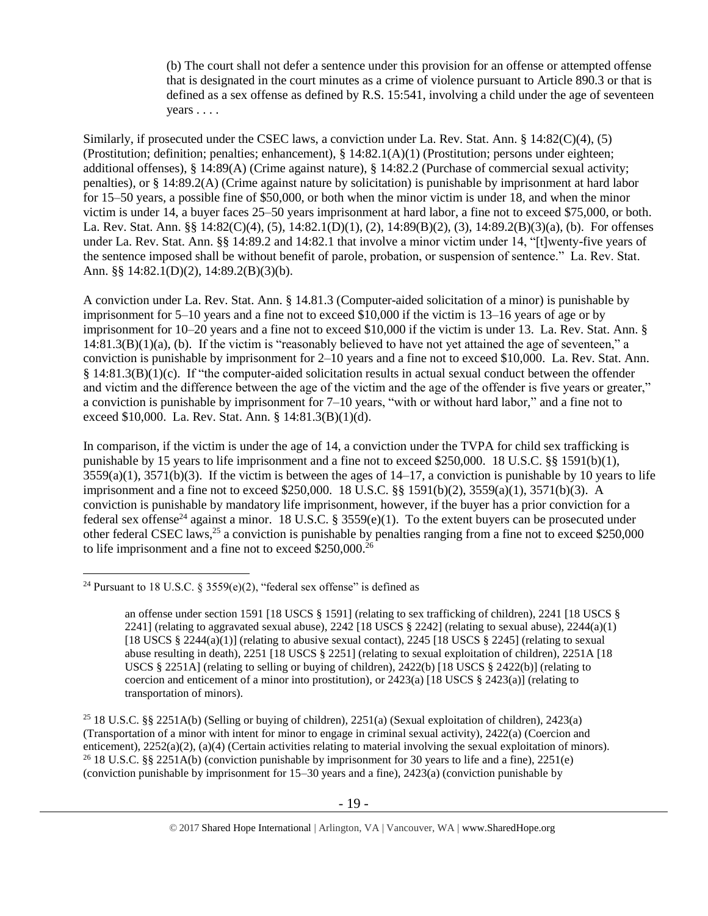> (b) The court shall not defer a sentence under this provision for an offense or attempted offense that is designated in the court minutes as a crime of violence pursuant to Article 890.3 or that is defined as a sex offense as defined by R.S. 15:541, involving a child under the age of seventeen years . . . .

Similarly, if prosecuted under the CSEC laws, a conviction under La. Rev. Stat. Ann. § 14:82(C)(4), (5) (Prostitution; definition; penalties; enhancement), § 14:82.1(A)(1) (Prostitution; persons under eighteen; additional offenses), § 14:89(A) (Crime against nature), § 14:82.2 (Purchase of commercial sexual activity; penalties), or § 14:89.2(A) (Crime against nature by solicitation) is punishable by imprisonment at hard labor for 15–50 years, a possible fine of $50,000, or both when the minor victim is under 18, and when the minor victim is under 14, a buyer faces 25–50 years imprisonment at hard labor, a fine not to exceed $75,000, or both. La. Rev. Stat. Ann. §§ 14:82(C)(4), (5), 14:82.1(D)(1), (2), 14:89(B)(2), (3), 14:89.2(B)(3)(a), (b). For offenses under La. Rev. Stat. Ann. §§ 14:89.2 and 14:82.1 that involve a minor victim under 14, "[t]wenty-five years of the sentence imposed shall be without benefit of parole, probation, or suspension of sentence." La. Rev. Stat. Ann. §§ 14:82.1(D)(2), 14:89.2(B)(3)(b).

A conviction under La. Rev. Stat. Ann. § 14.81.3 (Computer-aided solicitation of a minor) is punishable by imprisonment for 5–10 years and a fine not to exceed $10,000 if the victim is 13–16 years of age or by imprisonment for 10–20 years and a fine not to exceed $10,000 if the victim is under 13. La. Rev. Stat. Ann. § 14:81.3(B)(1)(a), (b). If the victim is "reasonably believed to have not yet attained the age of seventeen," a conviction is punishable by imprisonment for 2–10 years and a fine not to exceed $10,000. La. Rev. Stat. Ann. § 14:81.3(B)(1)(c). If "the computer-aided solicitation results in actual sexual conduct between the offender and victim and the difference between the age of the victim and the age of the offender is five years or greater," a conviction is punishable by imprisonment for 7–10 years, "with or without hard labor," and a fine not to exceed $10,000. La. Rev. Stat. Ann. § 14:81.3(B)(1)(d).

In comparison, if the victim is under the age of 14, a conviction under the TVPA for child sex trafficking is punishable by 15 years to life imprisonment and a fine not to exceed $250,000. 18 U.S.C. §§ 1591(b)(1), 3559(a)(1), 3571(b)(3). If the victim is between the ages of 14–17, a conviction is punishable by 10 years to life imprisonment and a fine not to exceed $250,000. 18 U.S.C. §§ 1591(b)(2), 3559(a)(1), 3571(b)(3). A conviction is punishable by mandatory life imprisonment, however, if the buyer has a prior conviction for a federal sex offense[24] against a minor. 18 U.S.C. § 3559(e)(1). To the extent buyers can be prosecuted under other federal CSEC laws,[25] a conviction is punishable by penalties ranging from a fine not to exceed $250,000 to life imprisonment and a fine not to exceed $250,000.[26]

---

[24] Pursuant to 18 U.S.C. § 3559(e)(2), "federal sex offense" is defined as

> an offense under section 1591 [18 USCS § 1591] (relating to sex trafficking of children), 2241 [18 USCS § 2241] (relating to aggravated sexual abuse), 2242 [18 USCS § 2242] (relating to sexual abuse), 2244(a)(1) [18 USCS § 2244(a)(1)] (relating to abusive sexual contact), 2245 [18 USCS § 2245] (relating to sexual abuse resulting in death), 2251 [18 USCS § 2251] (relating to sexual exploitation of children), 2251A [18 USCS § 2251A] (relating to selling or buying of children), 2422(b) [18 USCS § 2422(b)] (relating to coercion and enticement of a minor into prostitution), or 2423(a) [18 USCS § 2423(a)] (relating to transportation of minors).

[25] 18 U.S.C. §§ 2251A(b) (Selling or buying of children), 2251(a) (Sexual exploitation of children), 2423(a) (Transportation of a minor with intent for minor to engage in criminal sexual activity), 2422(a) (Coercion and enticement), 2252(a)(2), (a)(4) (Certain activities relating to material involving the sexual exploitation of minors).

[26] 18 U.S.C. §§ 2251A(b) (conviction punishable by imprisonment for 30 years to life and a fine), 2251(e) (conviction punishable by imprisonment for 15–30 years and a fine), 2423(a) (conviction punishable by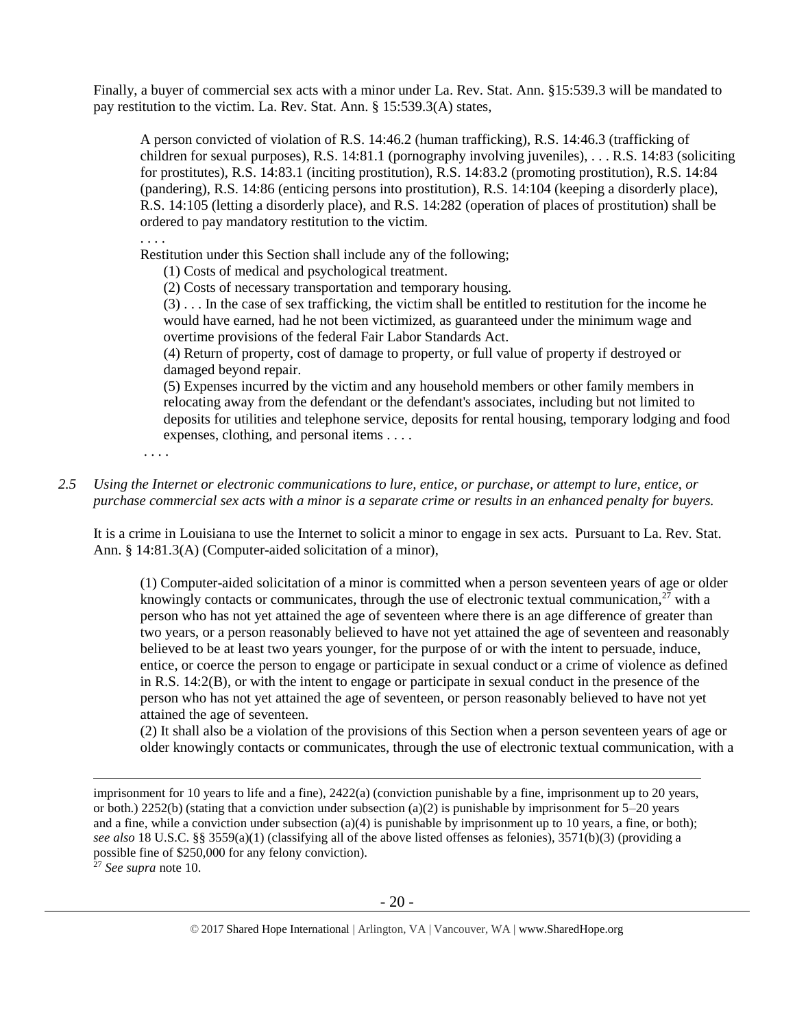Finally, a buyer of commercial sex acts with a minor under La. Rev. Stat. Ann. §15:539.3 will be mandated to pay restitution to the victim. La. Rev. Stat. Ann. § 15:539.3(A) states,

> A person convicted of violation of R.S. 14:46.2 (human trafficking), R.S. 14:46.3 (trafficking of children for sexual purposes), R.S. 14:81.1 (pornography involving juveniles), . . . R.S. 14:83 (soliciting for prostitutes), R.S. 14:83.1 (inciting prostitution), R.S. 14:83.2 (promoting prostitution), R.S. 14:84 (pandering), R.S. 14:86 (enticing persons into prostitution), R.S. 14:104 (keeping a disorderly place), R.S. 14:105 (letting a disorderly place), and R.S. 14:282 (operation of places of prostitution) shall be ordered to pay mandatory restitution to the victim.
>
> . . . .
>
> Restitution under this Section shall include any of the following;
>
> (1) Costs of medical and psychological treatment.
>
> (2) Costs of necessary transportation and temporary housing.
>
> (3) . . . In the case of sex trafficking, the victim shall be entitled to restitution for the income he would have earned, had he not been victimized, as guaranteed under the minimum wage and overtime provisions of the federal Fair Labor Standards Act.
>
> (4) Return of property, cost of damage to property, or full value of property if destroyed or damaged beyond repair.
>
> (5) Expenses incurred by the victim and any household members or other family members in relocating away from the defendant or the defendant's associates, including but not limited to deposits for utilities and telephone service, deposits for rental housing, temporary lodging and food expenses, clothing, and personal items . . . .
>
> . . . .

*2.5 Using the Internet or electronic communications to lure, entice, or purchase, or attempt to lure, entice, or purchase commercial sex acts with a minor is a separate crime or results in an enhanced penalty for buyers.*

It is a crime in Louisiana to use the Internet to solicit a minor to engage in sex acts. Pursuant to La. Rev. Stat. Ann. § 14:81.3(A) (Computer-aided solicitation of a minor),

> (1) Computer-aided solicitation of a minor is committed when a person seventeen years of age or older knowingly contacts or communicates, through the use of electronic textual communication,[27] with a person who has not yet attained the age of seventeen where there is an age difference of greater than two years, or a person reasonably believed to have not yet attained the age of seventeen and reasonably believed to be at least two years younger, for the purpose of or with the intent to persuade, induce, entice, or coerce the person to engage or participate in sexual conduct or a crime of violence as defined in R.S. 14:2(B), or with the intent to engage or participate in sexual conduct in the presence of the person who has not yet attained the age of seventeen, or person reasonably believed to have not yet attained the age of seventeen.
>
> (2) It shall also be a violation of the provisions of this Section when a person seventeen years of age or older knowingly contacts or communicates, through the use of electronic textual communication, with a

---

imprisonment for 10 years to life and a fine), 2422(a) (conviction punishable by a fine, imprisonment up to 20 years, or both.) 2252(b) (stating that a conviction under subsection (a)(2) is punishable by imprisonment for 5–20 years and a fine, while a conviction under subsection (a)(4) is punishable by imprisonment up to 10 years, a fine, or both); *see also* 18 U.S.C. §§ 3559(a)(1) (classifying all of the above listed offenses as felonies), 3571(b)(3) (providing a possible fine of $250,000 for any felony conviction).

[27] *See supra* note 10.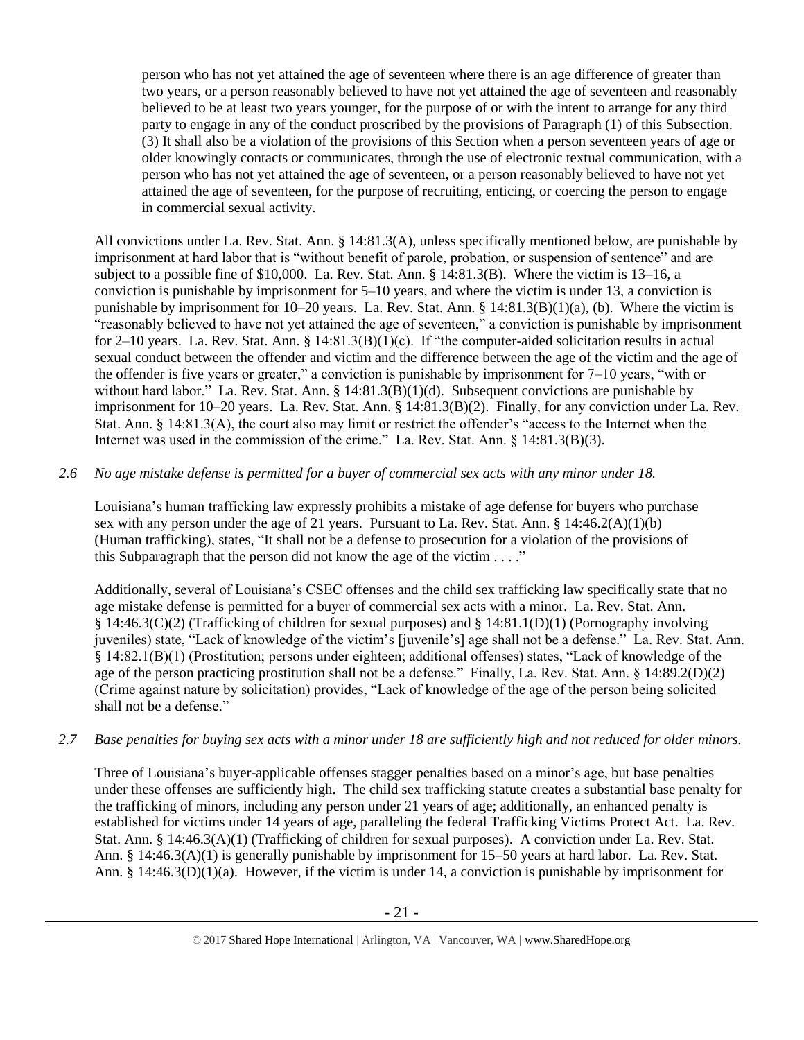> person who has not yet attained the age of seventeen where there is an age difference of greater than two years, or a person reasonably believed to have not yet attained the age of seventeen and reasonably believed to be at least two years younger, for the purpose of or with the intent to arrange for any third party to engage in any of the conduct proscribed by the provisions of Paragraph (1) of this Subsection.
> (3) It shall also be a violation of the provisions of this Section when a person seventeen years of age or older knowingly contacts or communicates, through the use of electronic textual communication, with a person who has not yet attained the age of seventeen, or a person reasonably believed to have not yet attained the age of seventeen, for the purpose of recruiting, enticing, or coercing the person to engage in commercial sexual activity.

All convictions under La. Rev. Stat. Ann. § 14:81.3(A), unless specifically mentioned below, are punishable by imprisonment at hard labor that is "without benefit of parole, probation, or suspension of sentence" and are subject to a possible fine of $10,000. La. Rev. Stat. Ann. § 14:81.3(B). Where the victim is 13–16, a conviction is punishable by imprisonment for 5–10 years, and where the victim is under 13, a conviction is punishable by imprisonment for 10–20 years. La. Rev. Stat. Ann. § 14:81.3(B)(1)(a), (b). Where the victim is "reasonably believed to have not yet attained the age of seventeen," a conviction is punishable by imprisonment for 2–10 years. La. Rev. Stat. Ann. § 14:81.3(B)(1)(c). If "the computer-aided solicitation results in actual sexual conduct between the offender and victim and the difference between the age of the victim and the age of the offender is five years or greater," a conviction is punishable by imprisonment for 7–10 years, "with or without hard labor." La. Rev. Stat. Ann. § 14:81.3(B)(1)(d). Subsequent convictions are punishable by imprisonment for 10–20 years. La. Rev. Stat. Ann. § 14:81.3(B)(2). Finally, for any conviction under La. Rev. Stat. Ann. § 14:81.3(A), the court also may limit or restrict the offender's "access to the Internet when the Internet was used in the commission of the crime." La. Rev. Stat. Ann. § 14:81.3(B)(3).

*2.6 No age mistake defense is permitted for a buyer of commercial sex acts with any minor under 18.*

Louisiana's human trafficking law expressly prohibits a mistake of age defense for buyers who purchase sex with any person under the age of 21 years. Pursuant to La. Rev. Stat. Ann. § 14:46.2(A)(1)(b) (Human trafficking), states, "It shall not be a defense to prosecution for a violation of the provisions of this Subparagraph that the person did not know the age of the victim . . . ."

Additionally, several of Louisiana's CSEC offenses and the child sex trafficking law specifically state that no age mistake defense is permitted for a buyer of commercial sex acts with a minor. La. Rev. Stat. Ann. § 14:46.3(C)(2) (Trafficking of children for sexual purposes) and § 14:81.1(D)(1) (Pornography involving juveniles) state, "Lack of knowledge of the victim's [juvenile's] age shall not be a defense." La. Rev. Stat. Ann. § 14:82.1(B)(1) (Prostitution; persons under eighteen; additional offenses) states, "Lack of knowledge of the age of the person practicing prostitution shall not be a defense." Finally, La. Rev. Stat. Ann. § 14:89.2(D)(2) (Crime against nature by solicitation) provides, "Lack of knowledge of the age of the person being solicited shall not be a defense."

*2.7 Base penalties for buying sex acts with a minor under 18 are sufficiently high and not reduced for older minors.*

Three of Louisiana's buyer-applicable offenses stagger penalties based on a minor's age, but base penalties under these offenses are sufficiently high. The child sex trafficking statute creates a substantial base penalty for the trafficking of minors, including any person under 21 years of age; additionally, an enhanced penalty is established for victims under 14 years of age, paralleling the federal Trafficking Victims Protect Act. La. Rev. Stat. Ann. § 14:46.3(A)(1) (Trafficking of children for sexual purposes). A conviction under La. Rev. Stat. Ann. § 14:46.3(A)(1) is generally punishable by imprisonment for 15–50 years at hard labor. La. Rev. Stat. Ann. § 14:46.3(D)(1)(a). However, if the victim is under 14, a conviction is punishable by imprisonment for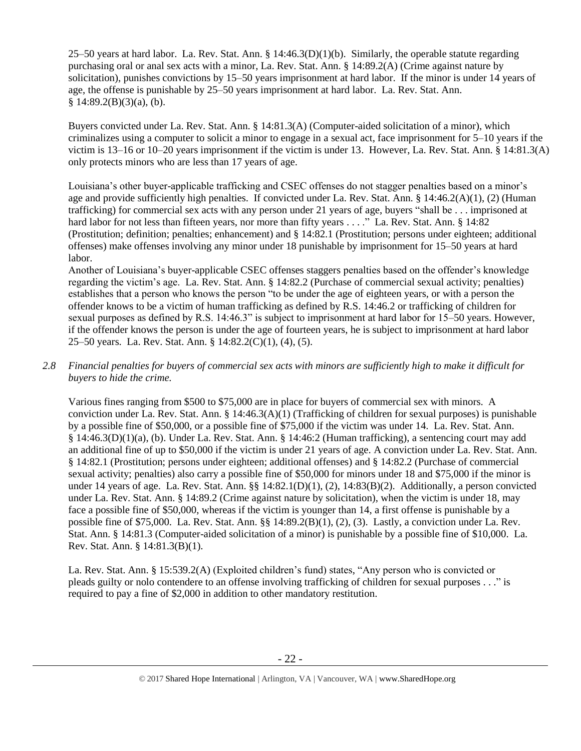25–50 years at hard labor. La. Rev. Stat. Ann. § 14:46.3(D)(1)(b). Similarly, the operable statute regarding purchasing oral or anal sex acts with a minor, La. Rev. Stat. Ann. § 14:89.2(A) (Crime against nature by solicitation), punishes convictions by 15–50 years imprisonment at hard labor. If the minor is under 14 years of age, the offense is punishable by 25–50 years imprisonment at hard labor. La. Rev. Stat. Ann. § 14:89.2(B)(3)(a), (b).

Buyers convicted under La. Rev. Stat. Ann. § 14:81.3(A) (Computer-aided solicitation of a minor), which criminalizes using a computer to solicit a minor to engage in a sexual act, face imprisonment for 5–10 years if the victim is 13–16 or 10–20 years imprisonment if the victim is under 13. However, La. Rev. Stat. Ann. § 14:81.3(A) only protects minors who are less than 17 years of age.

Louisiana's other buyer-applicable trafficking and CSEC offenses do not stagger penalties based on a minor's age and provide sufficiently high penalties. If convicted under La. Rev. Stat. Ann. § 14:46.2(A)(1), (2) (Human trafficking) for commercial sex acts with any person under 21 years of age, buyers "shall be . . . imprisoned at hard labor for not less than fifteen years, nor more than fifty years . . . ." La. Rev. Stat. Ann. § 14:82 (Prostitution; definition; penalties; enhancement) and § 14:82.1 (Prostitution; persons under eighteen; additional offenses) make offenses involving any minor under 18 punishable by imprisonment for 15–50 years at hard labor.

Another of Louisiana's buyer-applicable CSEC offenses staggers penalties based on the offender's knowledge regarding the victim's age. La. Rev. Stat. Ann. § 14:82.2 (Purchase of commercial sexual activity; penalties) establishes that a person who knows the person "to be under the age of eighteen years, or with a person the offender knows to be a victim of human trafficking as defined by R.S. 14:46.2 or trafficking of children for sexual purposes as defined by R.S. 14:46.3" is subject to imprisonment at hard labor for 15–50 years. However, if the offender knows the person is under the age of fourteen years, he is subject to imprisonment at hard labor 25–50 years. La. Rev. Stat. Ann. § 14:82.2(C)(1), (4), (5).

*2.8 Financial penalties for buyers of commercial sex acts with minors are sufficiently high to make it difficult for buyers to hide the crime.*

Various fines ranging from $500 to $75,000 are in place for buyers of commercial sex with minors. A conviction under La. Rev. Stat. Ann. § 14:46.3(A)(1) (Trafficking of children for sexual purposes) is punishable by a possible fine of $50,000, or a possible fine of $75,000 if the victim was under 14. La. Rev. Stat. Ann. § 14:46.3(D)(1)(a), (b). Under La. Rev. Stat. Ann. § 14:46:2 (Human trafficking), a sentencing court may add an additional fine of up to $50,000 if the victim is under 21 years of age. A conviction under La. Rev. Stat. Ann. § 14:82.1 (Prostitution; persons under eighteen; additional offenses) and § 14:82.2 (Purchase of commercial sexual activity; penalties) also carry a possible fine of $50,000 for minors under 18 and $75,000 if the minor is under 14 years of age. La. Rev. Stat. Ann. §§ 14:82.1(D)(1), (2), 14:83(B)(2). Additionally, a person convicted under La. Rev. Stat. Ann. § 14:89.2 (Crime against nature by solicitation), when the victim is under 18, may face a possible fine of $50,000, whereas if the victim is younger than 14, a first offense is punishable by a possible fine of $75,000. La. Rev. Stat. Ann. §§ 14:89.2(B)(1), (2), (3). Lastly, a conviction under La. Rev. Stat. Ann. § 14:81.3 (Computer-aided solicitation of a minor) is punishable by a possible fine of $10,000. La. Rev. Stat. Ann. § 14:81.3(B)(1).

La. Rev. Stat. Ann. § 15:539.2(A) (Exploited children's fund) states, "Any person who is convicted or pleads guilty or nolo contendere to an offense involving trafficking of children for sexual purposes . . ." is required to pay a fine of $2,000 in addition to other mandatory restitution.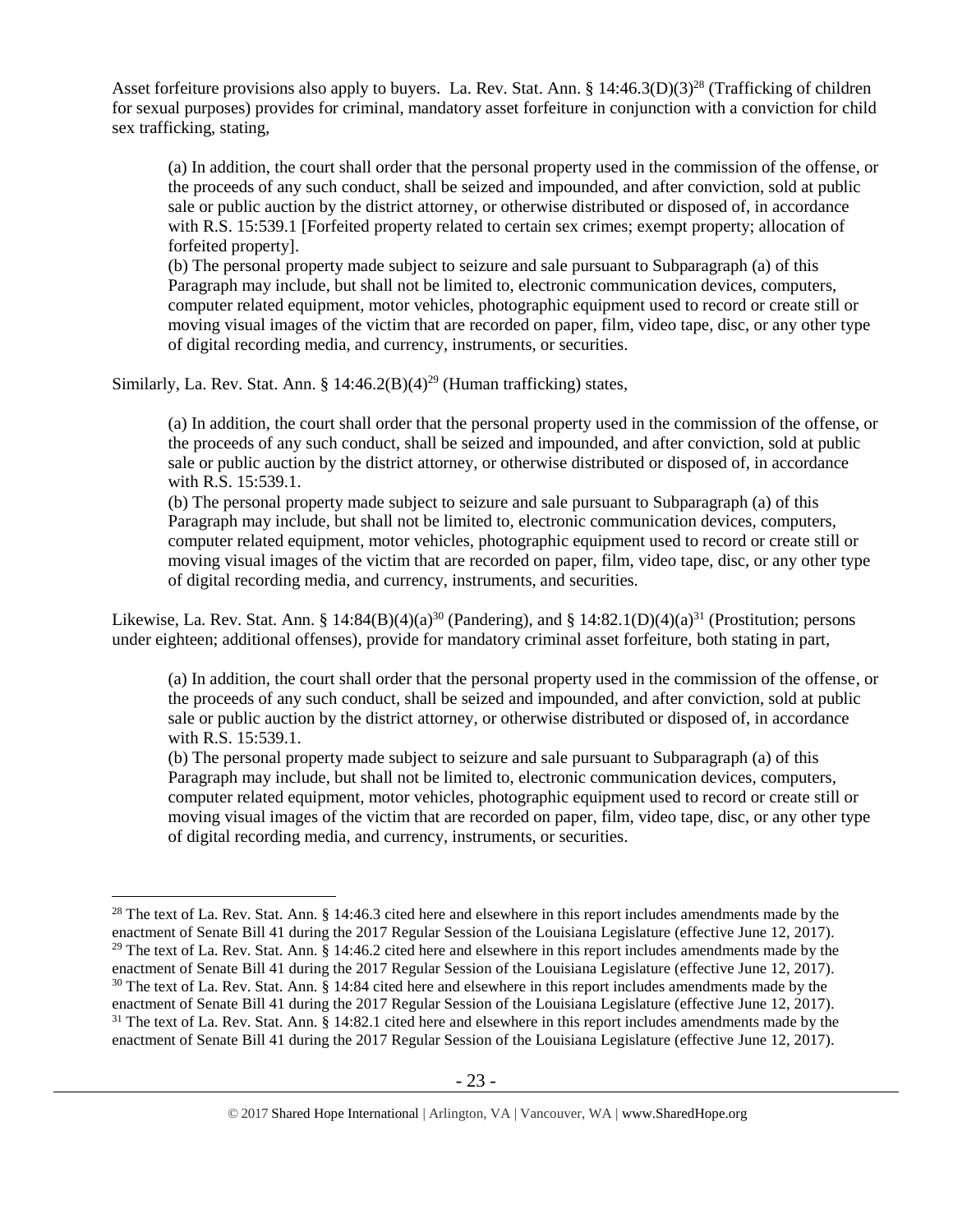Asset forfeiture provisions also apply to buyers. La. Rev. Stat. Ann. § 14:46.3(D)(3)[28] (Trafficking of children for sexual purposes) provides for criminal, mandatory asset forfeiture in conjunction with a conviction for child sex trafficking, stating,

> (a) In addition, the court shall order that the personal property used in the commission of the offense, or the proceeds of any such conduct, shall be seized and impounded, and after conviction, sold at public sale or public auction by the district attorney, or otherwise distributed or disposed of, in accordance with R.S. 15:539.1 [Forfeited property related to certain sex crimes; exempt property; allocation of forfeited property].
>
> (b) The personal property made subject to seizure and sale pursuant to Subparagraph (a) of this Paragraph may include, but shall not be limited to, electronic communication devices, computers, computer related equipment, motor vehicles, photographic equipment used to record or create still or moving visual images of the victim that are recorded on paper, film, video tape, disc, or any other type of digital recording media, and currency, instruments, or securities.

Similarly, La. Rev. Stat. Ann. § 14:46.2(B)(4)[29] (Human trafficking) states,

> (a) In addition, the court shall order that the personal property used in the commission of the offense, or the proceeds of any such conduct, shall be seized and impounded, and after conviction, sold at public sale or public auction by the district attorney, or otherwise distributed or disposed of, in accordance with R.S. 15:539.1.
>
> (b) The personal property made subject to seizure and sale pursuant to Subparagraph (a) of this Paragraph may include, but shall not be limited to, electronic communication devices, computers, computer related equipment, motor vehicles, photographic equipment used to record or create still or moving visual images of the victim that are recorded on paper, film, video tape, disc, or any other type of digital recording media, and currency, instruments, and securities.

Likewise, La. Rev. Stat. Ann. § 14:84(B)(4)(a)[30] (Pandering), and § 14:82.1(D)(4)(a)[31] (Prostitution; persons under eighteen; additional offenses), provide for mandatory criminal asset forfeiture, both stating in part,

> (a) In addition, the court shall order that the personal property used in the commission of the offense, or the proceeds of any such conduct, shall be seized and impounded, and after conviction, sold at public sale or public auction by the district attorney, or otherwise distributed or disposed of, in accordance with R.S. 15:539.1.
>
> (b) The personal property made subject to seizure and sale pursuant to Subparagraph (a) of this Paragraph may include, but shall not be limited to, electronic communication devices, computers, computer related equipment, motor vehicles, photographic equipment used to record or create still or moving visual images of the victim that are recorded on paper, film, video tape, disc, or any other type of digital recording media, and currency, instruments, or securities.

---

[28] The text of La. Rev. Stat. Ann. § 14:46.3 cited here and elsewhere in this report includes amendments made by the enactment of Senate Bill 41 during the 2017 Regular Session of the Louisiana Legislature (effective June 12, 2017).

[29] The text of La. Rev. Stat. Ann. § 14:46.2 cited here and elsewhere in this report includes amendments made by the enactment of Senate Bill 41 during the 2017 Regular Session of the Louisiana Legislature (effective June 12, 2017).

[30] The text of La. Rev. Stat. Ann. § 14:84 cited here and elsewhere in this report includes amendments made by the enactment of Senate Bill 41 during the 2017 Regular Session of the Louisiana Legislature (effective June 12, 2017).

[31] The text of La. Rev. Stat. Ann. § 14:82.1 cited here and elsewhere in this report includes amendments made by the enactment of Senate Bill 41 during the 2017 Regular Session of the Louisiana Legislature (effective June 12, 2017).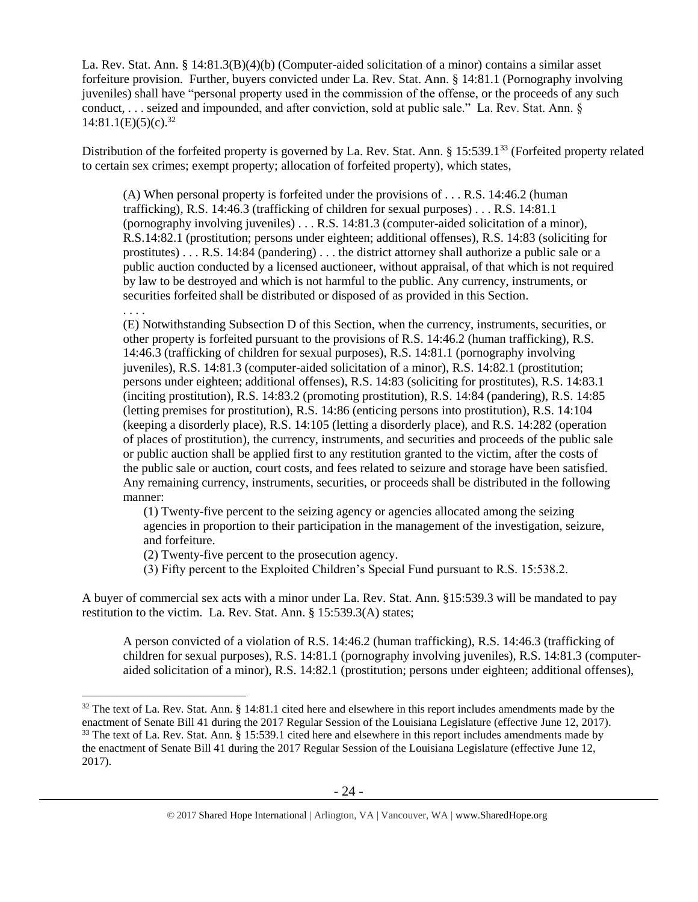La. Rev. Stat. Ann. § 14:81.3(B)(4)(b) (Computer-aided solicitation of a minor) contains a similar asset forfeiture provision. Further, buyers convicted under La. Rev. Stat. Ann. § 14:81.1 (Pornography involving juveniles) shall have "personal property used in the commission of the offense, or the proceeds of any such conduct, . . . seized and impounded, and after conviction, sold at public sale." La. Rev. Stat. Ann. § 14:81.1(E)(5)(c).[32]

Distribution of the forfeited property is governed by La. Rev. Stat. Ann. § 15:539.1[33] (Forfeited property related to certain sex crimes; exempt property; allocation of forfeited property), which states,

> (A) When personal property is forfeited under the provisions of . . . R.S. 14:46.2 (human trafficking), R.S. 14:46.3 (trafficking of children for sexual purposes) . . . R.S. 14:81.1 (pornography involving juveniles) . . . R.S. 14:81.3 (computer-aided solicitation of a minor), R.S.14:82.1 (prostitution; persons under eighteen; additional offenses), R.S. 14:83 (soliciting for prostitutes) . . . R.S. 14:84 (pandering) . . . the district attorney shall authorize a public sale or a public auction conducted by a licensed auctioneer, without appraisal, of that which is not required by law to be destroyed and which is not harmful to the public. Any currency, instruments, or securities forfeited shall be distributed or disposed of as provided in this Section.
>
> . . . .
>
> (E) Notwithstanding Subsection D of this Section, when the currency, instruments, securities, or other property is forfeited pursuant to the provisions of R.S. 14:46.2 (human trafficking), R.S. 14:46.3 (trafficking of children for sexual purposes), R.S. 14:81.1 (pornography involving juveniles), R.S. 14:81.3 (computer-aided solicitation of a minor), R.S. 14:82.1 (prostitution; persons under eighteen; additional offenses), R.S. 14:83 (soliciting for prostitutes), R.S. 14:83.1 (inciting prostitution), R.S. 14:83.2 (promoting prostitution), R.S. 14:84 (pandering), R.S. 14:85 (letting premises for prostitution), R.S. 14:86 (enticing persons into prostitution), R.S. 14:104 (keeping a disorderly place), R.S. 14:105 (letting a disorderly place), and R.S. 14:282 (operation of places of prostitution), the currency, instruments, and securities and proceeds of the public sale or public auction shall be applied first to any restitution granted to the victim, after the costs of the public sale or auction, court costs, and fees related to seizure and storage have been satisfied. Any remaining currency, instruments, securities, or proceeds shall be distributed in the following manner:
>
> (1) Twenty-five percent to the seizing agency or agencies allocated among the seizing agencies in proportion to their participation in the management of the investigation, seizure, and forfeiture.
>
> (2) Twenty-five percent to the prosecution agency.
>
> (3) Fifty percent to the Exploited Children's Special Fund pursuant to R.S. 15:538.2.

A buyer of commercial sex acts with a minor under La. Rev. Stat. Ann. §15:539.3 will be mandated to pay restitution to the victim. La. Rev. Stat. Ann. § 15:539.3(A) states;

> A person convicted of a violation of R.S. 14:46.2 (human trafficking), R.S. 14:46.3 (trafficking of children for sexual purposes), R.S. 14:81.1 (pornography involving juveniles), R.S. 14:81.3 (computer-aided solicitation of a minor), R.S. 14:82.1 (prostitution; persons under eighteen; additional offenses),

---

[32] The text of La. Rev. Stat. Ann. § 14:81.1 cited here and elsewhere in this report includes amendments made by the enactment of Senate Bill 41 during the 2017 Regular Session of the Louisiana Legislature (effective June 12, 2017).

[33] The text of La. Rev. Stat. Ann. § 15:539.1 cited here and elsewhere in this report includes amendments made by the enactment of Senate Bill 41 during the 2017 Regular Session of the Louisiana Legislature (effective June 12, 2017).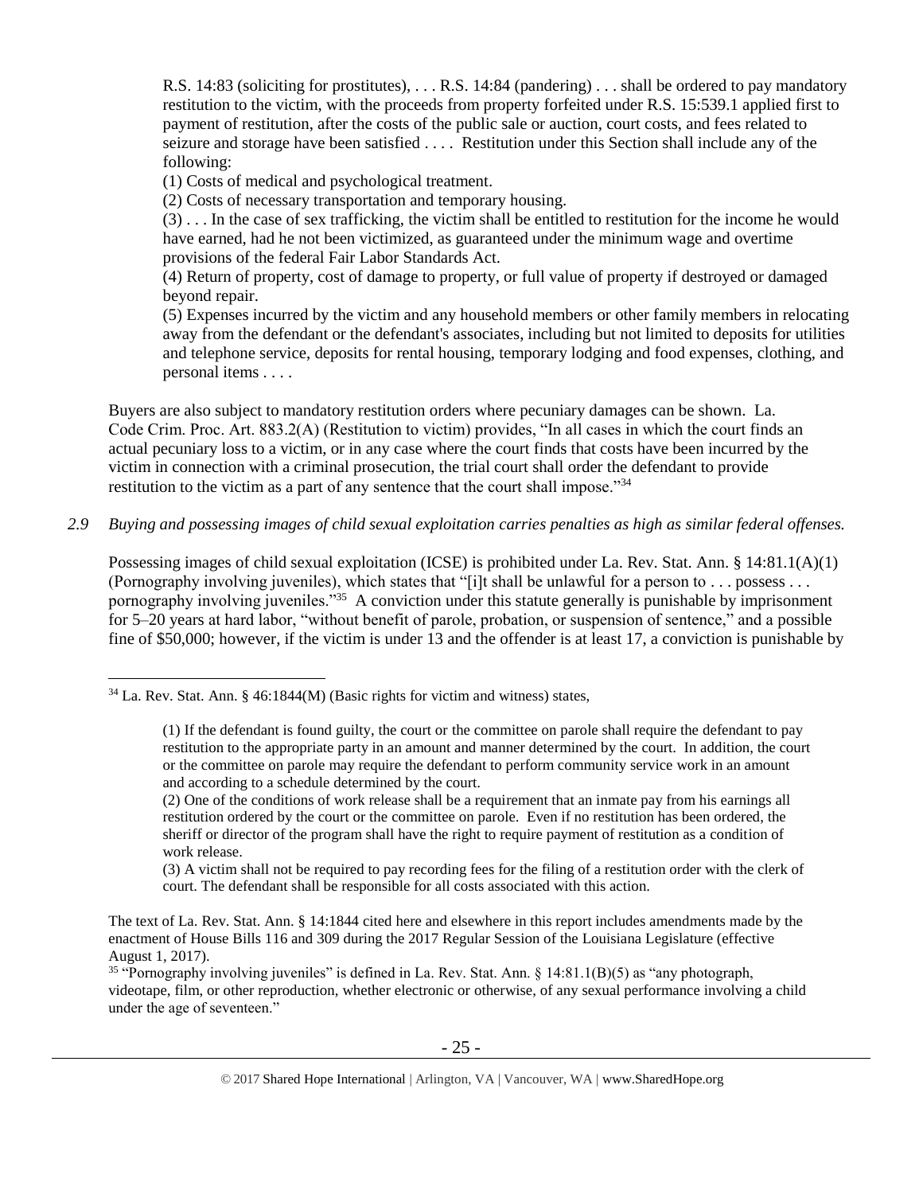> R.S. 14:83 (soliciting for prostitutes), . . . R.S. 14:84 (pandering) . . . shall be ordered to pay mandatory restitution to the victim, with the proceeds from property forfeited under R.S. 15:539.1 applied first to payment of restitution, after the costs of the public sale or auction, court costs, and fees related to seizure and storage have been satisfied . . . . Restitution under this Section shall include any of the following:
>
> (1) Costs of medical and psychological treatment.
>
> (2) Costs of necessary transportation and temporary housing.
>
> (3) . . . In the case of sex trafficking, the victim shall be entitled to restitution for the income he would have earned, had he not been victimized, as guaranteed under the minimum wage and overtime provisions of the federal Fair Labor Standards Act.
>
> (4) Return of property, cost of damage to property, or full value of property if destroyed or damaged beyond repair.
>
> (5) Expenses incurred by the victim and any household members or other family members in relocating away from the defendant or the defendant's associates, including but not limited to deposits for utilities and telephone service, deposits for rental housing, temporary lodging and food expenses, clothing, and personal items . . . .

Buyers are also subject to mandatory restitution orders where pecuniary damages can be shown. La. Code Crim. Proc. Art. 883.2(A) (Restitution to victim) provides, "In all cases in which the court finds an actual pecuniary loss to a victim, or in any case where the court finds that costs have been incurred by the victim in connection with a criminal prosecution, the trial court shall order the defendant to provide restitution to the victim as a part of any sentence that the court shall impose."[34]

*2.9 Buying and possessing images of child sexual exploitation carries penalties as high as similar federal offenses.*

Possessing images of child sexual exploitation (ICSE) is prohibited under La. Rev. Stat. Ann. § 14:81.1(A)(1) (Pornography involving juveniles), which states that "[i]t shall be unlawful for a person to . . . possess . . . pornography involving juveniles."[35] A conviction under this statute generally is punishable by imprisonment for 5–20 years at hard labor, "without benefit of parole, probation, or suspension of sentence," and a possible fine of $50,000; however, if the victim is under 13 and the offender is at least 17, a conviction is punishable by

---

[34] La. Rev. Stat. Ann. § 46:1844(M) (Basic rights for victim and witness) states,

> (1) If the defendant is found guilty, the court or the committee on parole shall require the defendant to pay restitution to the appropriate party in an amount and manner determined by the court. In addition, the court or the committee on parole may require the defendant to perform community service work in an amount and according to a schedule determined by the court.
>
> (2) One of the conditions of work release shall be a requirement that an inmate pay from his earnings all restitution ordered by the court or the committee on parole. Even if no restitution has been ordered, the sheriff or director of the program shall have the right to require payment of restitution as a condition of work release.
>
> (3) A victim shall not be required to pay recording fees for the filing of a restitution order with the clerk of court. The defendant shall be responsible for all costs associated with this action.

The text of La. Rev. Stat. Ann. § 14:1844 cited here and elsewhere in this report includes amendments made by the enactment of House Bills 116 and 309 during the 2017 Regular Session of the Louisiana Legislature (effective August 1, 2017).

[35] "Pornography involving juveniles" is defined in La. Rev. Stat. Ann. § 14:81.1(B)(5) as "any photograph, videotape, film, or other reproduction, whether electronic or otherwise, of any sexual performance involving a child under the age of seventeen."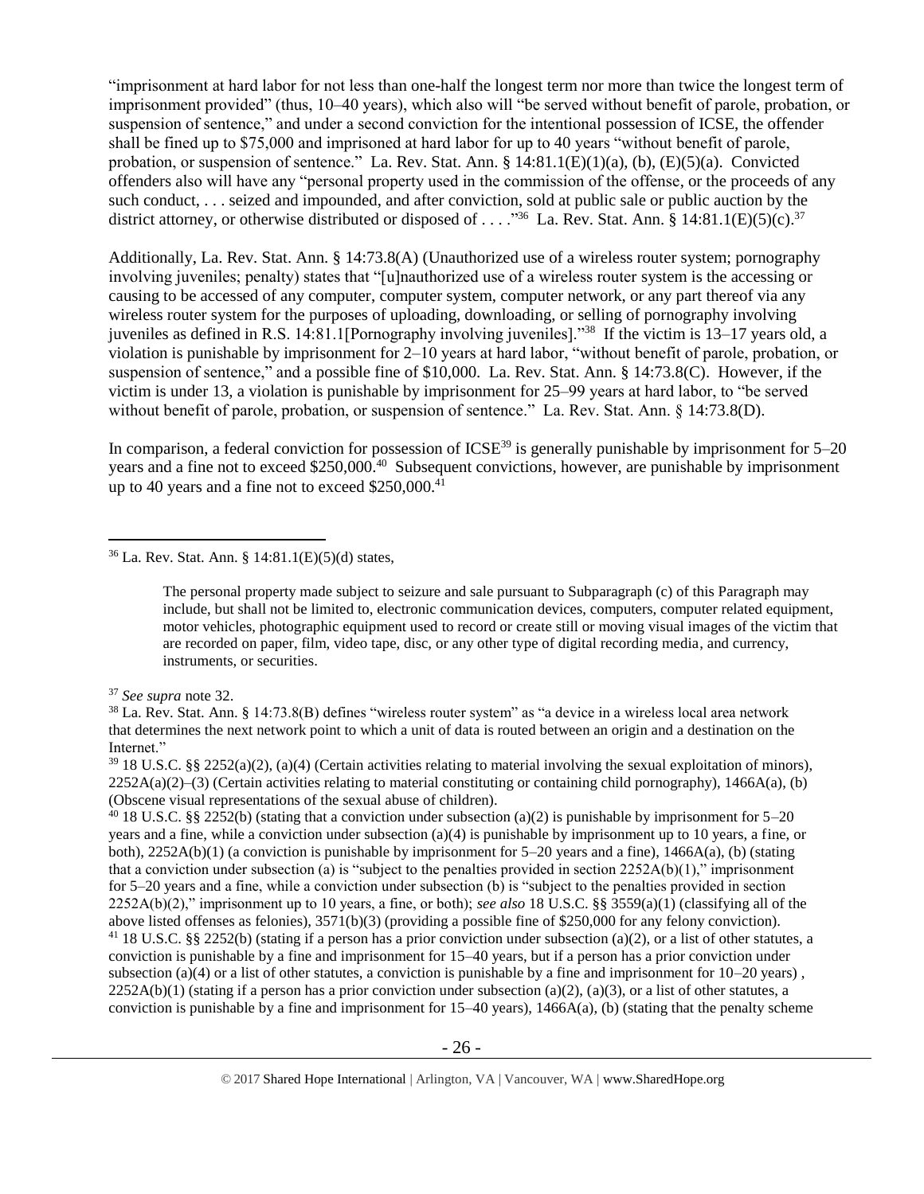"imprisonment at hard labor for not less than one-half the longest term nor more than twice the longest term of imprisonment provided" (thus, 10–40 years), which also will "be served without benefit of parole, probation, or suspension of sentence," and under a second conviction for the intentional possession of ICSE, the offender shall be fined up to $75,000 and imprisoned at hard labor for up to 40 years "without benefit of parole, probation, or suspension of sentence." La. Rev. Stat. Ann. § 14:81.1(E)(1)(a), (b), (E)(5)(a). Convicted offenders also will have any "personal property used in the commission of the offense, or the proceeds of any such conduct, . . . seized and impounded, and after conviction, sold at public sale or public auction by the district attorney, or otherwise distributed or disposed of . . . ."[36] La. Rev. Stat. Ann. § 14:81.1(E)(5)(c).[37]

Additionally, La. Rev. Stat. Ann. § 14:73.8(A) (Unauthorized use of a wireless router system; pornography involving juveniles; penalty) states that "[u]nauthorized use of a wireless router system is the accessing or causing to be accessed of any computer, computer system, computer network, or any part thereof via any wireless router system for the purposes of uploading, downloading, or selling of pornography involving juveniles as defined in R.S. 14:81.1[Pornography involving juveniles]."[38] If the victim is 13–17 years old, a violation is punishable by imprisonment for 2–10 years at hard labor, "without benefit of parole, probation, or suspension of sentence," and a possible fine of $10,000. La. Rev. Stat. Ann. § 14:73.8(C). However, if the victim is under 13, a violation is punishable by imprisonment for 25–99 years at hard labor, to "be served without benefit of parole, probation, or suspension of sentence." La. Rev. Stat. Ann. § 14:73.8(D).

In comparison, a federal conviction for possession of ICSE[39] is generally punishable by imprisonment for 5–20 years and a fine not to exceed $250,000.[40] Subsequent convictions, however, are punishable by imprisonment up to 40 years and a fine not to exceed $250,000.[41]

---

[36] La. Rev. Stat. Ann. § 14:81.1(E)(5)(d) states,

> The personal property made subject to seizure and sale pursuant to Subparagraph (c) of this Paragraph may include, but shall not be limited to, electronic communication devices, computers, computer related equipment, motor vehicles, photographic equipment used to record or create still or moving visual images of the victim that are recorded on paper, film, video tape, disc, or any other type of digital recording media, and currency, instruments, or securities.

[37] *See supra* note 32.

[38] La. Rev. Stat. Ann. § 14:73.8(B) defines "wireless router system" as "a device in a wireless local area network that determines the next network point to which a unit of data is routed between an origin and a destination on the Internet."

[39] 18 U.S.C. §§ 2252(a)(2), (a)(4) (Certain activities relating to material involving the sexual exploitation of minors), 2252A(a)(2)–(3) (Certain activities relating to material constituting or containing child pornography), 1466A(a), (b) (Obscene visual representations of the sexual abuse of children).

[40] 18 U.S.C. §§ 2252(b) (stating that a conviction under subsection (a)(2) is punishable by imprisonment for 5–20 years and a fine, while a conviction under subsection (a)(4) is punishable by imprisonment up to 10 years, a fine, or both), 2252A(b)(1) (a conviction is punishable by imprisonment for 5–20 years and a fine), 1466A(a), (b) (stating that a conviction under subsection (a) is "subject to the penalties provided in section 2252A(b)(1)," imprisonment for 5–20 years and a fine, while a conviction under subsection (b) is "subject to the penalties provided in section 2252A(b)(2)," imprisonment up to 10 years, a fine, or both); *see also* 18 U.S.C. §§ 3559(a)(1) (classifying all of the above listed offenses as felonies), 3571(b)(3) (providing a possible fine of $250,000 for any felony conviction).

[41] 18 U.S.C. §§ 2252(b) (stating if a person has a prior conviction under subsection (a)(2), or a list of other statutes, a conviction is punishable by a fine and imprisonment for 15–40 years, but if a person has a prior conviction under subsection (a)(4) or a list of other statutes, a conviction is punishable by a fine and imprisonment for 10–20 years) , 2252A(b)(1) (stating if a person has a prior conviction under subsection (a)(2), (a)(3), or a list of other statutes, a conviction is punishable by a fine and imprisonment for 15–40 years), 1466A(a), (b) (stating that the penalty scheme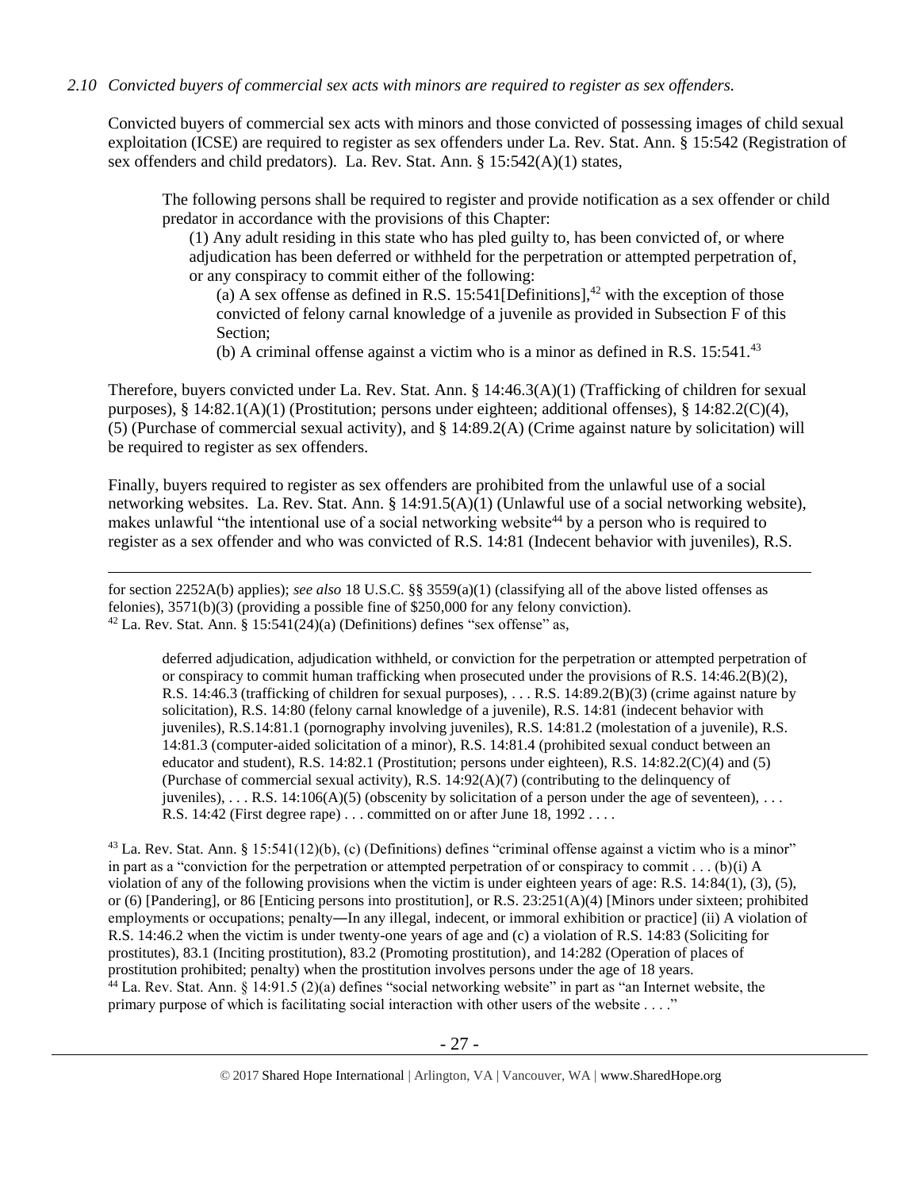*2.10 Convicted buyers of commercial sex acts with minors are required to register as sex offenders.*

Convicted buyers of commercial sex acts with minors and those convicted of possessing images of child sexual exploitation (ICSE) are required to register as sex offenders under La. Rev. Stat. Ann. § 15:542 (Registration of sex offenders and child predators). La. Rev. Stat. Ann. § 15:542(A)(1) states,

> The following persons shall be required to register and provide notification as a sex offender or child predator in accordance with the provisions of this Chapter:
>
> (1) Any adult residing in this state who has pled guilty to, has been convicted of, or where adjudication has been deferred or withheld for the perpetration or attempted perpetration of, or any conspiracy to commit either of the following:
>
> (a) A sex offense as defined in R.S. 15:541[Definitions],[42] with the exception of those convicted of felony carnal knowledge of a juvenile as provided in Subsection F of this Section;
>
> (b) A criminal offense against a victim who is a minor as defined in R.S. 15:541.[43]

Therefore, buyers convicted under La. Rev. Stat. Ann. § 14:46.3(A)(1) (Trafficking of children for sexual purposes), § 14:82.1(A)(1) (Prostitution; persons under eighteen; additional offenses), § 14:82.2(C)(4), (5) (Purchase of commercial sexual activity), and § 14:89.2(A) (Crime against nature by solicitation) will be required to register as sex offenders.

Finally, buyers required to register as sex offenders are prohibited from the unlawful use of a social networking websites. La. Rev. Stat. Ann. § 14:91.5(A)(1) (Unlawful use of a social networking website), makes unlawful "the intentional use of a social networking website[44] by a person who is required to register as a sex offender and who was convicted of R.S. 14:81 (Indecent behavior with juveniles), R.S.

---

for section 2252A(b) applies); *see also* 18 U.S.C. §§ 3559(a)(1) (classifying all of the above listed offenses as felonies), 3571(b)(3) (providing a possible fine of $250,000 for any felony conviction).

[42] La. Rev. Stat. Ann. § 15:541(24)(a) (Definitions) defines "sex offense" as,

> deferred adjudication, adjudication withheld, or conviction for the perpetration or attempted perpetration of or conspiracy to commit human trafficking when prosecuted under the provisions of R.S. 14:46.2(B)(2), R.S. 14:46.3 (trafficking of children for sexual purposes), . . . R.S. 14:89.2(B)(3) (crime against nature by solicitation), R.S. 14:80 (felony carnal knowledge of a juvenile), R.S. 14:81 (indecent behavior with juveniles), R.S.14:81.1 (pornography involving juveniles), R.S. 14:81.2 (molestation of a juvenile), R.S. 14:81.3 (computer-aided solicitation of a minor), R.S. 14:81.4 (prohibited sexual conduct between an educator and student), R.S. 14:82.1 (Prostitution; persons under eighteen), R.S. 14:82.2(C)(4) and (5) (Purchase of commercial sexual activity), R.S. 14:92(A)(7) (contributing to the delinquency of juveniles), . . . R.S. 14:106(A)(5) (obscenity by solicitation of a person under the age of seventeen), . . . R.S. 14:42 (First degree rape) . . . committed on or after June 18, 1992 . . . .

[43] La. Rev. Stat. Ann. § 15:541(12)(b), (c) (Definitions) defines "criminal offense against a victim who is a minor" in part as a "conviction for the perpetration or attempted perpetration of or conspiracy to commit . . . (b)(i) A violation of any of the following provisions when the victim is under eighteen years of age: R.S. 14:84(1), (3), (5), or (6) [Pandering], or 86 [Enticing persons into prostitution], or R.S. 23:251(A)(4) [Minors under sixteen; prohibited employments or occupations; penalty―In any illegal, indecent, or immoral exhibition or practice] (ii) A violation of R.S. 14:46.2 when the victim is under twenty-one years of age and (c) a violation of R.S. 14:83 (Soliciting for prostitutes), 83.1 (Inciting prostitution), 83.2 (Promoting prostitution), and 14:282 (Operation of places of prostitution prohibited; penalty) when the prostitution involves persons under the age of 18 years.

[44] La. Rev. Stat. Ann. § 14:91.5 (2)(a) defines "social networking website" in part as "an Internet website, the primary purpose of which is facilitating social interaction with other users of the website . . . ."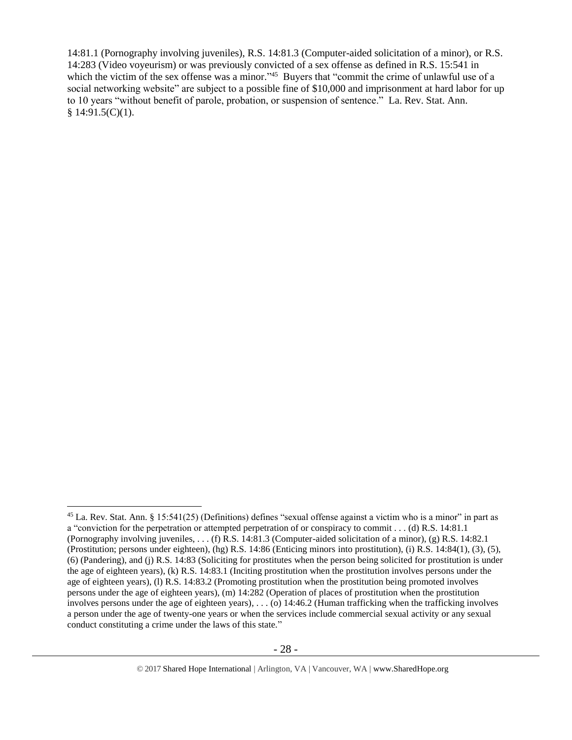14:81.1 (Pornography involving juveniles), R.S. 14:81.3 (Computer-aided solicitation of a minor), or R.S. 14:283 (Video voyeurism) or was previously convicted of a sex offense as defined in R.S. 15:541 in which the victim of the sex offense was a minor."[45] Buyers that "commit the crime of unlawful use of a social networking website" are subject to a possible fine of $10,000 and imprisonment at hard labor for up to 10 years "without benefit of parole, probation, or suspension of sentence." La. Rev. Stat. Ann. § 14:91.5(C)(1).

---

[45] La. Rev. Stat. Ann. § 15:541(25) (Definitions) defines "sexual offense against a victim who is a minor" in part as a "conviction for the perpetration or attempted perpetration of or conspiracy to commit . . . (d) R.S. 14:81.1 (Pornography involving juveniles, . . . (f) R.S. 14:81.3 (Computer-aided solicitation of a minor), (g) R.S. 14:82.1 (Prostitution; persons under eighteen), (hg) R.S. 14:86 (Enticing minors into prostitution), (i) R.S. 14:84(1), (3), (5), (6) (Pandering), and (j) R.S. 14:83 (Soliciting for prostitutes when the person being solicited for prostitution is under the age of eighteen years), (k) R.S. 14:83.1 (Inciting prostitution when the prostitution involves persons under the age of eighteen years), (l) R.S. 14:83.2 (Promoting prostitution when the prostitution being promoted involves persons under the age of eighteen years), (m) 14:282 (Operation of places of prostitution when the prostitution involves persons under the age of eighteen years), . . . (o) 14:46.2 (Human trafficking when the trafficking involves a person under the age of twenty-one years or when the services include commercial sexual activity or any sexual conduct constituting a crime under the laws of this state."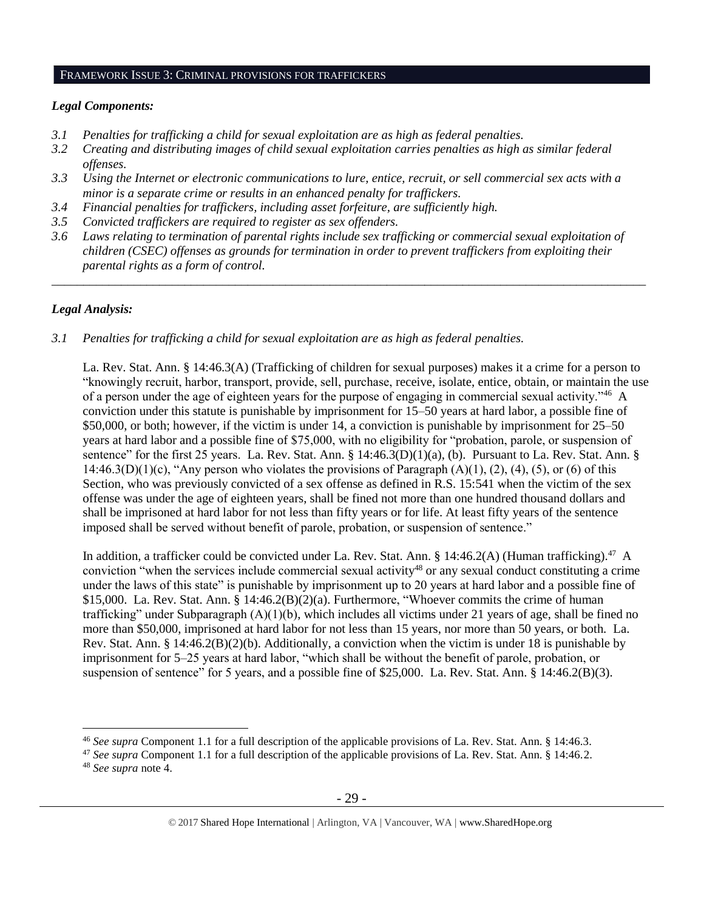## FRAMEWORK ISSUE 3: CRIMINAL PROVISIONS FOR TRAFFICKERS

### *Legal Components:*

- *3.1 Penalties for trafficking a child for sexual exploitation are as high as federal penalties.*
- *3.2 Creating and distributing images of child sexual exploitation carries penalties as high as similar federal offenses.*
- *3.3 Using the Internet or electronic communications to lure, entice, recruit, or sell commercial sex acts with a minor is a separate crime or results in an enhanced penalty for traffickers.*
- *3.4 Financial penalties for traffickers, including asset forfeiture, are sufficiently high.*
- *3.5 Convicted traffickers are required to register as sex offenders.*
- *3.6 Laws relating to termination of parental rights include sex trafficking or commercial sexual exploitation of children (CSEC) offenses as grounds for termination in order to prevent traffickers from exploiting their parental rights as a form of control.*

---

### *Legal Analysis:*

*3.1 Penalties for trafficking a child for sexual exploitation are as high as federal penalties.*

La. Rev. Stat. Ann. § 14:46.3(A) (Trafficking of children for sexual purposes) makes it a crime for a person to "knowingly recruit, harbor, transport, provide, sell, purchase, receive, isolate, entice, obtain, or maintain the use of a person under the age of eighteen years for the purpose of engaging in commercial sexual activity."[46] A conviction under this statute is punishable by imprisonment for 15–50 years at hard labor, a possible fine of $50,000, or both; however, if the victim is under 14, a conviction is punishable by imprisonment for 25–50 years at hard labor and a possible fine of $75,000, with no eligibility for "probation, parole, or suspension of sentence" for the first 25 years. La. Rev. Stat. Ann. § 14:46.3(D)(1)(a), (b). Pursuant to La. Rev. Stat. Ann. § 14:46.3(D)(1)(c), "Any person who violates the provisions of Paragraph (A)(1), (2), (4), (5), or (6) of this Section, who was previously convicted of a sex offense as defined in R.S. 15:541 when the victim of the sex offense was under the age of eighteen years, shall be fined not more than one hundred thousand dollars and shall be imprisoned at hard labor for not less than fifty years or for life. At least fifty years of the sentence imposed shall be served without benefit of parole, probation, or suspension of sentence."

In addition, a trafficker could be convicted under La. Rev. Stat. Ann. § 14:46.2(A) (Human trafficking).[47] A conviction "when the services include commercial sexual activity[48] or any sexual conduct constituting a crime under the laws of this state" is punishable by imprisonment up to 20 years at hard labor and a possible fine of $15,000. La. Rev. Stat. Ann. § 14:46.2(B)(2)(a). Furthermore, "Whoever commits the crime of human trafficking" under Subparagraph (A)(1)(b), which includes all victims under 21 years of age, shall be fined no more than $50,000, imprisoned at hard labor for not less than 15 years, nor more than 50 years, or both. La. Rev. Stat. Ann. § 14:46.2(B)(2)(b). Additionally, a conviction when the victim is under 18 is punishable by imprisonment for 5–25 years at hard labor, "which shall be without the benefit of parole, probation, or suspension of sentence" for 5 years, and a possible fine of $25,000. La. Rev. Stat. Ann. § 14:46.2(B)(3).

---

[46] *See supra* Component 1.1 for a full description of the applicable provisions of La. Rev. Stat. Ann. § 14:46.3.

[47] *See supra* Component 1.1 for a full description of the applicable provisions of La. Rev. Stat. Ann. § 14:46.2.

[48] *See supra* note 4.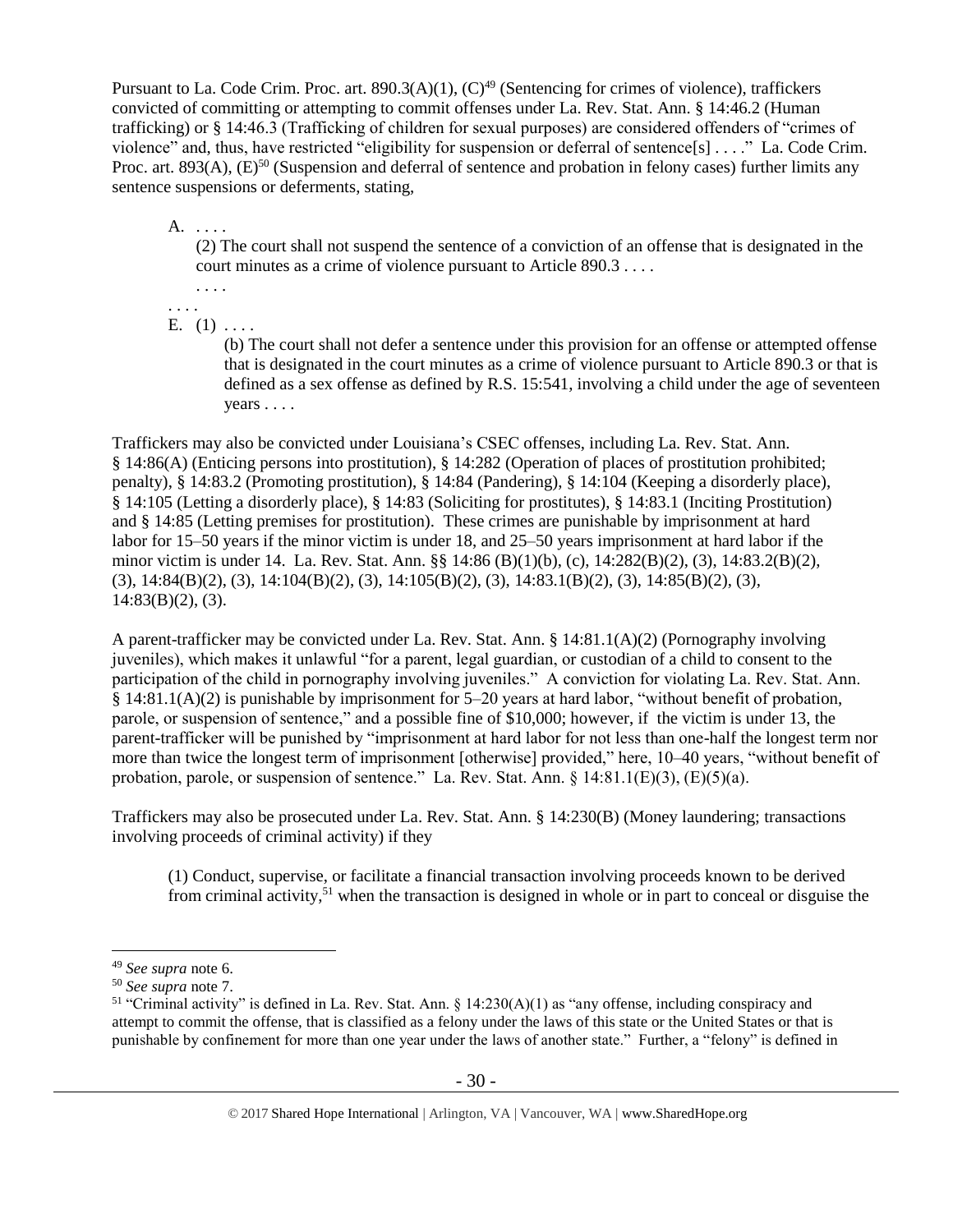Pursuant to La. Code Crim. Proc. art. 890.3(A)(1), (C)[49] (Sentencing for crimes of violence), traffickers convicted of committing or attempting to commit offenses under La. Rev. Stat. Ann. § 14:46.2 (Human trafficking) or § 14:46.3 (Trafficking of children for sexual purposes) are considered offenders of "crimes of violence" and, thus, have restricted "eligibility for suspension or deferral of sentence[s] . . . ." La. Code Crim. Proc. art. 893(A), (E)[50] (Suspension and deferral of sentence and probation in felony cases) further limits any sentence suspensions or deferments, stating,

> A. . . . .
>
> (2) The court shall not suspend the sentence of a conviction of an offense that is designated in the court minutes as a crime of violence pursuant to Article 890.3 . . . .
>
> . . . .
>
> . . . .
>
> E. (1) . . . .
>
> (b) The court shall not defer a sentence under this provision for an offense or attempted offense that is designated in the court minutes as a crime of violence pursuant to Article 890.3 or that is defined as a sex offense as defined by R.S. 15:541, involving a child under the age of seventeen years . . . .

Traffickers may also be convicted under Louisiana's CSEC offenses, including La. Rev. Stat. Ann. § 14:86(A) (Enticing persons into prostitution), § 14:282 (Operation of places of prostitution prohibited; penalty), § 14:83.2 (Promoting prostitution), § 14:84 (Pandering), § 14:104 (Keeping a disorderly place), § 14:105 (Letting a disorderly place), § 14:83 (Soliciting for prostitutes), § 14:83.1 (Inciting Prostitution) and § 14:85 (Letting premises for prostitution). These crimes are punishable by imprisonment at hard labor for 15–50 years if the minor victim is under 18, and 25–50 years imprisonment at hard labor if the minor victim is under 14. La. Rev. Stat. Ann. §§ 14:86 (B)(1)(b), (c), 14:282(B)(2), (3), 14:83.2(B)(2), (3), 14:84(B)(2), (3), 14:104(B)(2), (3), 14:105(B)(2), (3), 14:83.1(B)(2), (3), 14:85(B)(2), (3), 14:83(B)(2), (3).

A parent-trafficker may be convicted under La. Rev. Stat. Ann. § 14:81.1(A)(2) (Pornography involving juveniles), which makes it unlawful "for a parent, legal guardian, or custodian of a child to consent to the participation of the child in pornography involving juveniles." A conviction for violating La. Rev. Stat. Ann. § 14:81.1(A)(2) is punishable by imprisonment for 5–20 years at hard labor, "without benefit of probation, parole, or suspension of sentence," and a possible fine of $10,000; however, if the victim is under 13, the parent-trafficker will be punished by "imprisonment at hard labor for not less than one-half the longest term nor more than twice the longest term of imprisonment [otherwise] provided," here, 10–40 years, "without benefit of probation, parole, or suspension of sentence." La. Rev. Stat. Ann. § 14:81.1(E)(3), (E)(5)(a).

Traffickers may also be prosecuted under La. Rev. Stat. Ann. § 14:230(B) (Money laundering; transactions involving proceeds of criminal activity) if they

> (1) Conduct, supervise, or facilitate a financial transaction involving proceeds known to be derived from criminal activity,[51] when the transaction is designed in whole or in part to conceal or disguise the

---

[49] *See supra* note 6.

[50] *See supra* note 7.

[51] "Criminal activity" is defined in La. Rev. Stat. Ann. § 14:230(A)(1) as "any offense, including conspiracy and attempt to commit the offense, that is classified as a felony under the laws of this state or the United States or that is punishable by confinement for more than one year under the laws of another state." Further, a "felony" is defined in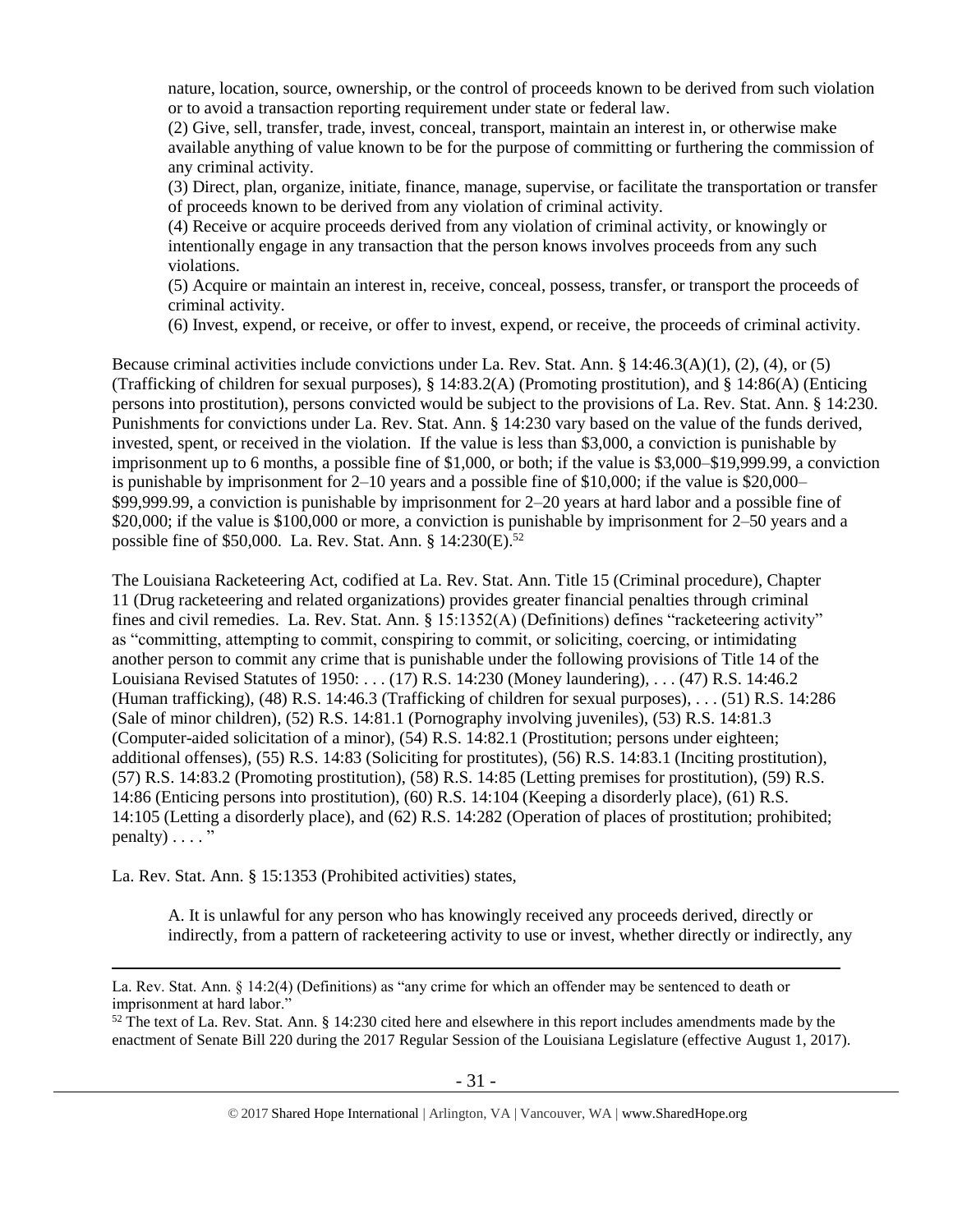nature, location, source, ownership, or the control of proceeds known to be derived from such violation or to avoid a transaction reporting requirement under state or federal law.

(2) Give, sell, transfer, trade, invest, conceal, transport, maintain an interest in, or otherwise make available anything of value known to be for the purpose of committing or furthering the commission of any criminal activity.

(3) Direct, plan, organize, initiate, finance, manage, supervise, or facilitate the transportation or transfer of proceeds known to be derived from any violation of criminal activity.

(4) Receive or acquire proceeds derived from any violation of criminal activity, or knowingly or intentionally engage in any transaction that the person knows involves proceeds from any such violations.

(5) Acquire or maintain an interest in, receive, conceal, possess, transfer, or transport the proceeds of criminal activity.

(6) Invest, expend, or receive, or offer to invest, expend, or receive, the proceeds of criminal activity.

Because criminal activities include convictions under La. Rev. Stat. Ann. § 14:46.3(A)(1), (2), (4), or (5) (Trafficking of children for sexual purposes), § 14:83.2(A) (Promoting prostitution), and § 14:86(A) (Enticing persons into prostitution), persons convicted would be subject to the provisions of La. Rev. Stat. Ann. § 14:230. Punishments for convictions under La. Rev. Stat. Ann. § 14:230 vary based on the value of the funds derived, invested, spent, or received in the violation. If the value is less than $3,000, a conviction is punishable by imprisonment up to 6 months, a possible fine of $1,000, or both; if the value is $3,000–$19,999.99, a conviction is punishable by imprisonment for 2–10 years and a possible fine of $10,000; if the value is $20,000–$99,999.99, a conviction is punishable by imprisonment for 2–20 years at hard labor and a possible fine of $20,000; if the value is $100,000 or more, a conviction is punishable by imprisonment for 2–50 years and a possible fine of $50,000. La. Rev. Stat. Ann. § 14:230(E).[52]

The Louisiana Racketeering Act, codified at La. Rev. Stat. Ann. Title 15 (Criminal procedure), Chapter 11 (Drug racketeering and related organizations) provides greater financial penalties through criminal fines and civil remedies. La. Rev. Stat. Ann. § 15:1352(A) (Definitions) defines "racketeering activity" as "committing, attempting to commit, conspiring to commit, or soliciting, coercing, or intimidating another person to commit any crime that is punishable under the following provisions of Title 14 of the Louisiana Revised Statutes of 1950: . . . (17) R.S. 14:230 (Money laundering), . . . (47) R.S. 14:46.2 (Human trafficking), (48) R.S. 14:46.3 (Trafficking of children for sexual purposes), . . . (51) R.S. 14:286 (Sale of minor children), (52) R.S. 14:81.1 (Pornography involving juveniles), (53) R.S. 14:81.3 (Computer-aided solicitation of a minor), (54) R.S. 14:82.1 (Prostitution; persons under eighteen; additional offenses), (55) R.S. 14:83 (Soliciting for prostitutes), (56) R.S. 14:83.1 (Inciting prostitution), (57) R.S. 14:83.2 (Promoting prostitution), (58) R.S. 14:85 (Letting premises for prostitution), (59) R.S. 14:86 (Enticing persons into prostitution), (60) R.S. 14:104 (Keeping a disorderly place), (61) R.S. 14:105 (Letting a disorderly place), and (62) R.S. 14:282 (Operation of places of prostitution; prohibited; penalty) . . . . "

La. Rev. Stat. Ann. § 15:1353 (Prohibited activities) states,

A. It is unlawful for any person who has knowingly received any proceeds derived, directly or indirectly, from a pattern of racketeering activity to use or invest, whether directly or indirectly, any

---

La. Rev. Stat. Ann. § 14:2(4) (Definitions) as "any crime for which an offender may be sentenced to death or imprisonment at hard labor."

[52] The text of La. Rev. Stat. Ann. § 14:230 cited here and elsewhere in this report includes amendments made by the enactment of Senate Bill 220 during the 2017 Regular Session of the Louisiana Legislature (effective August 1, 2017).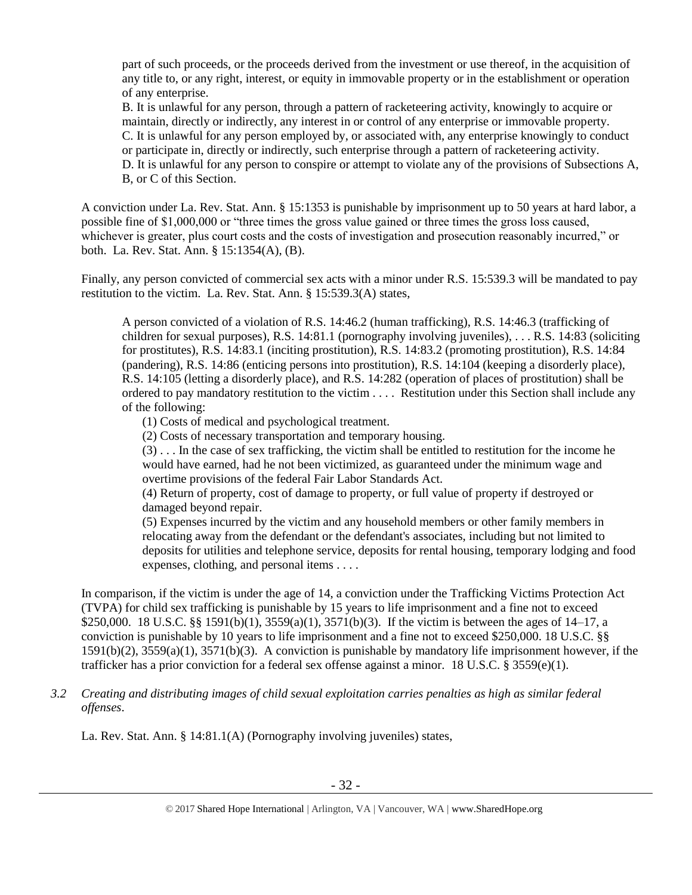> part of such proceeds, or the proceeds derived from the investment or use thereof, in the acquisition of any title to, or any right, interest, or equity in immovable property or in the establishment or operation of any enterprise.
> B. It is unlawful for any person, through a pattern of racketeering activity, knowingly to acquire or maintain, directly or indirectly, any interest in or control of any enterprise or immovable property.
> C. It is unlawful for any person employed by, or associated with, any enterprise knowingly to conduct or participate in, directly or indirectly, such enterprise through a pattern of racketeering activity.
> D. It is unlawful for any person to conspire or attempt to violate any of the provisions of Subsections A, B, or C of this Section.

A conviction under La. Rev. Stat. Ann. § 15:1353 is punishable by imprisonment up to 50 years at hard labor, a possible fine of $1,000,000 or "three times the gross value gained or three times the gross loss caused, whichever is greater, plus court costs and the costs of investigation and prosecution reasonably incurred," or both. La. Rev. Stat. Ann. § 15:1354(A), (B).

Finally, any person convicted of commercial sex acts with a minor under R.S. 15:539.3 will be mandated to pay restitution to the victim. La. Rev. Stat. Ann. § 15:539.3(A) states,

> A person convicted of a violation of R.S. 14:46.2 (human trafficking), R.S. 14:46.3 (trafficking of children for sexual purposes), R.S. 14:81.1 (pornography involving juveniles), . . . R.S. 14:83 (soliciting for prostitutes), R.S. 14:83.1 (inciting prostitution), R.S. 14:83.2 (promoting prostitution), R.S. 14:84 (pandering), R.S. 14:86 (enticing persons into prostitution), R.S. 14:104 (keeping a disorderly place), R.S. 14:105 (letting a disorderly place), and R.S. 14:282 (operation of places of prostitution) shall be ordered to pay mandatory restitution to the victim . . . . Restitution under this Section shall include any of the following:
>
> (1) Costs of medical and psychological treatment.
>
> (2) Costs of necessary transportation and temporary housing.
>
> (3) . . . In the case of sex trafficking, the victim shall be entitled to restitution for the income he would have earned, had he not been victimized, as guaranteed under the minimum wage and overtime provisions of the federal Fair Labor Standards Act.
>
> (4) Return of property, cost of damage to property, or full value of property if destroyed or damaged beyond repair.
>
> (5) Expenses incurred by the victim and any household members or other family members in relocating away from the defendant or the defendant's associates, including but not limited to deposits for utilities and telephone service, deposits for rental housing, temporary lodging and food expenses, clothing, and personal items . . . .

In comparison, if the victim is under the age of 14, a conviction under the Trafficking Victims Protection Act (TVPA) for child sex trafficking is punishable by 15 years to life imprisonment and a fine not to exceed $250,000. 18 U.S.C. §§ 1591(b)(1), 3559(a)(1), 3571(b)(3). If the victim is between the ages of 14–17, a conviction is punishable by 10 years to life imprisonment and a fine not to exceed $250,000. 18 U.S.C. §§ 1591(b)(2), 3559(a)(1), 3571(b)(3). A conviction is punishable by mandatory life imprisonment however, if the trafficker has a prior conviction for a federal sex offense against a minor. 18 U.S.C. § 3559(e)(1).

*3.2 Creating and distributing images of child sexual exploitation carries penalties as high as similar federal offenses.*

La. Rev. Stat. Ann. § 14:81.1(A) (Pornography involving juveniles) states,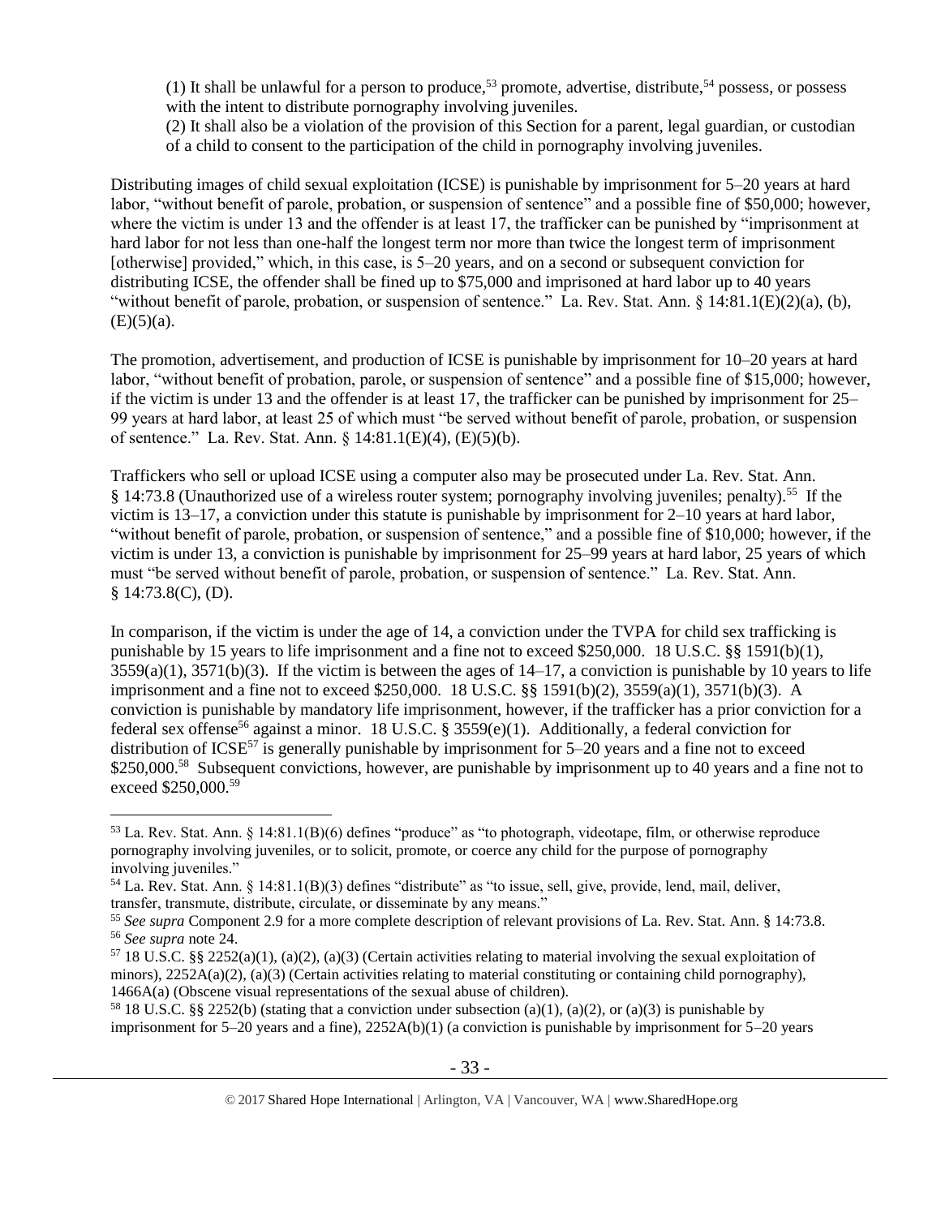(1) It shall be unlawful for a person to produce,[53] promote, advertise, distribute,[54] possess, or possess with the intent to distribute pornography involving juveniles.

(2) It shall also be a violation of the provision of this Section for a parent, legal guardian, or custodian of a child to consent to the participation of the child in pornography involving juveniles.

Distributing images of child sexual exploitation (ICSE) is punishable by imprisonment for 5–20 years at hard labor, "without benefit of parole, probation, or suspension of sentence" and a possible fine of $50,000; however, where the victim is under 13 and the offender is at least 17, the trafficker can be punished by "imprisonment at hard labor for not less than one-half the longest term nor more than twice the longest term of imprisonment [otherwise] provided," which, in this case, is 5–20 years, and on a second or subsequent conviction for distributing ICSE, the offender shall be fined up to $75,000 and imprisoned at hard labor up to 40 years "without benefit of parole, probation, or suspension of sentence." La. Rev. Stat. Ann. § 14:81.1(E)(2)(a), (b), (E)(5)(a).

The promotion, advertisement, and production of ICSE is punishable by imprisonment for 10–20 years at hard labor, "without benefit of probation, parole, or suspension of sentence" and a possible fine of $15,000; however, if the victim is under 13 and the offender is at least 17, the trafficker can be punished by imprisonment for 25–99 years at hard labor, at least 25 of which must "be served without benefit of parole, probation, or suspension of sentence." La. Rev. Stat. Ann. § 14:81.1(E)(4), (E)(5)(b).

Traffickers who sell or upload ICSE using a computer also may be prosecuted under La. Rev. Stat. Ann. § 14:73.8 (Unauthorized use of a wireless router system; pornography involving juveniles; penalty).[55] If the victim is 13–17, a conviction under this statute is punishable by imprisonment for 2–10 years at hard labor, "without benefit of parole, probation, or suspension of sentence," and a possible fine of $10,000; however, if the victim is under 13, a conviction is punishable by imprisonment for 25–99 years at hard labor, 25 years of which must "be served without benefit of parole, probation, or suspension of sentence." La. Rev. Stat. Ann. § 14:73.8(C), (D).

In comparison, if the victim is under the age of 14, a conviction under the TVPA for child sex trafficking is punishable by 15 years to life imprisonment and a fine not to exceed $250,000. 18 U.S.C. §§ 1591(b)(1), 3559(a)(1), 3571(b)(3). If the victim is between the ages of 14–17, a conviction is punishable by 10 years to life imprisonment and a fine not to exceed $250,000. 18 U.S.C. §§ 1591(b)(2), 3559(a)(1), 3571(b)(3). A conviction is punishable by mandatory life imprisonment, however, if the trafficker has a prior conviction for a federal sex offense[56] against a minor. 18 U.S.C. § 3559(e)(1). Additionally, a federal conviction for distribution of ICSE[57] is generally punishable by imprisonment for 5–20 years and a fine not to exceed $250,000.[58] Subsequent convictions, however, are punishable by imprisonment up to 40 years and a fine not to exceed $250,000.[59]

---

[53] La. Rev. Stat. Ann. § 14:81.1(B)(6) defines "produce" as "to photograph, videotape, film, or otherwise reproduce pornography involving juveniles, or to solicit, promote, or coerce any child for the purpose of pornography involving juveniles."

[54] La. Rev. Stat. Ann. § 14:81.1(B)(3) defines "distribute" as "to issue, sell, give, provide, lend, mail, deliver, transfer, transmute, distribute, circulate, or disseminate by any means."

[55] *See supra* Component 2.9 for a more complete description of relevant provisions of La. Rev. Stat. Ann. § 14:73.8.

[56] *See supra* note 24.

[57] 18 U.S.C. §§ 2252(a)(1), (a)(2), (a)(3) (Certain activities relating to material involving the sexual exploitation of minors), 2252A(a)(2), (a)(3) (Certain activities relating to material constituting or containing child pornography), 1466A(a) (Obscene visual representations of the sexual abuse of children).

[58] 18 U.S.C. §§ 2252(b) (stating that a conviction under subsection (a)(1), (a)(2), or (a)(3) is punishable by imprisonment for 5–20 years and a fine), 2252A(b)(1) (a conviction is punishable by imprisonment for 5–20 years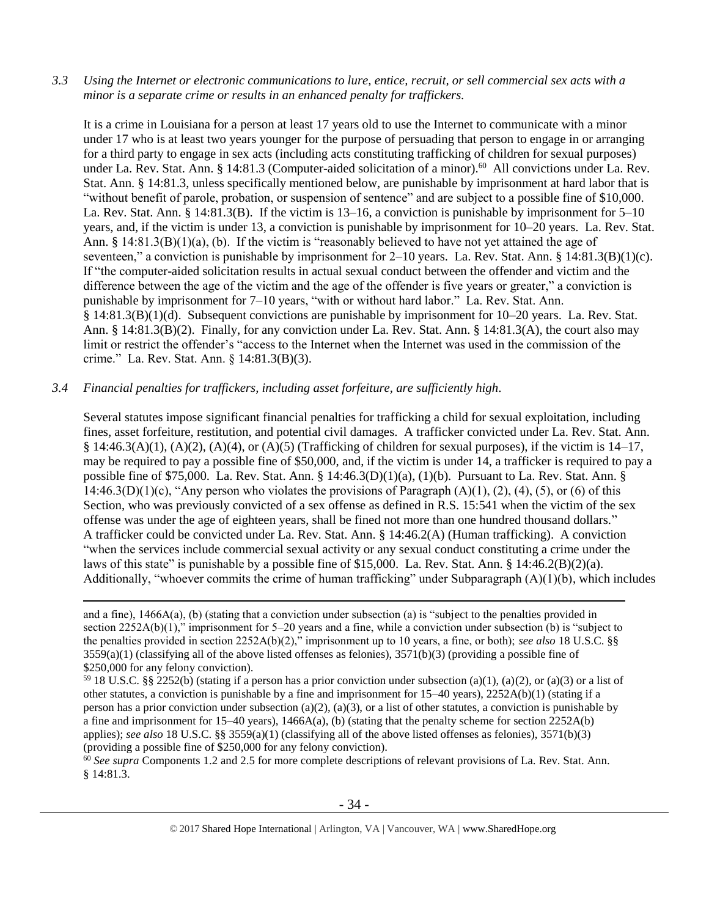*3.3 Using the Internet or electronic communications to lure, entice, recruit, or sell commercial sex acts with a minor is a separate crime or results in an enhanced penalty for traffickers.*

It is a crime in Louisiana for a person at least 17 years old to use the Internet to communicate with a minor under 17 who is at least two years younger for the purpose of persuading that person to engage in or arranging for a third party to engage in sex acts (including acts constituting trafficking of children for sexual purposes) under La. Rev. Stat. Ann. § 14:81.3 (Computer-aided solicitation of a minor).[60] All convictions under La. Rev. Stat. Ann. § 14:81.3, unless specifically mentioned below, are punishable by imprisonment at hard labor that is "without benefit of parole, probation, or suspension of sentence" and are subject to a possible fine of $10,000. La. Rev. Stat. Ann. § 14:81.3(B). If the victim is 13–16, a conviction is punishable by imprisonment for 5–10 years, and, if the victim is under 13, a conviction is punishable by imprisonment for 10–20 years. La. Rev. Stat. Ann. § 14:81.3(B)(1)(a), (b). If the victim is "reasonably believed to have not yet attained the age of seventeen," a conviction is punishable by imprisonment for 2–10 years. La. Rev. Stat. Ann. § 14:81.3(B)(1)(c). If "the computer-aided solicitation results in actual sexual conduct between the offender and victim and the difference between the age of the victim and the age of the offender is five years or greater," a conviction is punishable by imprisonment for 7–10 years, "with or without hard labor." La. Rev. Stat. Ann. § 14:81.3(B)(1)(d). Subsequent convictions are punishable by imprisonment for 10–20 years. La. Rev. Stat. Ann. § 14:81.3(B)(2). Finally, for any conviction under La. Rev. Stat. Ann. § 14:81.3(A), the court also may limit or restrict the offender's "access to the Internet when the Internet was used in the commission of the crime." La. Rev. Stat. Ann. § 14:81.3(B)(3).

*3.4 Financial penalties for traffickers, including asset forfeiture, are sufficiently high.*

Several statutes impose significant financial penalties for trafficking a child for sexual exploitation, including fines, asset forfeiture, restitution, and potential civil damages. A trafficker convicted under La. Rev. Stat. Ann. § 14:46.3(A)(1), (A)(2), (A)(4), or (A)(5) (Trafficking of children for sexual purposes), if the victim is 14–17, may be required to pay a possible fine of $50,000, and, if the victim is under 14, a trafficker is required to pay a possible fine of $75,000. La. Rev. Stat. Ann. § 14:46.3(D)(1)(a), (1)(b). Pursuant to La. Rev. Stat. Ann. § 14:46.3(D)(1)(c), "Any person who violates the provisions of Paragraph (A)(1), (2), (4), (5), or (6) of this Section, who was previously convicted of a sex offense as defined in R.S. 15:541 when the victim of the sex offense was under the age of eighteen years, shall be fined not more than one hundred thousand dollars." A trafficker could be convicted under La. Rev. Stat. Ann. § 14:46.2(A) (Human trafficking). A conviction "when the services include commercial sexual activity or any sexual conduct constituting a crime under the laws of this state" is punishable by a possible fine of $15,000. La. Rev. Stat. Ann. § 14:46.2(B)(2)(a). Additionally, "whoever commits the crime of human trafficking" under Subparagraph (A)(1)(b), which includes

---

and a fine), 1466A(a), (b) (stating that a conviction under subsection (a) is "subject to the penalties provided in section 2252A(b)(1)," imprisonment for 5–20 years and a fine, while a conviction under subsection (b) is "subject to the penalties provided in section 2252A(b)(2)," imprisonment up to 10 years, a fine, or both); *see also* 18 U.S.C. §§ 3559(a)(1) (classifying all of the above listed offenses as felonies), 3571(b)(3) (providing a possible fine of $250,000 for any felony conviction).

[59] 18 U.S.C. §§ 2252(b) (stating if a person has a prior conviction under subsection (a)(1), (a)(2), or (a)(3) or a list of other statutes, a conviction is punishable by a fine and imprisonment for 15–40 years), 2252A(b)(1) (stating if a person has a prior conviction under subsection (a)(2), (a)(3), or a list of other statutes, a conviction is punishable by a fine and imprisonment for 15–40 years), 1466A(a), (b) (stating that the penalty scheme for section 2252A(b) applies); *see also* 18 U.S.C. §§ 3559(a)(1) (classifying all of the above listed offenses as felonies), 3571(b)(3) (providing a possible fine of $250,000 for any felony conviction).

[60] *See supra* Components 1.2 and 2.5 for more complete descriptions of relevant provisions of La. Rev. Stat. Ann. § 14:81.3.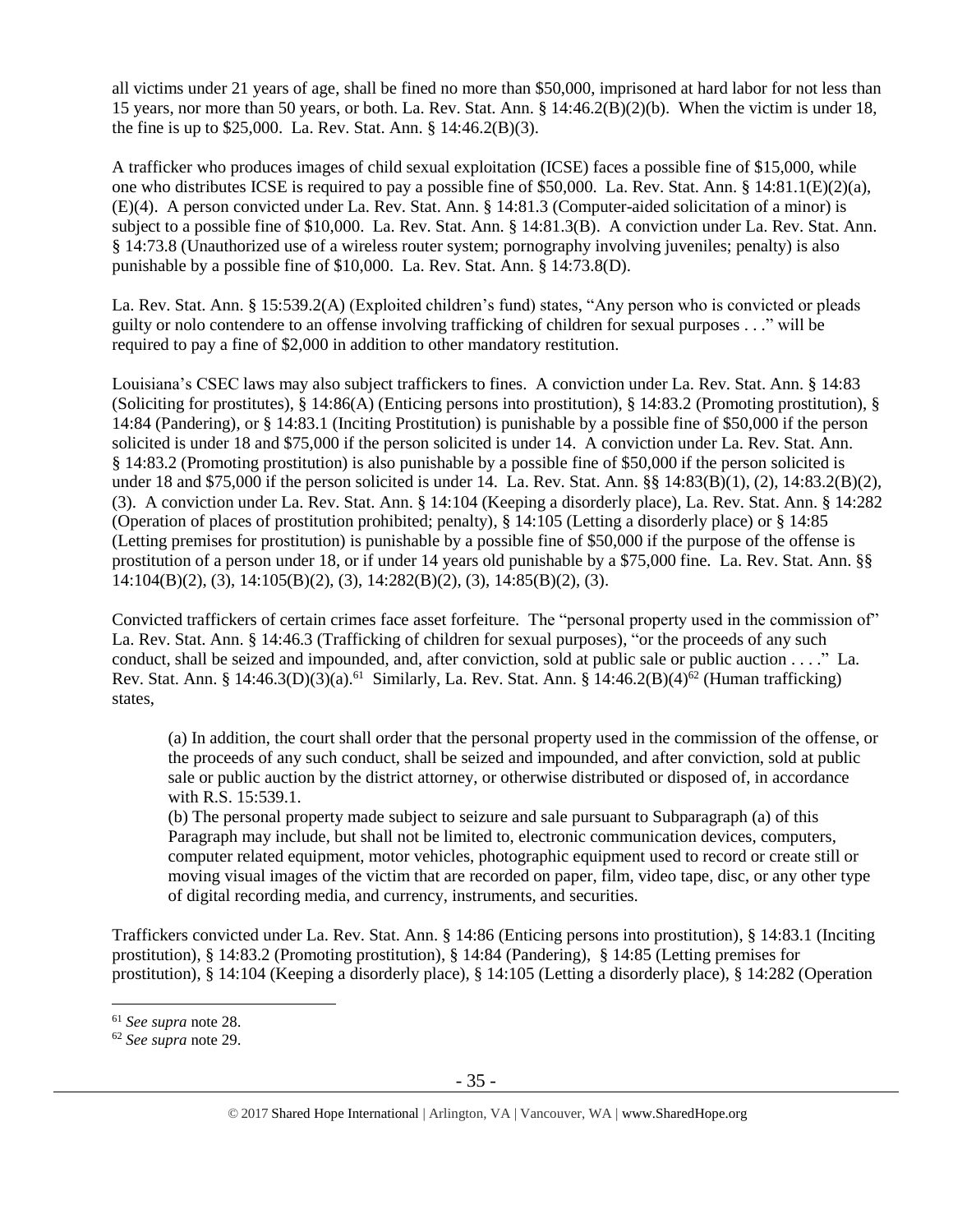all victims under 21 years of age, shall be fined no more than $50,000, imprisoned at hard labor for not less than 15 years, nor more than 50 years, or both. La. Rev. Stat. Ann. § 14:46.2(B)(2)(b). When the victim is under 18, the fine is up to $25,000. La. Rev. Stat. Ann. § 14:46.2(B)(3).

A trafficker who produces images of child sexual exploitation (ICSE) faces a possible fine of $15,000, while one who distributes ICSE is required to pay a possible fine of $50,000. La. Rev. Stat. Ann. § 14:81.1(E)(2)(a), (E)(4). A person convicted under La. Rev. Stat. Ann. § 14:81.3 (Computer-aided solicitation of a minor) is subject to a possible fine of $10,000. La. Rev. Stat. Ann. § 14:81.3(B). A conviction under La. Rev. Stat. Ann. § 14:73.8 (Unauthorized use of a wireless router system; pornography involving juveniles; penalty) is also punishable by a possible fine of $10,000. La. Rev. Stat. Ann. § 14:73.8(D).

La. Rev. Stat. Ann. § 15:539.2(A) (Exploited children's fund) states, "Any person who is convicted or pleads guilty or nolo contendere to an offense involving trafficking of children for sexual purposes . . ." will be required to pay a fine of $2,000 in addition to other mandatory restitution.

Louisiana's CSEC laws may also subject traffickers to fines. A conviction under La. Rev. Stat. Ann. § 14:83 (Soliciting for prostitutes), § 14:86(A) (Enticing persons into prostitution), § 14:83.2 (Promoting prostitution), § 14:84 (Pandering), or § 14:83.1 (Inciting Prostitution) is punishable by a possible fine of $50,000 if the person solicited is under 18 and $75,000 if the person solicited is under 14. A conviction under La. Rev. Stat. Ann. § 14:83.2 (Promoting prostitution) is also punishable by a possible fine of $50,000 if the person solicited is under 18 and $75,000 if the person solicited is under 14. La. Rev. Stat. Ann. §§ 14:83(B)(1), (2), 14:83.2(B)(2), (3). A conviction under La. Rev. Stat. Ann. § 14:104 (Keeping a disorderly place), La. Rev. Stat. Ann. § 14:282 (Operation of places of prostitution prohibited; penalty), § 14:105 (Letting a disorderly place) or § 14:85 (Letting premises for prostitution) is punishable by a possible fine of $50,000 if the purpose of the offense is prostitution of a person under 18, or if under 14 years old punishable by a $75,000 fine. La. Rev. Stat. Ann. §§ 14:104(B)(2), (3), 14:105(B)(2), (3), 14:282(B)(2), (3), 14:85(B)(2), (3).

Convicted traffickers of certain crimes face asset forfeiture. The "personal property used in the commission of" La. Rev. Stat. Ann. § 14:46.3 (Trafficking of children for sexual purposes), "or the proceeds of any such conduct, shall be seized and impounded, and, after conviction, sold at public sale or public auction . . . ." La. Rev. Stat. Ann. § 14:46.3(D)(3)(a).[61] Similarly, La. Rev. Stat. Ann. § 14:46.2(B)(4)[62] (Human trafficking) states,

> (a) In addition, the court shall order that the personal property used in the commission of the offense, or the proceeds of any such conduct, shall be seized and impounded, and after conviction, sold at public sale or public auction by the district attorney, or otherwise distributed or disposed of, in accordance with R.S. 15:539.1.
>
> (b) The personal property made subject to seizure and sale pursuant to Subparagraph (a) of this Paragraph may include, but shall not be limited to, electronic communication devices, computers, computer related equipment, motor vehicles, photographic equipment used to record or create still or moving visual images of the victim that are recorded on paper, film, video tape, disc, or any other type of digital recording media, and currency, instruments, and securities.

Traffickers convicted under La. Rev. Stat. Ann. § 14:86 (Enticing persons into prostitution), § 14:83.1 (Inciting prostitution), § 14:83.2 (Promoting prostitution), § 14:84 (Pandering), § 14:85 (Letting premises for prostitution), § 14:104 (Keeping a disorderly place), § 14:105 (Letting a disorderly place), § 14:282 (Operation

---

[61] *See supra* note 28.

[62] *See supra* note 29.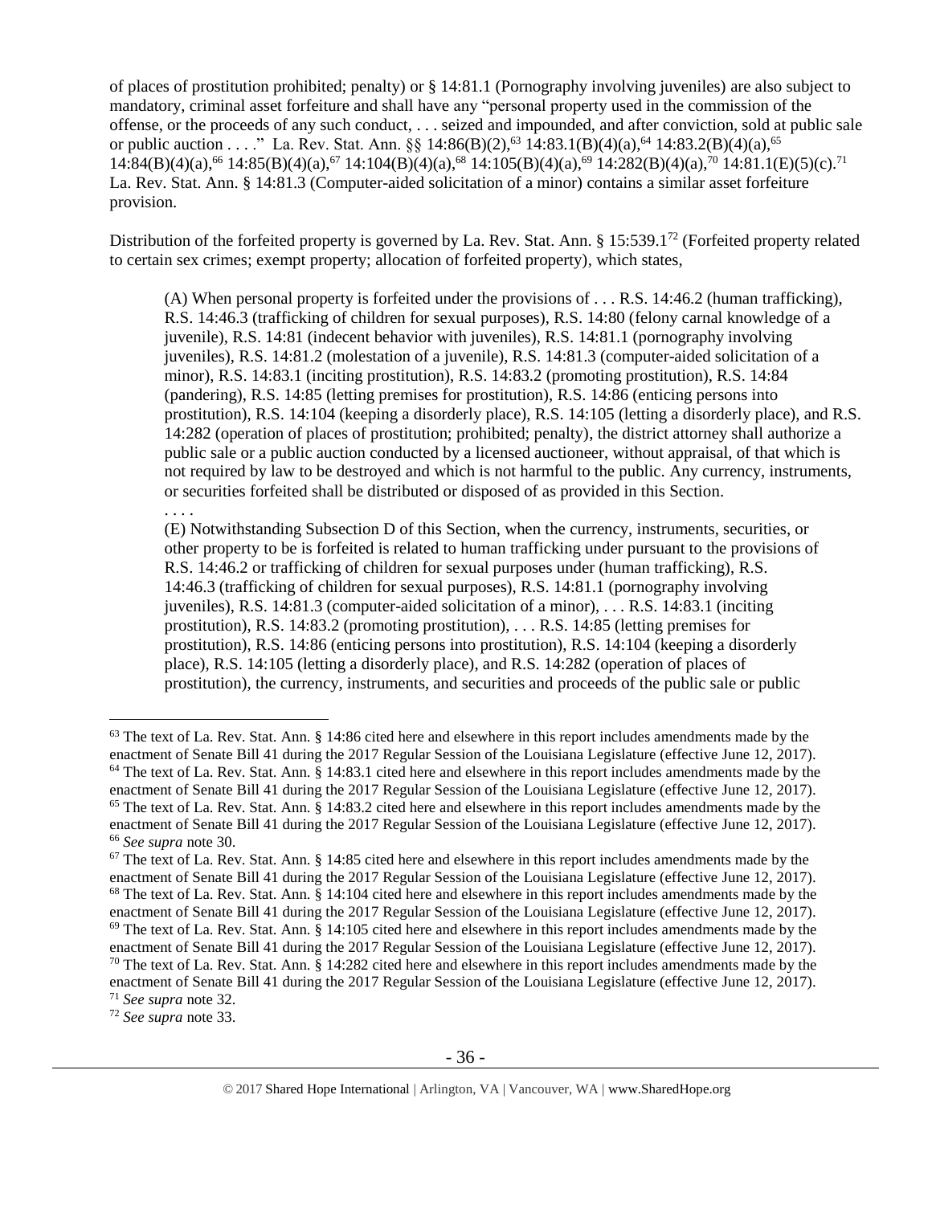of places of prostitution prohibited; penalty) or § 14:81.1 (Pornography involving juveniles) are also subject to mandatory, criminal asset forfeiture and shall have any "personal property used in the commission of the offense, or the proceeds of any such conduct, . . . seized and impounded, and after conviction, sold at public sale or public auction . . . ." La. Rev. Stat. Ann. §§ 14:86(B)(2),[63] 14:83.1(B)(4)(a),[64] 14:83.2(B)(4)(a),[65] 14:84(B)(4)(a),[66] 14:85(B)(4)(a),[67] 14:104(B)(4)(a),[68] 14:105(B)(4)(a),[69] 14:282(B)(4)(a),[70] 14:81.1(E)(5)(c).[71] La. Rev. Stat. Ann. § 14:81.3 (Computer-aided solicitation of a minor) contains a similar asset forfeiture provision.

Distribution of the forfeited property is governed by La. Rev. Stat. Ann. § 15:539.1[72] (Forfeited property related to certain sex crimes; exempt property; allocation of forfeited property), which states,

> (A) When personal property is forfeited under the provisions of . . . R.S. 14:46.2 (human trafficking), R.S. 14:46.3 (trafficking of children for sexual purposes), R.S. 14:80 (felony carnal knowledge of a juvenile), R.S. 14:81 (indecent behavior with juveniles), R.S. 14:81.1 (pornography involving juveniles), R.S. 14:81.2 (molestation of a juvenile), R.S. 14:81.3 (computer-aided solicitation of a minor), R.S. 14:83.1 (inciting prostitution), R.S. 14:83.2 (promoting prostitution), R.S. 14:84 (pandering), R.S. 14:85 (letting premises for prostitution), R.S. 14:86 (enticing persons into prostitution), R.S. 14:104 (keeping a disorderly place), R.S. 14:105 (letting a disorderly place), and R.S. 14:282 (operation of places of prostitution; prohibited; penalty), the district attorney shall authorize a public sale or a public auction conducted by a licensed auctioneer, without appraisal, of that which is not required by law to be destroyed and which is not harmful to the public. Any currency, instruments, or securities forfeited shall be distributed or disposed of as provided in this Section.
>
> . . . .
>
> (E) Notwithstanding Subsection D of this Section, when the currency, instruments, securities, or other property to be is forfeited is related to human trafficking under pursuant to the provisions of R.S. 14:46.2 or trafficking of children for sexual purposes under (human trafficking), R.S. 14:46.3 (trafficking of children for sexual purposes), R.S. 14:81.1 (pornography involving juveniles), R.S. 14:81.3 (computer-aided solicitation of a minor), . . . R.S. 14:83.1 (inciting prostitution), R.S. 14:83.2 (promoting prostitution), . . . R.S. 14:85 (letting premises for prostitution), R.S. 14:86 (enticing persons into prostitution), R.S. 14:104 (keeping a disorderly place), R.S. 14:105 (letting a disorderly place), and R.S. 14:282 (operation of places of prostitution), the currency, instruments, and securities and proceeds of the public sale or public

---

[63] The text of La. Rev. Stat. Ann. § 14:86 cited here and elsewhere in this report includes amendments made by the enactment of Senate Bill 41 during the 2017 Regular Session of the Louisiana Legislature (effective June 12, 2017).
[64] The text of La. Rev. Stat. Ann. § 14:83.1 cited here and elsewhere in this report includes amendments made by the enactment of Senate Bill 41 during the 2017 Regular Session of the Louisiana Legislature (effective June 12, 2017).
[65] The text of La. Rev. Stat. Ann. § 14:83.2 cited here and elsewhere in this report includes amendments made by the enactment of Senate Bill 41 during the 2017 Regular Session of the Louisiana Legislature (effective June 12, 2017).
[66] *See supra* note 30.
[67] The text of La. Rev. Stat. Ann. § 14:85 cited here and elsewhere in this report includes amendments made by the enactment of Senate Bill 41 during the 2017 Regular Session of the Louisiana Legislature (effective June 12, 2017).
[68] The text of La. Rev. Stat. Ann. § 14:104 cited here and elsewhere in this report includes amendments made by the enactment of Senate Bill 41 during the 2017 Regular Session of the Louisiana Legislature (effective June 12, 2017).
[69] The text of La. Rev. Stat. Ann. § 14:105 cited here and elsewhere in this report includes amendments made by the enactment of Senate Bill 41 during the 2017 Regular Session of the Louisiana Legislature (effective June 12, 2017).
[70] The text of La. Rev. Stat. Ann. § 14:282 cited here and elsewhere in this report includes amendments made by the enactment of Senate Bill 41 during the 2017 Regular Session of the Louisiana Legislature (effective June 12, 2017).
[71] *See supra* note 32.
[72] *See supra* note 33.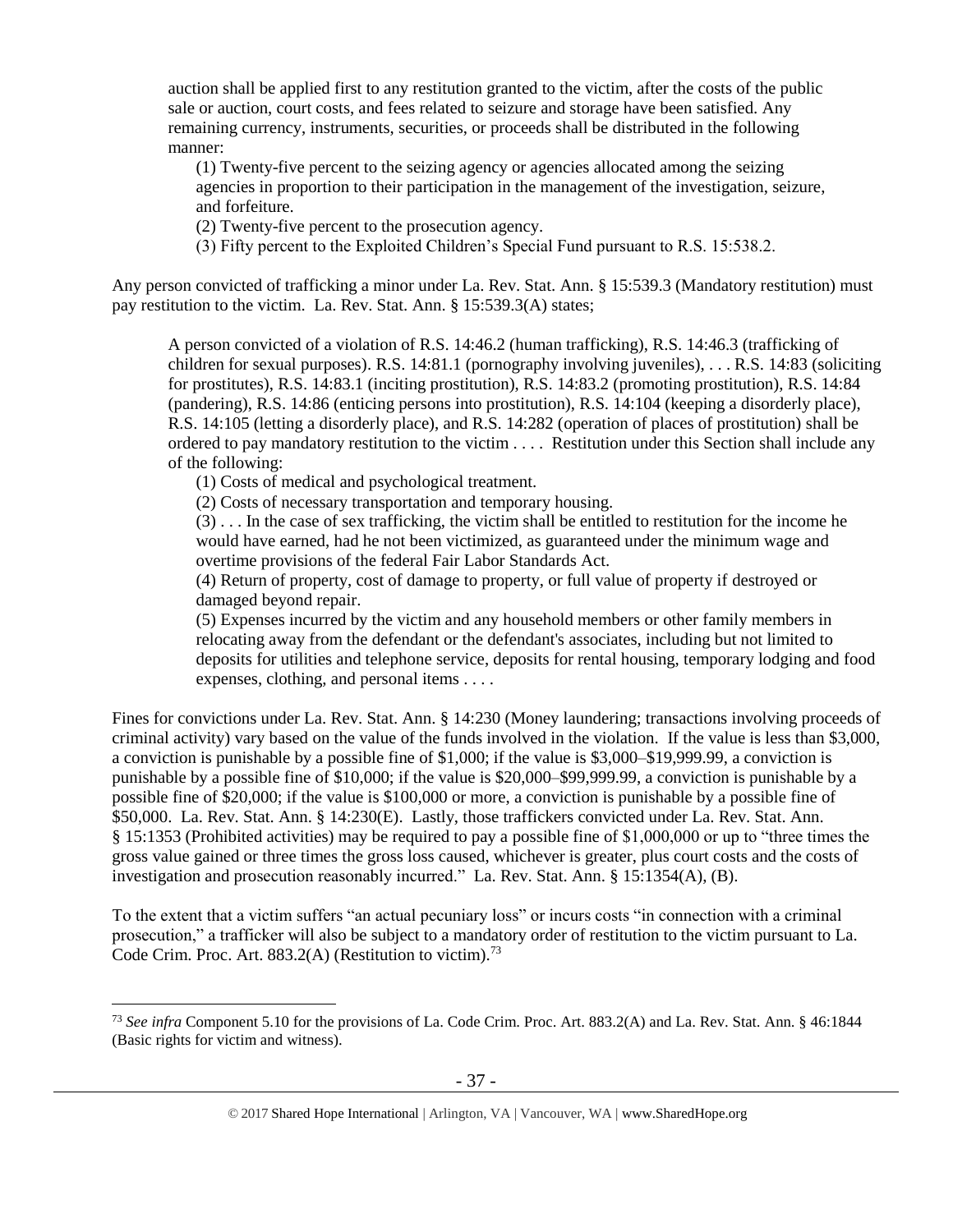auction shall be applied first to any restitution granted to the victim, after the costs of the public sale or auction, court costs, and fees related to seizure and storage have been satisfied. Any remaining currency, instruments, securities, or proceeds shall be distributed in the following manner:

> (1) Twenty-five percent to the seizing agency or agencies allocated among the seizing agencies in proportion to their participation in the management of the investigation, seizure, and forfeiture.
>
> (2) Twenty-five percent to the prosecution agency.
>
> (3) Fifty percent to the Exploited Children's Special Fund pursuant to R.S. 15:538.2.

Any person convicted of trafficking a minor under La. Rev. Stat. Ann. § 15:539.3 (Mandatory restitution) must pay restitution to the victim. La. Rev. Stat. Ann. § 15:539.3(A) states;

> A person convicted of a violation of R.S. 14:46.2 (human trafficking), R.S. 14:46.3 (trafficking of children for sexual purposes). R.S. 14:81.1 (pornography involving juveniles), . . . R.S. 14:83 (soliciting for prostitutes), R.S. 14:83.1 (inciting prostitution), R.S. 14:83.2 (promoting prostitution), R.S. 14:84 (pandering), R.S. 14:86 (enticing persons into prostitution), R.S. 14:104 (keeping a disorderly place), R.S. 14:105 (letting a disorderly place), and R.S. 14:282 (operation of places of prostitution) shall be ordered to pay mandatory restitution to the victim . . . . Restitution under this Section shall include any of the following:
>
> (1) Costs of medical and psychological treatment.
>
> (2) Costs of necessary transportation and temporary housing.
>
> (3) . . . In the case of sex trafficking, the victim shall be entitled to restitution for the income he would have earned, had he not been victimized, as guaranteed under the minimum wage and overtime provisions of the federal Fair Labor Standards Act.
>
> (4) Return of property, cost of damage to property, or full value of property if destroyed or damaged beyond repair.
>
> (5) Expenses incurred by the victim and any household members or other family members in relocating away from the defendant or the defendant's associates, including but not limited to deposits for utilities and telephone service, deposits for rental housing, temporary lodging and food expenses, clothing, and personal items . . . .

Fines for convictions under La. Rev. Stat. Ann. § 14:230 (Money laundering; transactions involving proceeds of criminal activity) vary based on the value of the funds involved in the violation. If the value is less than $3,000, a conviction is punishable by a possible fine of $1,000; if the value is $3,000–$19,999.99, a conviction is punishable by a possible fine of $10,000; if the value is $20,000–$99,999.99, a conviction is punishable by a possible fine of $20,000; if the value is $100,000 or more, a conviction is punishable by a possible fine of $50,000. La. Rev. Stat. Ann. § 14:230(E). Lastly, those traffickers convicted under La. Rev. Stat. Ann. § 15:1353 (Prohibited activities) may be required to pay a possible fine of $1,000,000 or up to "three times the gross value gained or three times the gross loss caused, whichever is greater, plus court costs and the costs of investigation and prosecution reasonably incurred." La. Rev. Stat. Ann. § 15:1354(A), (B).

To the extent that a victim suffers "an actual pecuniary loss" or incurs costs "in connection with a criminal prosecution," a trafficker will also be subject to a mandatory order of restitution to the victim pursuant to La. Code Crim. Proc. Art. 883.2(A) (Restitution to victim).[73]

[73] *See infra* Component 5.10 for the provisions of La. Code Crim. Proc. Art. 883.2(A) and La. Rev. Stat. Ann. § 46:1844 (Basic rights for victim and witness).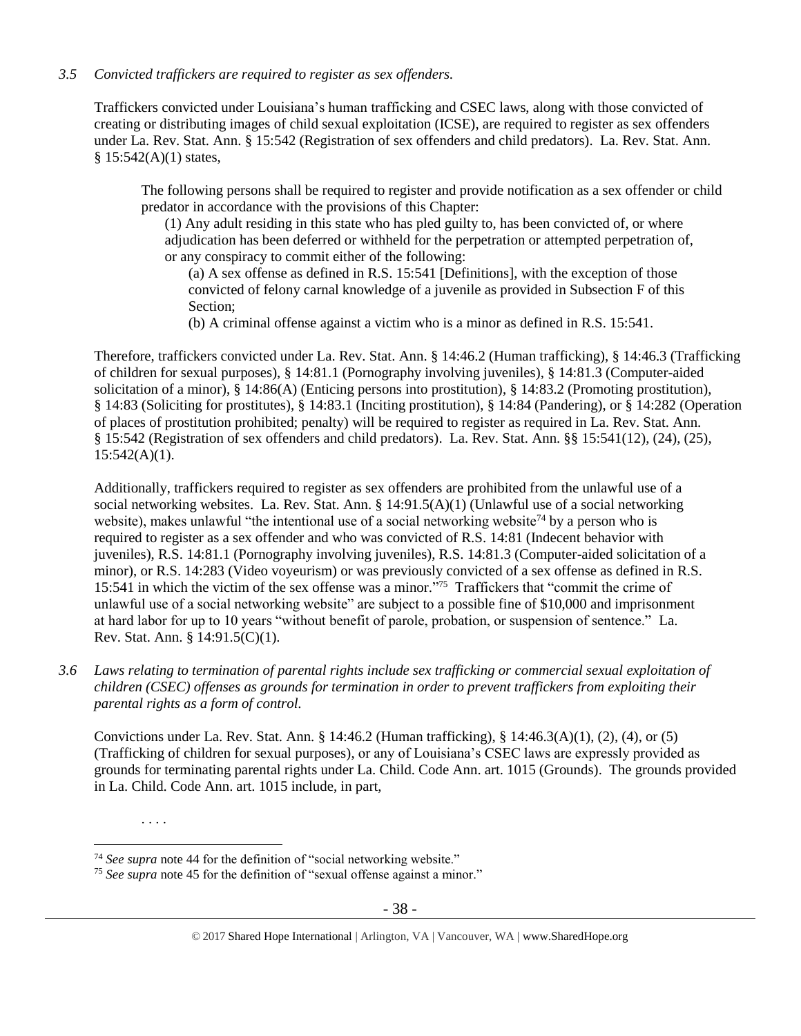*3.5 Convicted traffickers are required to register as sex offenders.*

Traffickers convicted under Louisiana's human trafficking and CSEC laws, along with those convicted of creating or distributing images of child sexual exploitation (ICSE), are required to register as sex offenders under La. Rev. Stat. Ann. § 15:542 (Registration of sex offenders and child predators). La. Rev. Stat. Ann. § 15:542(A)(1) states,

> The following persons shall be required to register and provide notification as a sex offender or child predator in accordance with the provisions of this Chapter:
>
> (1) Any adult residing in this state who has pled guilty to, has been convicted of, or where adjudication has been deferred or withheld for the perpetration or attempted perpetration of, or any conspiracy to commit either of the following:
>
> (a) A sex offense as defined in R.S. 15:541 [Definitions], with the exception of those convicted of felony carnal knowledge of a juvenile as provided in Subsection F of this Section;
>
> (b) A criminal offense against a victim who is a minor as defined in R.S. 15:541.

Therefore, traffickers convicted under La. Rev. Stat. Ann. § 14:46.2 (Human trafficking), § 14:46.3 (Trafficking of children for sexual purposes), § 14:81.1 (Pornography involving juveniles), § 14:81.3 (Computer-aided solicitation of a minor), § 14:86(A) (Enticing persons into prostitution), § 14:83.2 (Promoting prostitution), § 14:83 (Soliciting for prostitutes), § 14:83.1 (Inciting prostitution), § 14:84 (Pandering), or § 14:282 (Operation of places of prostitution prohibited; penalty) will be required to register as required in La. Rev. Stat. Ann. § 15:542 (Registration of sex offenders and child predators). La. Rev. Stat. Ann. §§ 15:541(12), (24), (25), 15:542(A)(1).

Additionally, traffickers required to register as sex offenders are prohibited from the unlawful use of a social networking websites. La. Rev. Stat. Ann. § 14:91.5(A)(1) (Unlawful use of a social networking website), makes unlawful "the intentional use of a social networking website[74] by a person who is required to register as a sex offender and who was convicted of R.S. 14:81 (Indecent behavior with juveniles), R.S. 14:81.1 (Pornography involving juveniles), R.S. 14:81.3 (Computer-aided solicitation of a minor), or R.S. 14:283 (Video voyeurism) or was previously convicted of a sex offense as defined in R.S. 15:541 in which the victim of the sex offense was a minor."[75] Traffickers that "commit the crime of unlawful use of a social networking website" are subject to a possible fine of $10,000 and imprisonment at hard labor for up to 10 years "without benefit of parole, probation, or suspension of sentence." La. Rev. Stat. Ann. § 14:91.5(C)(1).

*3.6 Laws relating to termination of parental rights include sex trafficking or commercial sexual exploitation of children (CSEC) offenses as grounds for termination in order to prevent traffickers from exploiting their parental rights as a form of control.*

Convictions under La. Rev. Stat. Ann. § 14:46.2 (Human trafficking), § 14:46.3(A)(1), (2), (4), or (5) (Trafficking of children for sexual purposes), or any of Louisiana's CSEC laws are expressly provided as grounds for terminating parental rights under La. Child. Code Ann. art. 1015 (Grounds). The grounds provided in La. Child. Code Ann. art. 1015 include, in part,

> . . . .

---

[74] *See supra* note 44 for the definition of "social networking website."

[75] *See supra* note 45 for the definition of "sexual offense against a minor."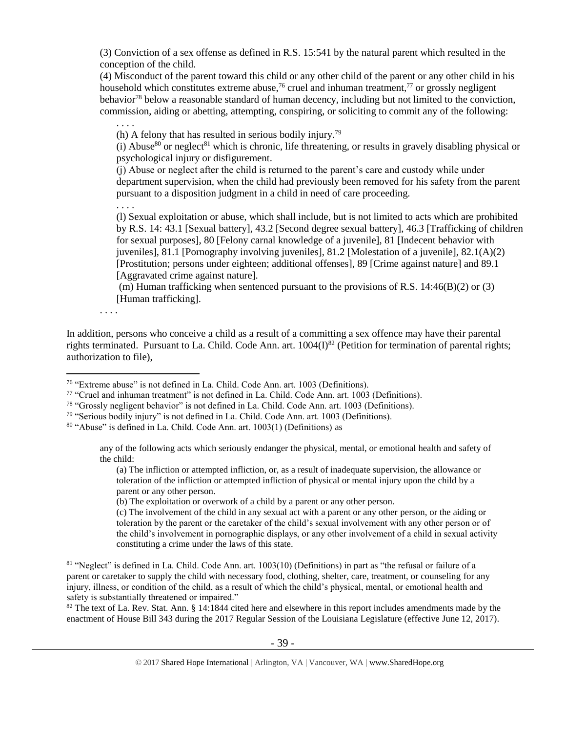(3) Conviction of a sex offense as defined in R.S. 15:541 by the natural parent which resulted in the conception of the child.

(4) Misconduct of the parent toward this child or any other child of the parent or any other child in his household which constitutes extreme abuse,[76] cruel and inhuman treatment,[77] or grossly negligent behavior[78] below a reasonable standard of human decency, including but not limited to the conviction, commission, aiding or abetting, attempting, conspiring, or soliciting to commit any of the following:

> . . . .
>
> (h) A felony that has resulted in serious bodily injury.[79]
>
> (i) Abuse[80] or neglect[81] which is chronic, life threatening, or results in gravely disabling physical or psychological injury or disfigurement.
>
> (j) Abuse or neglect after the child is returned to the parent's care and custody while under department supervision, when the child had previously been removed for his safety from the parent pursuant to a disposition judgment in a child in need of care proceeding.
>
> . . . .
>
> (l) Sexual exploitation or abuse, which shall include, but is not limited to acts which are prohibited by R.S. 14: 43.1 [Sexual battery], 43.2 [Second degree sexual battery], 46.3 [Trafficking of children for sexual purposes], 80 [Felony carnal knowledge of a juvenile], 81 [Indecent behavior with juveniles], 81.1 [Pornography involving juveniles], 81.2 [Molestation of a juvenile], 82.1(A)(2) [Prostitution; persons under eighteen; additional offenses], 89 [Crime against nature] and 89.1 [Aggravated crime against nature].
>
> (m) Human trafficking when sentenced pursuant to the provisions of R.S. 14:46(B)(2) or (3) [Human trafficking].

. . . .

In addition, persons who conceive a child as a result of a committing a sex offence may have their parental rights terminated. Pursuant to La. Child. Code Ann. art. 1004(I)[82] (Petition for termination of parental rights; authorization to file),

---

[76] "Extreme abuse" is not defined in La. Child. Code Ann. art. 1003 (Definitions).

[77] "Cruel and inhuman treatment" is not defined in La. Child. Code Ann. art. 1003 (Definitions).

[78] "Grossly negligent behavior" is not defined in La. Child. Code Ann. art. 1003 (Definitions).

[79] "Serious bodily injury" is not defined in La. Child. Code Ann. art. 1003 (Definitions).

[80] "Abuse" is defined in La. Child. Code Ann. art. 1003(1) (Definitions) as

> any of the following acts which seriously endanger the physical, mental, or emotional health and safety of the child:
>
> (a) The infliction or attempted infliction, or, as a result of inadequate supervision, the allowance or toleration of the infliction or attempted infliction of physical or mental injury upon the child by a parent or any other person.
>
> (b) The exploitation or overwork of a child by a parent or any other person.
>
> (c) The involvement of the child in any sexual act with a parent or any other person, or the aiding or toleration by the parent or the caretaker of the child's sexual involvement with any other person or of the child's involvement in pornographic displays, or any other involvement of a child in sexual activity constituting a crime under the laws of this state.

[81] "Neglect" is defined in La. Child. Code Ann. art. 1003(10) (Definitions) in part as "the refusal or failure of a parent or caretaker to supply the child with necessary food, clothing, shelter, care, treatment, or counseling for any injury, illness, or condition of the child, as a result of which the child's physical, mental, or emotional health and safety is substantially threatened or impaired."

[82] The text of La. Rev. Stat. Ann. § 14:1844 cited here and elsewhere in this report includes amendments made by the enactment of House Bill 343 during the 2017 Regular Session of the Louisiana Legislature (effective June 12, 2017).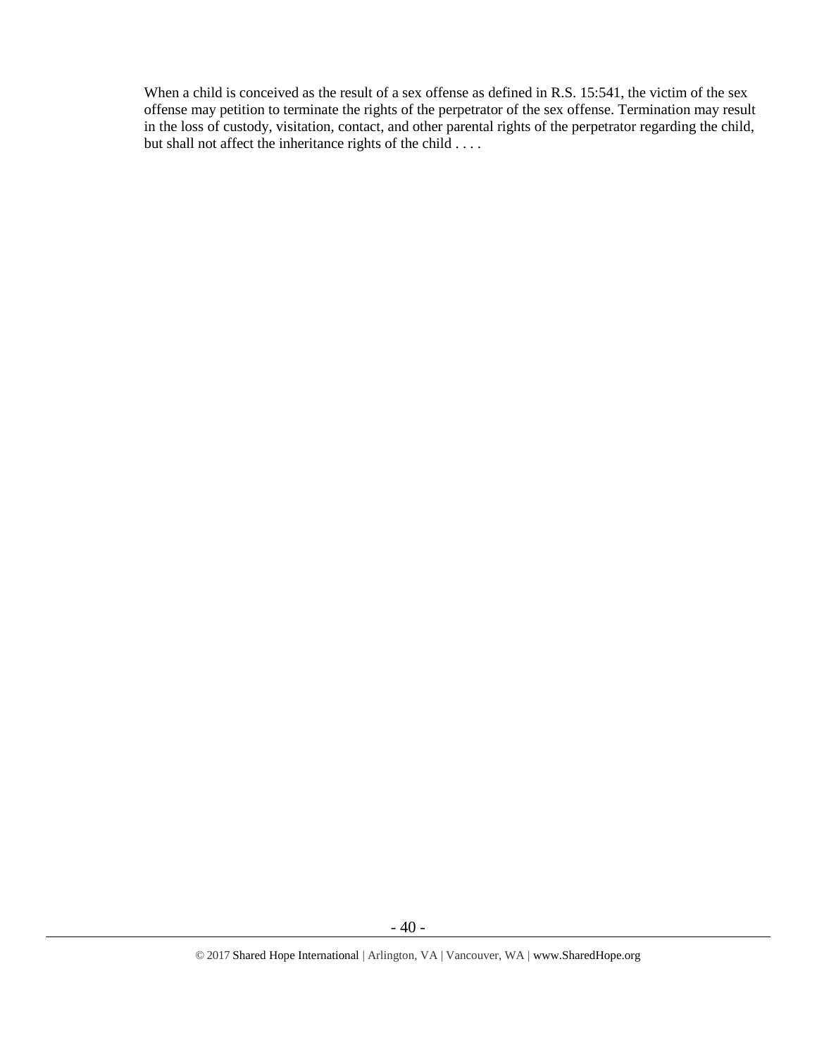When a child is conceived as the result of a sex offense as defined in R.S. 15:541, the victim of the sex offense may petition to terminate the rights of the perpetrator of the sex offense. Termination may result in the loss of custody, visitation, contact, and other parental rights of the perpetrator regarding the child, but shall not affect the inheritance rights of the child . . . .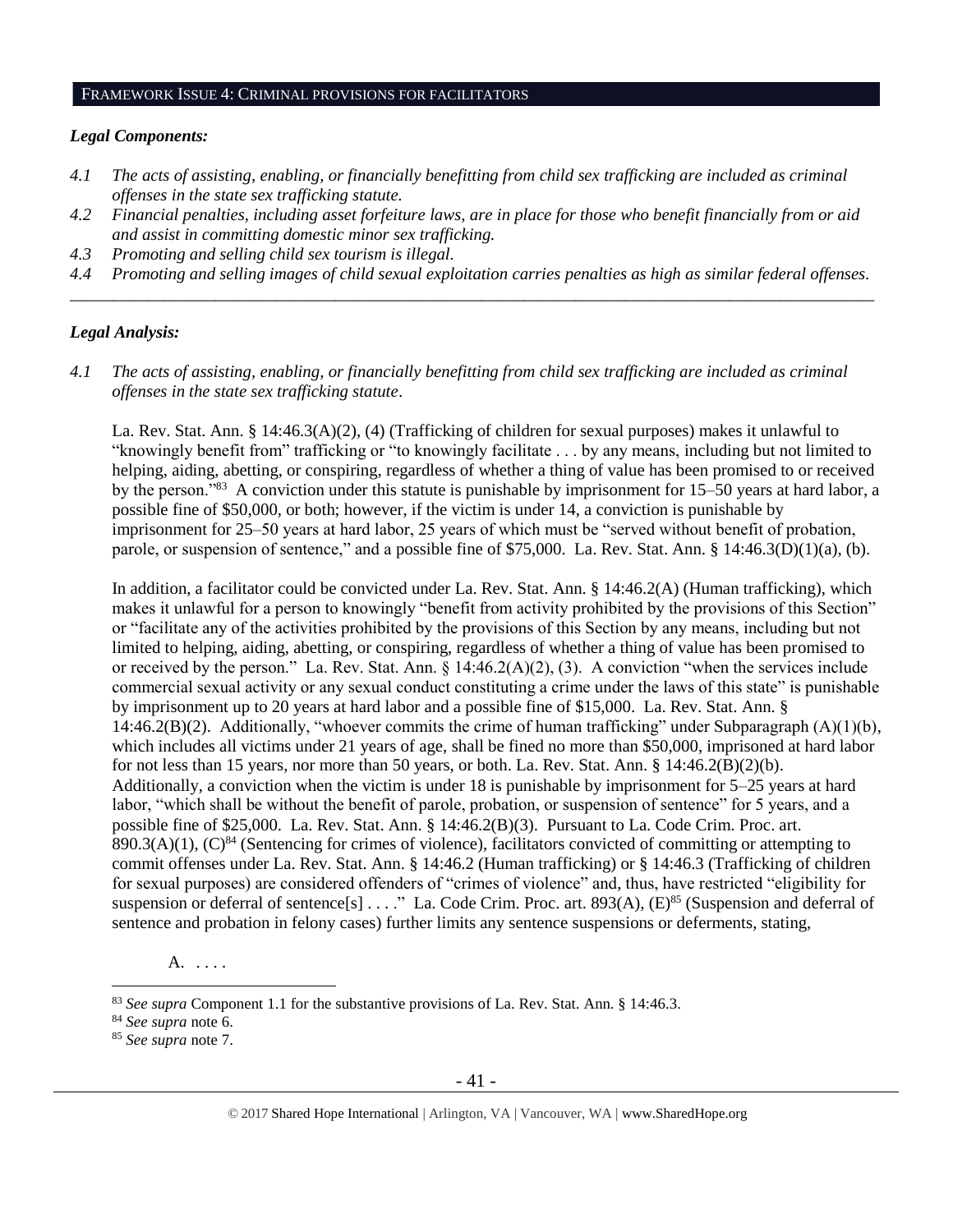## FRAMEWORK ISSUE 4: CRIMINAL PROVISIONS FOR FACILITATORS

### *Legal Components:*

*4.1 The acts of assisting, enabling, or financially benefitting from child sex trafficking are included as criminal offenses in the state sex trafficking statute.*

*4.2 Financial penalties, including asset forfeiture laws, are in place for those who benefit financially from or aid and assist in committing domestic minor sex trafficking.*

*4.3 Promoting and selling child sex tourism is illegal.*

*4.4 Promoting and selling images of child sexual exploitation carries penalties as high as similar federal offenses.*

---

### *Legal Analysis:*

*4.1 The acts of assisting, enabling, or financially benefitting from child sex trafficking are included as criminal offenses in the state sex trafficking statute*.

La. Rev. Stat. Ann. § 14:46.3(A)(2), (4) (Trafficking of children for sexual purposes) makes it unlawful to "knowingly benefit from" trafficking or "to knowingly facilitate . . . by any means, including but not limited to helping, aiding, abetting, or conspiring, regardless of whether a thing of value has been promised to or received by the person."[83] A conviction under this statute is punishable by imprisonment for 15–50 years at hard labor, a possible fine of $50,000, or both; however, if the victim is under 14, a conviction is punishable by imprisonment for 25–50 years at hard labor, 25 years of which must be "served without benefit of probation, parole, or suspension of sentence," and a possible fine of $75,000. La. Rev. Stat. Ann. § 14:46.3(D)(1)(a), (b).

In addition, a facilitator could be convicted under La. Rev. Stat. Ann. § 14:46.2(A) (Human trafficking), which makes it unlawful for a person to knowingly "benefit from activity prohibited by the provisions of this Section" or "facilitate any of the activities prohibited by the provisions of this Section by any means, including but not limited to helping, aiding, abetting, or conspiring, regardless of whether a thing of value has been promised to or received by the person." La. Rev. Stat. Ann. § 14:46.2(A)(2), (3). A conviction "when the services include commercial sexual activity or any sexual conduct constituting a crime under the laws of this state" is punishable by imprisonment up to 20 years at hard labor and a possible fine of $15,000. La. Rev. Stat. Ann. § 14:46.2(B)(2). Additionally, "whoever commits the crime of human trafficking" under Subparagraph (A)(1)(b), which includes all victims under 21 years of age, shall be fined no more than $50,000, imprisoned at hard labor for not less than 15 years, nor more than 50 years, or both. La. Rev. Stat. Ann. § 14:46.2(B)(2)(b). Additionally, a conviction when the victim is under 18 is punishable by imprisonment for 5–25 years at hard labor, "which shall be without the benefit of parole, probation, or suspension of sentence" for 5 years, and a possible fine of $25,000. La. Rev. Stat. Ann. § 14:46.2(B)(3). Pursuant to La. Code Crim. Proc. art. 890.3(A)(1), (C)[84] (Sentencing for crimes of violence), facilitators convicted of committing or attempting to commit offenses under La. Rev. Stat. Ann. § 14:46.2 (Human trafficking) or § 14:46.3 (Trafficking of children for sexual purposes) are considered offenders of "crimes of violence" and, thus, have restricted "eligibility for suspension or deferral of sentence[s] . . . ." La. Code Crim. Proc. art. 893(A), (E)[85] (Suspension and deferral of sentence and probation in felony cases) further limits any sentence suspensions or deferments, stating,

A. . . . .

---

[83] *See supra* Component 1.1 for the substantive provisions of La. Rev. Stat. Ann. § 14:46.3.

[84] *See supra* note 6.

[85] *See supra* note 7.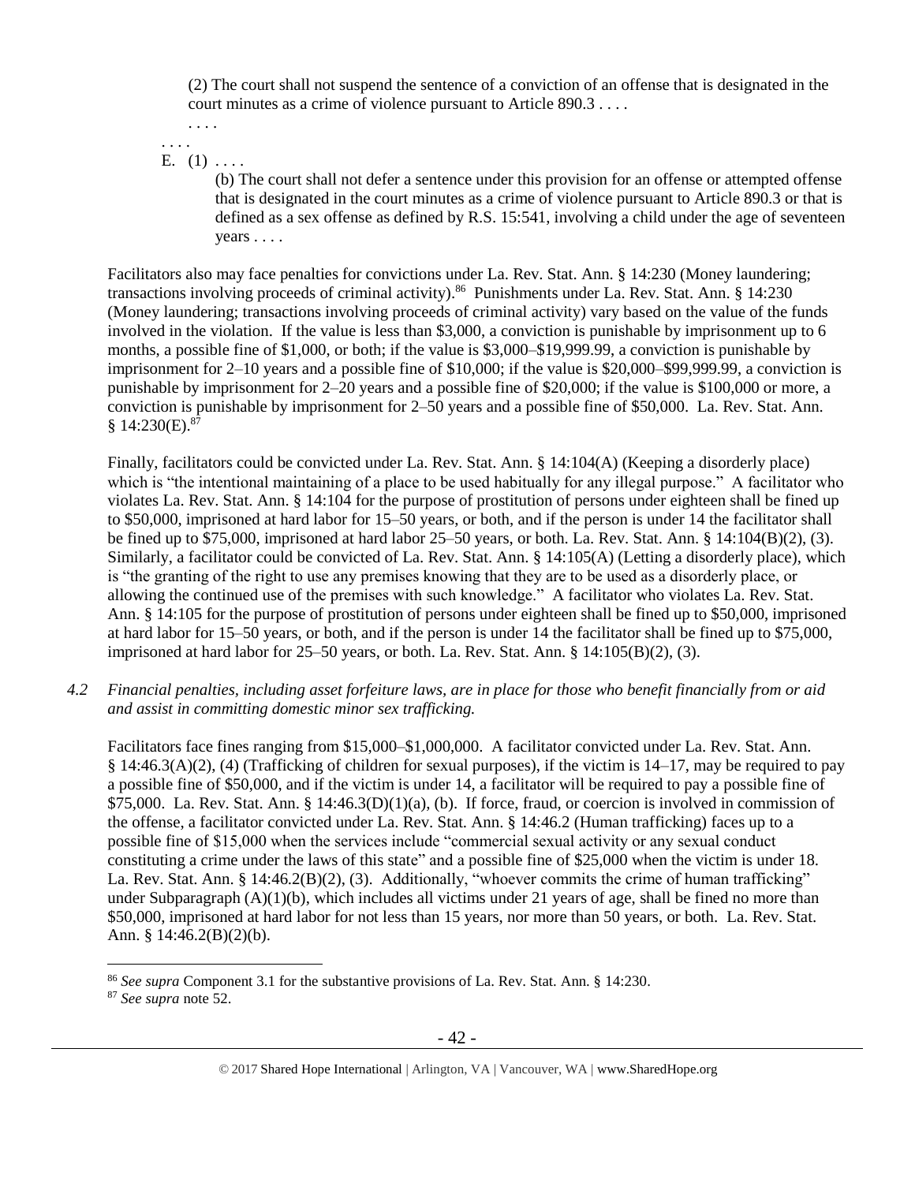> (2) The court shall not suspend the sentence of a conviction of an offense that is designated in the court minutes as a crime of violence pursuant to Article 890.3 . . . .
>
> . . . .
>
> . . . .
>
> E. (1) . . . .
>
> (b) The court shall not defer a sentence under this provision for an offense or attempted offense that is designated in the court minutes as a crime of violence pursuant to Article 890.3 or that is defined as a sex offense as defined by R.S. 15:541, involving a child under the age of seventeen years . . . .

Facilitators also may face penalties for convictions under La. Rev. Stat. Ann. § 14:230 (Money laundering; transactions involving proceeds of criminal activity).[86] Punishments under La. Rev. Stat. Ann. § 14:230 (Money laundering; transactions involving proceeds of criminal activity) vary based on the value of the funds involved in the violation. If the value is less than $3,000, a conviction is punishable by imprisonment up to 6 months, a possible fine of $1,000, or both; if the value is $3,000–$19,999.99, a conviction is punishable by imprisonment for 2–10 years and a possible fine of $10,000; if the value is $20,000–$99,999.99, a conviction is punishable by imprisonment for 2–20 years and a possible fine of $20,000; if the value is $100,000 or more, a conviction is punishable by imprisonment for 2–50 years and a possible fine of $50,000. La. Rev. Stat. Ann. § 14:230(E).[87]

Finally, facilitators could be convicted under La. Rev. Stat. Ann. § 14:104(A) (Keeping a disorderly place) which is "the intentional maintaining of a place to be used habitually for any illegal purpose." A facilitator who violates La. Rev. Stat. Ann. § 14:104 for the purpose of prostitution of persons under eighteen shall be fined up to $50,000, imprisoned at hard labor for 15–50 years, or both, and if the person is under 14 the facilitator shall be fined up to $75,000, imprisoned at hard labor 25–50 years, or both. La. Rev. Stat. Ann. § 14:104(B)(2), (3). Similarly, a facilitator could be convicted of La. Rev. Stat. Ann. § 14:105(A) (Letting a disorderly place), which is "the granting of the right to use any premises knowing that they are to be used as a disorderly place, or allowing the continued use of the premises with such knowledge." A facilitator who violates La. Rev. Stat. Ann. § 14:105 for the purpose of prostitution of persons under eighteen shall be fined up to $50,000, imprisoned at hard labor for 15–50 years, or both, and if the person is under 14 the facilitator shall be fined up to $75,000, imprisoned at hard labor for 25–50 years, or both. La. Rev. Stat. Ann. § 14:105(B)(2), (3).

*4.2 Financial penalties, including asset forfeiture laws, are in place for those who benefit financially from or aid and assist in committing domestic minor sex trafficking.*

Facilitators face fines ranging from $15,000–$1,000,000. A facilitator convicted under La. Rev. Stat. Ann. § 14:46.3(A)(2), (4) (Trafficking of children for sexual purposes), if the victim is 14–17, may be required to pay a possible fine of $50,000, and if the victim is under 14, a facilitator will be required to pay a possible fine of $75,000. La. Rev. Stat. Ann. § 14:46.3(D)(1)(a), (b). If force, fraud, or coercion is involved in commission of the offense, a facilitator convicted under La. Rev. Stat. Ann. § 14:46.2 (Human trafficking) faces up to a possible fine of $15,000 when the services include "commercial sexual activity or any sexual conduct constituting a crime under the laws of this state" and a possible fine of $25,000 when the victim is under 18. La. Rev. Stat. Ann. § 14:46.2(B)(2), (3). Additionally, "whoever commits the crime of human trafficking" under Subparagraph (A)(1)(b), which includes all victims under 21 years of age, shall be fined no more than $50,000, imprisoned at hard labor for not less than 15 years, nor more than 50 years, or both. La. Rev. Stat. Ann. § 14:46.2(B)(2)(b).

---

[86] *See supra* Component 3.1 for the substantive provisions of La. Rev. Stat. Ann. § 14:230.

[87] *See supra* note 52.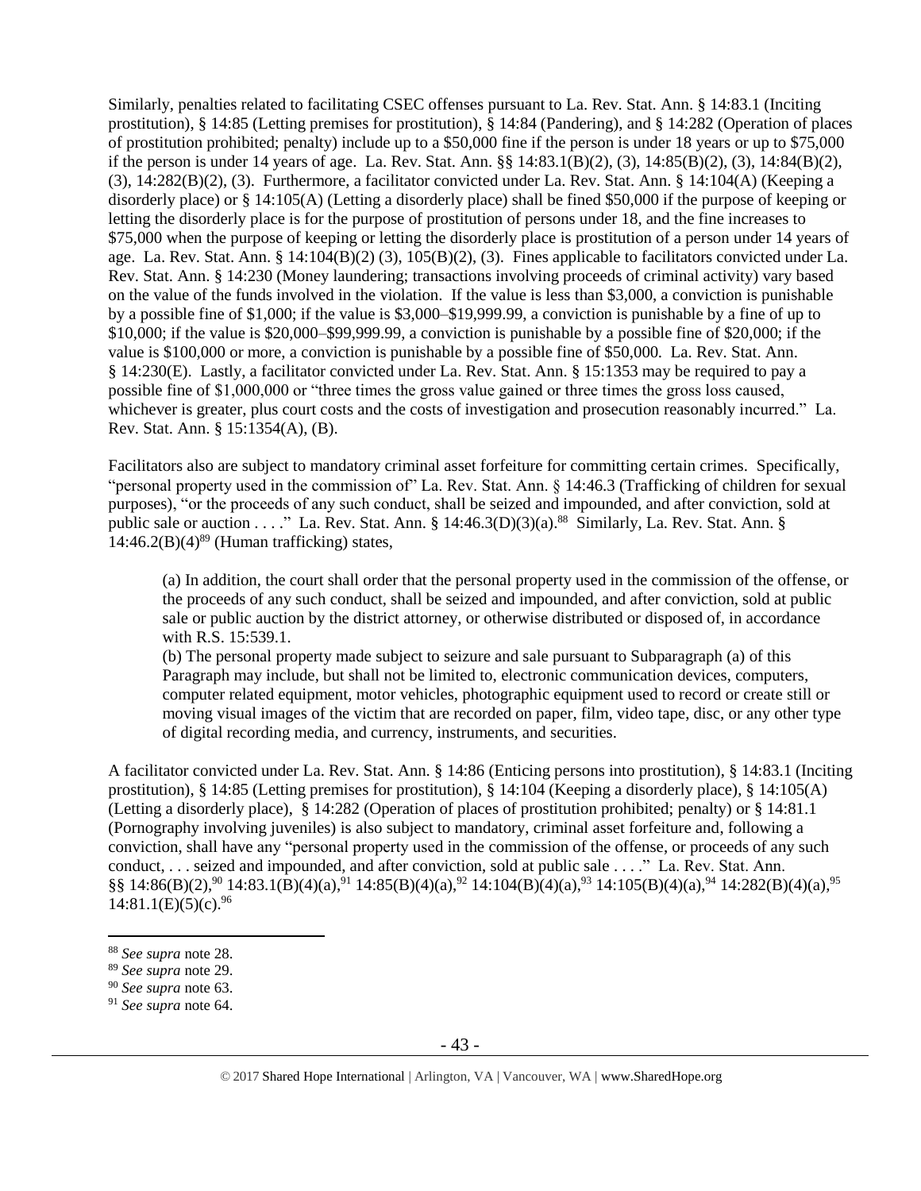Similarly, penalties related to facilitating CSEC offenses pursuant to La. Rev. Stat. Ann. § 14:83.1 (Inciting prostitution), § 14:85 (Letting premises for prostitution), § 14:84 (Pandering), and § 14:282 (Operation of places of prostitution prohibited; penalty) include up to a $50,000 fine if the person is under 18 years or up to $75,000 if the person is under 14 years of age. La. Rev. Stat. Ann. §§ 14:83.1(B)(2), (3), 14:85(B)(2), (3), 14:84(B)(2), (3), 14:282(B)(2), (3). Furthermore, a facilitator convicted under La. Rev. Stat. Ann. § 14:104(A) (Keeping a disorderly place) or § 14:105(A) (Letting a disorderly place) shall be fined $50,000 if the purpose of keeping or letting the disorderly place is for the purpose of prostitution of persons under 18, and the fine increases to $75,000 when the purpose of keeping or letting the disorderly place is prostitution of a person under 14 years of age. La. Rev. Stat. Ann. § 14:104(B)(2) (3), 105(B)(2), (3). Fines applicable to facilitators convicted under La. Rev. Stat. Ann. § 14:230 (Money laundering; transactions involving proceeds of criminal activity) vary based on the value of the funds involved in the violation. If the value is less than $3,000, a conviction is punishable by a possible fine of $1,000; if the value is $3,000–$19,999.99, a conviction is punishable by a fine of up to $10,000; if the value is $20,000–$99,999.99, a conviction is punishable by a possible fine of $20,000; if the value is $100,000 or more, a conviction is punishable by a possible fine of $50,000. La. Rev. Stat. Ann. § 14:230(E). Lastly, a facilitator convicted under La. Rev. Stat. Ann. § 15:1353 may be required to pay a possible fine of $1,000,000 or "three times the gross value gained or three times the gross loss caused, whichever is greater, plus court costs and the costs of investigation and prosecution reasonably incurred." La. Rev. Stat. Ann. § 15:1354(A), (B).

Facilitators also are subject to mandatory criminal asset forfeiture for committing certain crimes. Specifically, "personal property used in the commission of" La. Rev. Stat. Ann. § 14:46.3 (Trafficking of children for sexual purposes), "or the proceeds of any such conduct, shall be seized and impounded, and after conviction, sold at public sale or auction . . . ." La. Rev. Stat. Ann. § 14:46.3(D)(3)(a).[88] Similarly, La. Rev. Stat. Ann. § 14:46.2(B)(4)[89] (Human trafficking) states,

> (a) In addition, the court shall order that the personal property used in the commission of the offense, or the proceeds of any such conduct, shall be seized and impounded, and after conviction, sold at public sale or public auction by the district attorney, or otherwise distributed or disposed of, in accordance with R.S. 15:539.1.
>
> (b) The personal property made subject to seizure and sale pursuant to Subparagraph (a) of this Paragraph may include, but shall not be limited to, electronic communication devices, computers, computer related equipment, motor vehicles, photographic equipment used to record or create still or moving visual images of the victim that are recorded on paper, film, video tape, disc, or any other type of digital recording media, and currency, instruments, and securities.

A facilitator convicted under La. Rev. Stat. Ann. § 14:86 (Enticing persons into prostitution), § 14:83.1 (Inciting prostitution), § 14:85 (Letting premises for prostitution), § 14:104 (Keeping a disorderly place), § 14:105(A) (Letting a disorderly place), § 14:282 (Operation of places of prostitution prohibited; penalty) or § 14:81.1 (Pornography involving juveniles) is also subject to mandatory, criminal asset forfeiture and, following a conviction, shall have any "personal property used in the commission of the offense, or proceeds of any such conduct, . . . seized and impounded, and after conviction, sold at public sale . . . ." La. Rev. Stat. Ann. §§ 14:86(B)(2),[90] 14:83.1(B)(4)(a),[91] 14:85(B)(4)(a),[92] 14:104(B)(4)(a),[93] 14:105(B)(4)(a),[94] 14:282(B)(4)(a),[95] 14:81.1(E)(5)(c).[96]

---

[88] *See supra* note 28.
[89] *See supra* note 29.
[90] *See supra* note 63.
[91] *See supra* note 64.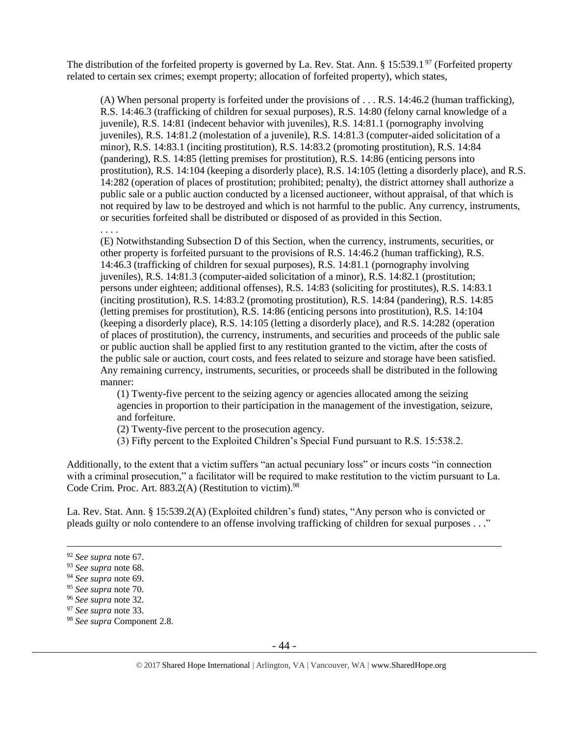The distribution of the forfeited property is governed by La. Rev. Stat. Ann. § 15:539.1 [97] (Forfeited property related to certain sex crimes; exempt property; allocation of forfeited property), which states,

> (A) When personal property is forfeited under the provisions of . . . R.S. 14:46.2 (human trafficking), R.S. 14:46.3 (trafficking of children for sexual purposes), R.S. 14:80 (felony carnal knowledge of a juvenile), R.S. 14:81 (indecent behavior with juveniles), R.S. 14:81.1 (pornography involving juveniles), R.S. 14:81.2 (molestation of a juvenile), R.S. 14:81.3 (computer-aided solicitation of a minor), R.S. 14:83.1 (inciting prostitution), R.S. 14:83.2 (promoting prostitution), R.S. 14:84 (pandering), R.S. 14:85 (letting premises for prostitution), R.S. 14:86 (enticing persons into prostitution), R.S. 14:104 (keeping a disorderly place), R.S. 14:105 (letting a disorderly place), and R.S. 14:282 (operation of places of prostitution; prohibited; penalty), the district attorney shall authorize a public sale or a public auction conducted by a licensed auctioneer, without appraisal, of that which is not required by law to be destroyed and which is not harmful to the public. Any currency, instruments, or securities forfeited shall be distributed or disposed of as provided in this Section.
>
> . . . .
>
> (E) Notwithstanding Subsection D of this Section, when the currency, instruments, securities, or other property is forfeited pursuant to the provisions of R.S. 14:46.2 (human trafficking), R.S. 14:46.3 (trafficking of children for sexual purposes), R.S. 14:81.1 (pornography involving juveniles), R.S. 14:81.3 (computer-aided solicitation of a minor), R.S. 14:82.1 (prostitution; persons under eighteen; additional offenses), R.S. 14:83 (soliciting for prostitutes), R.S. 14:83.1 (inciting prostitution), R.S. 14:83.2 (promoting prostitution), R.S. 14:84 (pandering), R.S. 14:85 (letting premises for prostitution), R.S. 14:86 (enticing persons into prostitution), R.S. 14:104 (keeping a disorderly place), R.S. 14:105 (letting a disorderly place), and R.S. 14:282 (operation of places of prostitution), the currency, instruments, and securities and proceeds of the public sale or public auction shall be applied first to any restitution granted to the victim, after the costs of the public sale or auction, court costs, and fees related to seizure and storage have been satisfied. Any remaining currency, instruments, securities, or proceeds shall be distributed in the following manner:
>
> > (1) Twenty-five percent to the seizing agency or agencies allocated among the seizing agencies in proportion to their participation in the management of the investigation, seizure, and forfeiture.
> >
> > (2) Twenty-five percent to the prosecution agency.
> >
> > (3) Fifty percent to the Exploited Children's Special Fund pursuant to R.S. 15:538.2.

Additionally, to the extent that a victim suffers "an actual pecuniary loss" or incurs costs "in connection with a criminal prosecution," a facilitator will be required to make restitution to the victim pursuant to La. Code Crim. Proc. Art. 883.2(A) (Restitution to victim).[98]

La. Rev. Stat. Ann. § 15:539.2(A) (Exploited children's fund) states, "Any person who is convicted or pleads guilty or nolo contendere to an offense involving trafficking of children for sexual purposes . . ."

---

[92] *See supra* note 67.

[93] *See supra* note 68.

[94] *See supra* note 69.

[95] *See supra* note 70.

[96] *See supra* note 32.

[97] *See supra* note 33.

[98] *See supra* Component 2.8.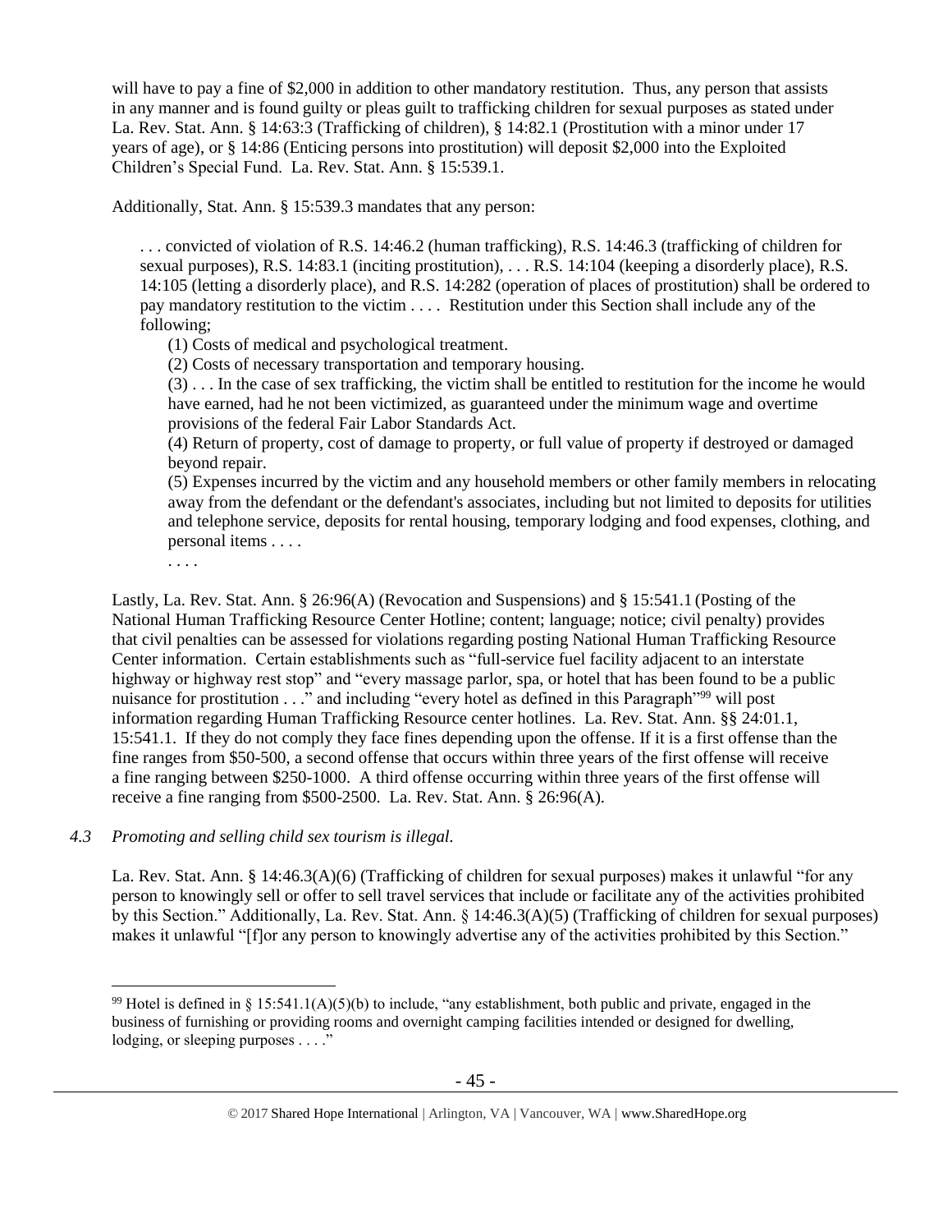will have to pay a fine of $2,000 in addition to other mandatory restitution. Thus, any person that assists in any manner and is found guilty or pleas guilt to trafficking children for sexual purposes as stated under La. Rev. Stat. Ann. § 14:63:3 (Trafficking of children), § 14:82.1 (Prostitution with a minor under 17 years of age), or § 14:86 (Enticing persons into prostitution) will deposit $2,000 into the Exploited Children's Special Fund. La. Rev. Stat. Ann. § 15:539.1.

Additionally, Stat. Ann. § 15:539.3 mandates that any person:

> . . . convicted of violation of R.S. 14:46.2 (human trafficking), R.S. 14:46.3 (trafficking of children for sexual purposes), R.S. 14:83.1 (inciting prostitution), . . . R.S. 14:104 (keeping a disorderly place), R.S. 14:105 (letting a disorderly place), and R.S. 14:282 (operation of places of prostitution) shall be ordered to pay mandatory restitution to the victim . . . . Restitution under this Section shall include any of the following;
>
> (1) Costs of medical and psychological treatment.
>
> (2) Costs of necessary transportation and temporary housing.
>
> (3) . . . In the case of sex trafficking, the victim shall be entitled to restitution for the income he would have earned, had he not been victimized, as guaranteed under the minimum wage and overtime provisions of the federal Fair Labor Standards Act.
>
> (4) Return of property, cost of damage to property, or full value of property if destroyed or damaged beyond repair.
>
> (5) Expenses incurred by the victim and any household members or other family members in relocating away from the defendant or the defendant's associates, including but not limited to deposits for utilities and telephone service, deposits for rental housing, temporary lodging and food expenses, clothing, and personal items . . . .
>
> . . . .

Lastly, La. Rev. Stat. Ann. § 26:96(A) (Revocation and Suspensions) and § 15:541.1 (Posting of the National Human Trafficking Resource Center Hotline; content; language; notice; civil penalty) provides that civil penalties can be assessed for violations regarding posting National Human Trafficking Resource Center information. Certain establishments such as "full-service fuel facility adjacent to an interstate highway or highway rest stop" and "every massage parlor, spa, or hotel that has been found to be a public nuisance for prostitution . . ." and including "every hotel as defined in this Paragraph"[99] will post information regarding Human Trafficking Resource center hotlines. La. Rev. Stat. Ann. §§ 24:01.1, 15:541.1. If they do not comply they face fines depending upon the offense. If it is a first offense than the fine ranges from $50-500, a second offense that occurs within three years of the first offense will receive a fine ranging between $250-1000. A third offense occurring within three years of the first offense will receive a fine ranging from $500-2500. La. Rev. Stat. Ann. § 26:96(A).

*4.3 Promoting and selling child sex tourism is illegal.*

La. Rev. Stat. Ann. § 14:46.3(A)(6) (Trafficking of children for sexual purposes) makes it unlawful "for any person to knowingly sell or offer to sell travel services that include or facilitate any of the activities prohibited by this Section." Additionally, La. Rev. Stat. Ann. § 14:46.3(A)(5) (Trafficking of children for sexual purposes) makes it unlawful "[f]or any person to knowingly advertise any of the activities prohibited by this Section."

---

[99] Hotel is defined in § 15:541.1(A)(5)(b) to include, "any establishment, both public and private, engaged in the business of furnishing or providing rooms and overnight camping facilities intended or designed for dwelling, lodging, or sleeping purposes . . . ."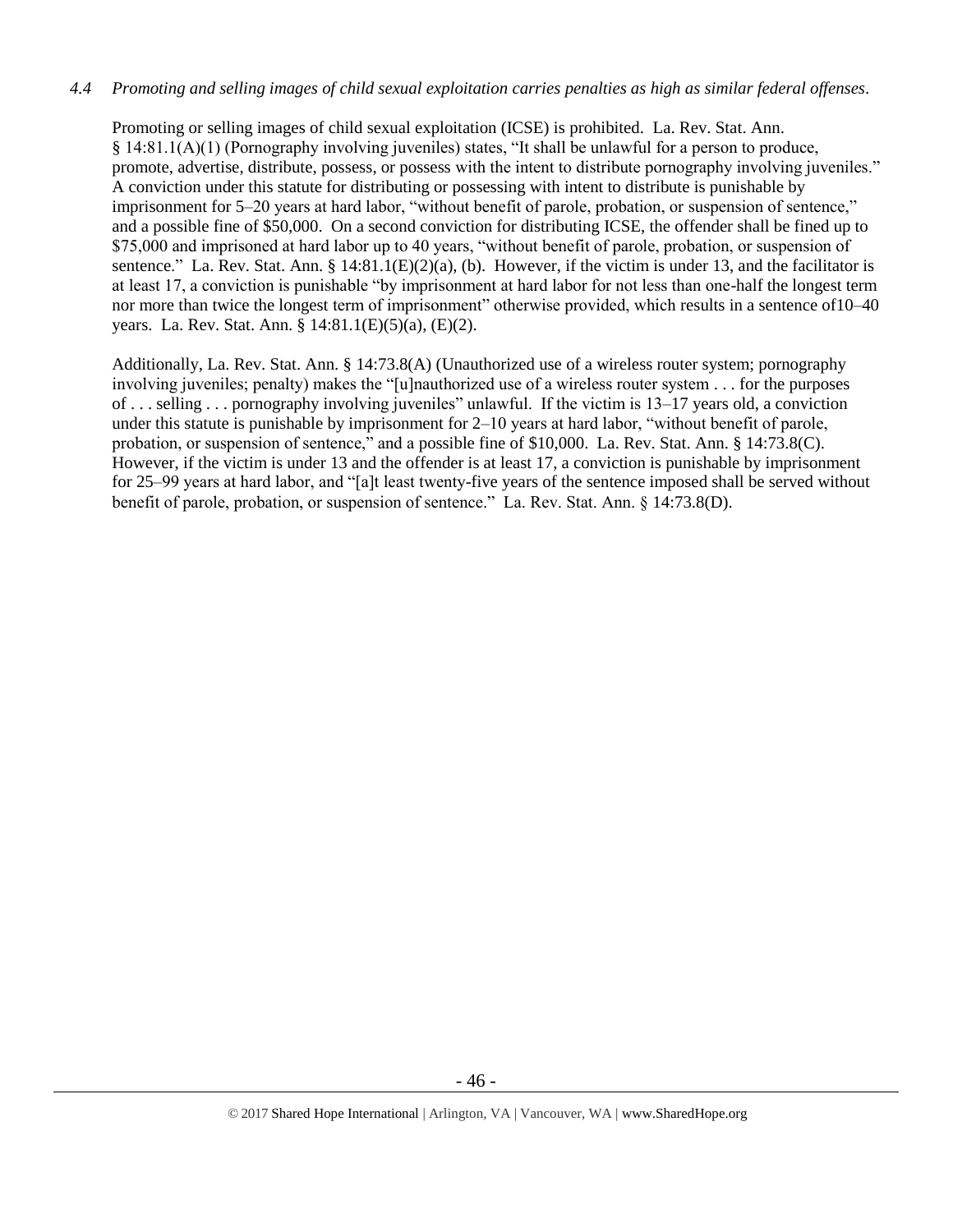*4.4 Promoting and selling images of child sexual exploitation carries penalties as high as similar federal offenses.*

Promoting or selling images of child sexual exploitation (ICSE) is prohibited. La. Rev. Stat. Ann. § 14:81.1(A)(1) (Pornography involving juveniles) states, "It shall be unlawful for a person to produce, promote, advertise, distribute, possess, or possess with the intent to distribute pornography involving juveniles." A conviction under this statute for distributing or possessing with intent to distribute is punishable by imprisonment for 5–20 years at hard labor, "without benefit of parole, probation, or suspension of sentence," and a possible fine of $50,000. On a second conviction for distributing ICSE, the offender shall be fined up to $75,000 and imprisoned at hard labor up to 40 years, "without benefit of parole, probation, or suspension of sentence." La. Rev. Stat. Ann. § 14:81.1(E)(2)(a), (b). However, if the victim is under 13, and the facilitator is at least 17, a conviction is punishable "by imprisonment at hard labor for not less than one-half the longest term nor more than twice the longest term of imprisonment" otherwise provided, which results in a sentence of10–40 years. La. Rev. Stat. Ann. § 14:81.1(E)(5)(a), (E)(2).

Additionally, La. Rev. Stat. Ann. § 14:73.8(A) (Unauthorized use of a wireless router system; pornography involving juveniles; penalty) makes the "[u]nauthorized use of a wireless router system . . . for the purposes of . . . selling . . . pornography involving juveniles" unlawful. If the victim is 13–17 years old, a conviction under this statute is punishable by imprisonment for 2–10 years at hard labor, "without benefit of parole, probation, or suspension of sentence," and a possible fine of $10,000. La. Rev. Stat. Ann. § 14:73.8(C). However, if the victim is under 13 and the offender is at least 17, a conviction is punishable by imprisonment for 25–99 years at hard labor, and "[a]t least twenty-five years of the sentence imposed shall be served without benefit of parole, probation, or suspension of sentence." La. Rev. Stat. Ann. § 14:73.8(D).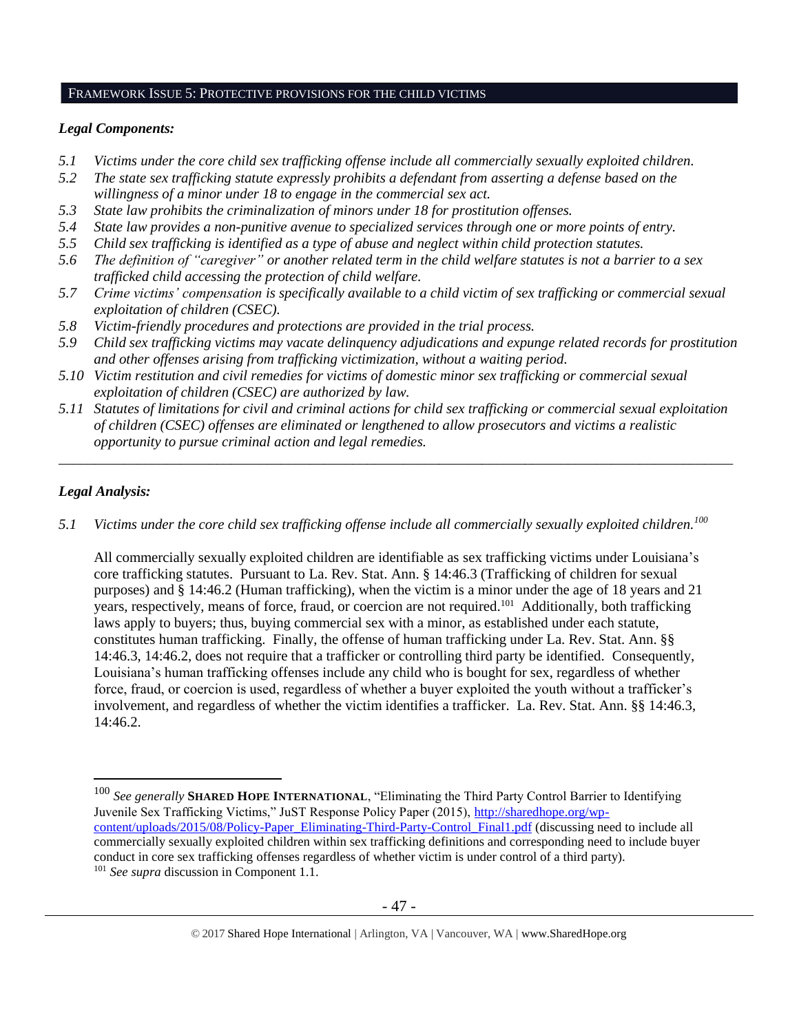## FRAMEWORK ISSUE 5: PROTECTIVE PROVISIONS FOR THE CHILD VICTIMS

### *Legal Components:*

- *5.1 Victims under the core child sex trafficking offense include all commercially sexually exploited children.*
- *5.2 The state sex trafficking statute expressly prohibits a defendant from asserting a defense based on the willingness of a minor under 18 to engage in the commercial sex act.*
- *5.3 State law prohibits the criminalization of minors under 18 for prostitution offenses.*
- *5.4 State law provides a non-punitive avenue to specialized services through one or more points of entry.*
- *5.5 Child sex trafficking is identified as a type of abuse and neglect within child protection statutes.*
- *5.6 The definition of "caregiver" or another related term in the child welfare statutes is not a barrier to a sex trafficked child accessing the protection of child welfare.*
- *5.7 Crime victims' compensation is specifically available to a child victim of sex trafficking or commercial sexual exploitation of children (CSEC).*
- *5.8 Victim-friendly procedures and protections are provided in the trial process.*
- *5.9 Child sex trafficking victims may vacate delinquency adjudications and expunge related records for prostitution and other offenses arising from trafficking victimization, without a waiting period.*
- *5.10 Victim restitution and civil remedies for victims of domestic minor sex trafficking or commercial sexual exploitation of children (CSEC) are authorized by law.*
- *5.11 Statutes of limitations for civil and criminal actions for child sex trafficking or commercial sexual exploitation of children (CSEC) offenses are eliminated or lengthened to allow prosecutors and victims a realistic opportunity to pursue criminal action and legal remedies.*

---

### *Legal Analysis:*

*5.1 Victims under the core child sex trafficking offense include all commercially sexually exploited children.*[100]

All commercially sexually exploited children are identifiable as sex trafficking victims under Louisiana's core trafficking statutes. Pursuant to La. Rev. Stat. Ann. § 14:46.3 (Trafficking of children for sexual purposes) and § 14:46.2 (Human trafficking), when the victim is a minor under the age of 18 years and 21 years, respectively, means of force, fraud, or coercion are not required.[101] Additionally, both trafficking laws apply to buyers; thus, buying commercial sex with a minor, as established under each statute, constitutes human trafficking. Finally, the offense of human trafficking under La. Rev. Stat. Ann. §§ 14:46.3, 14:46.2, does not require that a trafficker or controlling third party be identified. Consequently, Louisiana's human trafficking offenses include any child who is bought for sex, regardless of whether force, fraud, or coercion is used, regardless of whether a buyer exploited the youth without a trafficker's involvement, and regardless of whether the victim identifies a trafficker. La. Rev. Stat. Ann. §§ 14:46.3, 14:46.2.

---

[100] *See generally* **SHARED HOPE INTERNATIONAL**, "Eliminating the Third Party Control Barrier to Identifying Juvenile Sex Trafficking Victims," JuST Response Policy Paper (2015), http://sharedhope.org/wp-content/uploads/2015/08/Policy-Paper_Eliminating-Third-Party-Control_Final1.pdf (discussing need to include all commercially sexually exploited children within sex trafficking definitions and corresponding need to include buyer conduct in core sex trafficking offenses regardless of whether victim is under control of a third party).

[101] *See supra* discussion in Component 1.1.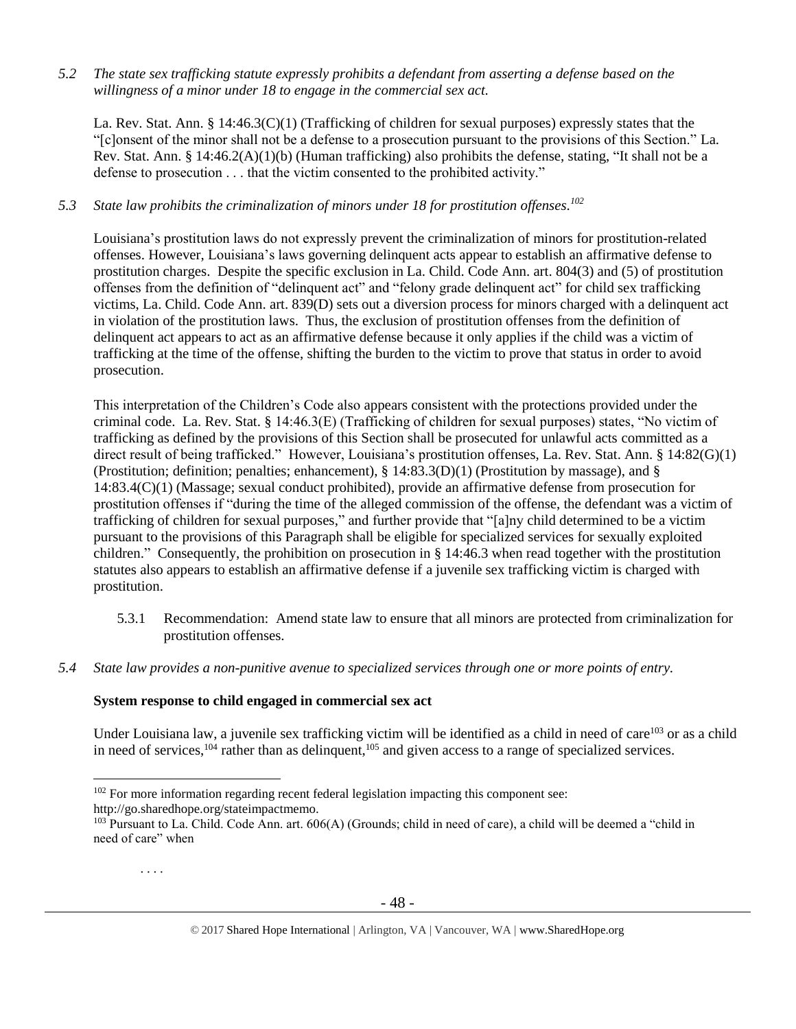*5.2 The state sex trafficking statute expressly prohibits a defendant from asserting a defense based on the willingness of a minor under 18 to engage in the commercial sex act.*

La. Rev. Stat. Ann. § 14:46.3(C)(1) (Trafficking of children for sexual purposes) expressly states that the "[c]onsent of the minor shall not be a defense to a prosecution pursuant to the provisions of this Section." La. Rev. Stat. Ann. § 14:46.2(A)(1)(b) (Human trafficking) also prohibits the defense, stating, "It shall not be a defense to prosecution . . . that the victim consented to the prohibited activity."

*5.3 State law prohibits the criminalization of minors under 18 for prostitution offenses.[102]*

Louisiana's prostitution laws do not expressly prevent the criminalization of minors for prostitution-related offenses. However, Louisiana's laws governing delinquent acts appear to establish an affirmative defense to prostitution charges. Despite the specific exclusion in La. Child. Code Ann. art. 804(3) and (5) of prostitution offenses from the definition of "delinquent act" and "felony grade delinquent act" for child sex trafficking victims, La. Child. Code Ann. art. 839(D) sets out a diversion process for minors charged with a delinquent act in violation of the prostitution laws. Thus, the exclusion of prostitution offenses from the definition of delinquent act appears to act as an affirmative defense because it only applies if the child was a victim of trafficking at the time of the offense, shifting the burden to the victim to prove that status in order to avoid prosecution.

This interpretation of the Children's Code also appears consistent with the protections provided under the criminal code. La. Rev. Stat. § 14:46.3(E) (Trafficking of children for sexual purposes) states, "No victim of trafficking as defined by the provisions of this Section shall be prosecuted for unlawful acts committed as a direct result of being trafficked." However, Louisiana's prostitution offenses, La. Rev. Stat. Ann. § 14:82(G)(1) (Prostitution; definition; penalties; enhancement), § 14:83.3(D)(1) (Prostitution by massage), and § 14:83.4(C)(1) (Massage; sexual conduct prohibited), provide an affirmative defense from prosecution for prostitution offenses if "during the time of the alleged commission of the offense, the defendant was a victim of trafficking of children for sexual purposes," and further provide that "[a]ny child determined to be a victim pursuant to the provisions of this Paragraph shall be eligible for specialized services for sexually exploited children." Consequently, the prohibition on prosecution in § 14:46.3 when read together with the prostitution statutes also appears to establish an affirmative defense if a juvenile sex trafficking victim is charged with prostitution.

5.3.1 Recommendation: Amend state law to ensure that all minors are protected from criminalization for prostitution offenses.

*5.4 State law provides a non-punitive avenue to specialized services through one or more points of entry.*

**System response to child engaged in commercial sex act**

Under Louisiana law, a juvenile sex trafficking victim will be identified as a child in need of care[103] or as a child in need of services,[104] rather than as delinquent,[105] and given access to a range of specialized services.

---

[102] For more information regarding recent federal legislation impacting this component see: http://go.sharedhope.org/stateimpactmemo.

[103] Pursuant to La. Child. Code Ann. art. 606(A) (Grounds; child in need of care), a child will be deemed a "child in need of care" when

. . . .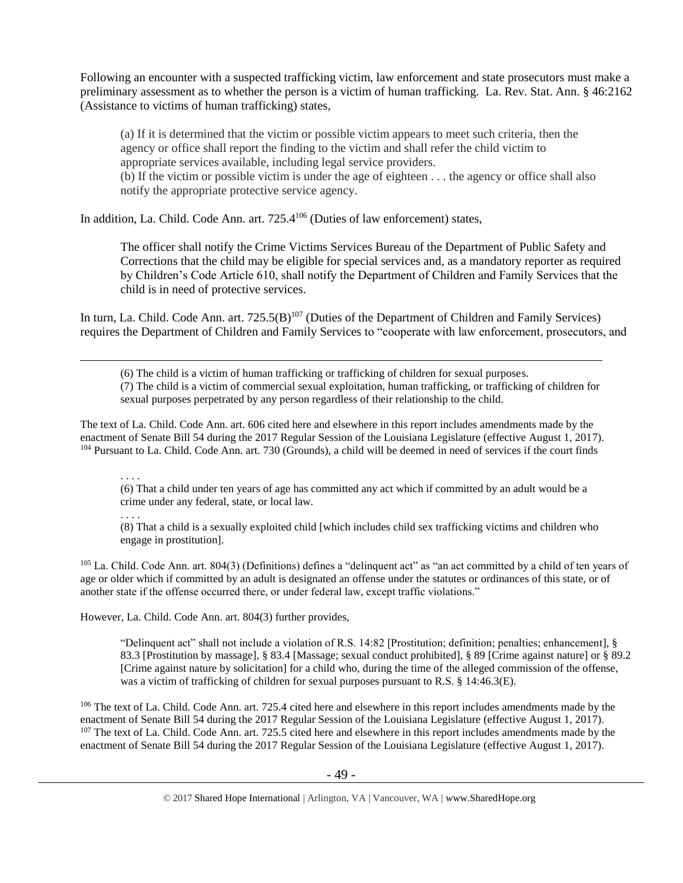Following an encounter with a suspected trafficking victim, law enforcement and state prosecutors must make a preliminary assessment as to whether the person is a victim of human trafficking. La. Rev. Stat. Ann. § 46:2162 (Assistance to victims of human trafficking) states,

> (a) If it is determined that the victim or possible victim appears to meet such criteria, then the agency or office shall report the finding to the victim and shall refer the child victim to appropriate services available, including legal service providers.
> (b) If the victim or possible victim is under the age of eighteen . . . the agency or office shall also notify the appropriate protective service agency.

In addition, La. Child. Code Ann. art. 725.4[106] (Duties of law enforcement) states,

> The officer shall notify the Crime Victims Services Bureau of the Department of Public Safety and Corrections that the child may be eligible for special services and, as a mandatory reporter as required by Children's Code Article 610, shall notify the Department of Children and Family Services that the child is in need of protective services.

In turn, La. Child. Code Ann. art. 725.5(B)[107] (Duties of the Department of Children and Family Services) requires the Department of Children and Family Services to "cooperate with law enforcement, prosecutors, and

---

> (6) The child is a victim of human trafficking or trafficking of children for sexual purposes.
> (7) The child is a victim of commercial sexual exploitation, human trafficking, or trafficking of children for sexual purposes perpetrated by any person regardless of their relationship to the child.

The text of La. Child. Code Ann. art. 606 cited here and elsewhere in this report includes amendments made by the enactment of Senate Bill 54 during the 2017 Regular Session of the Louisiana Legislature (effective August 1, 2017).

[104] Pursuant to La. Child. Code Ann. art. 730 (Grounds), a child will be deemed in need of services if the court finds

> . . . .
> (6) That a child under ten years of age has committed any act which if committed by an adult would be a crime under any federal, state, or local law.
> . . . .
> (8) That a child is a sexually exploited child [which includes child sex trafficking victims and children who engage in prostitution].

[105] La. Child. Code Ann. art. 804(3) (Definitions) defines a "delinquent act" as "an act committed by a child of ten years of age or older which if committed by an adult is designated an offense under the statutes or ordinances of this state, or of another state if the offense occurred there, or under federal law, except traffic violations."

However, La. Child. Code Ann. art. 804(3) further provides,

> "Delinquent act" shall not include a violation of R.S. 14:82 [Prostitution; definition; penalties; enhancement], § 83.3 [Prostitution by massage], § 83.4 [Massage; sexual conduct prohibited], § 89 [Crime against nature] or § 89.2 [Crime against nature by solicitation] for a child who, during the time of the alleged commission of the offense, was a victim of trafficking of children for sexual purposes pursuant to R.S. § 14:46.3(E).

[106] The text of La. Child. Code Ann. art. 725.4 cited here and elsewhere in this report includes amendments made by the enactment of Senate Bill 54 during the 2017 Regular Session of the Louisiana Legislature (effective August 1, 2017).

[107] The text of La. Child. Code Ann. art. 725.5 cited here and elsewhere in this report includes amendments made by the enactment of Senate Bill 54 during the 2017 Regular Session of the Louisiana Legislature (effective August 1, 2017).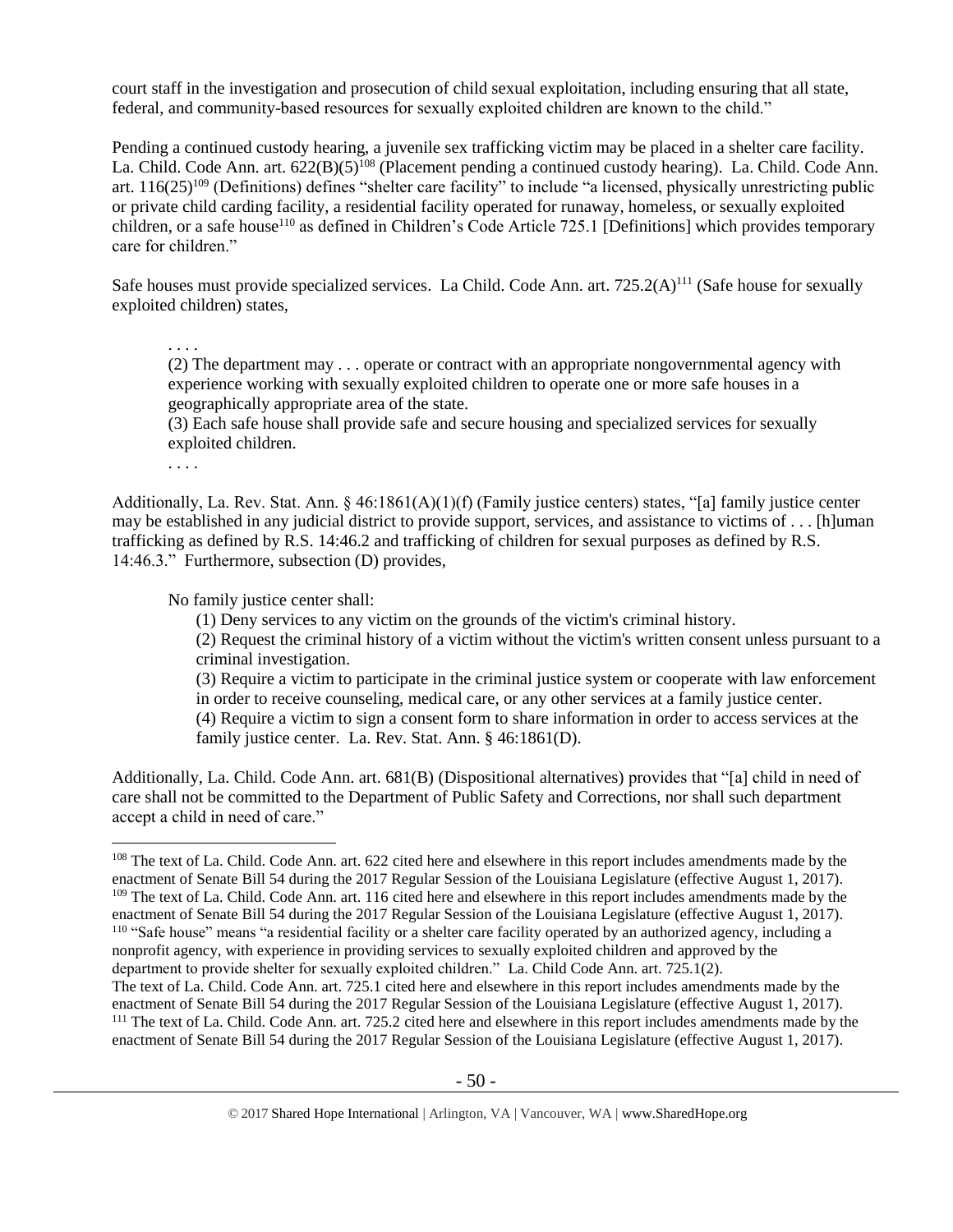court staff in the investigation and prosecution of child sexual exploitation, including ensuring that all state, federal, and community-based resources for sexually exploited children are known to the child."

Pending a continued custody hearing, a juvenile sex trafficking victim may be placed in a shelter care facility. La. Child. Code Ann. art. 622(B)(5)[108] (Placement pending a continued custody hearing). La. Child. Code Ann. art. 116(25)[109] (Definitions) defines "shelter care facility" to include "a licensed, physically unrestricting public or private child carding facility, a residential facility operated for runaway, homeless, or sexually exploited children, or a safe house[110] as defined in Children's Code Article 725.1 [Definitions] which provides temporary care for children."

Safe houses must provide specialized services. La Child. Code Ann. art. 725.2(A)[111] (Safe house for sexually exploited children) states,

> . . . .
>
> (2) The department may . . . operate or contract with an appropriate nongovernmental agency with experience working with sexually exploited children to operate one or more safe houses in a geographically appropriate area of the state.
>
> (3) Each safe house shall provide safe and secure housing and specialized services for sexually exploited children.
>
> . . . .

Additionally, La. Rev. Stat. Ann. § 46:1861(A)(1)(f) (Family justice centers) states, "[a] family justice center may be established in any judicial district to provide support, services, and assistance to victims of . . . [h]uman trafficking as defined by R.S. 14:46.2 and trafficking of children for sexual purposes as defined by R.S. 14:46.3." Furthermore, subsection (D) provides,

> No family justice center shall:
>
> (1) Deny services to any victim on the grounds of the victim's criminal history.
>
> (2) Request the criminal history of a victim without the victim's written consent unless pursuant to a criminal investigation.
>
> (3) Require a victim to participate in the criminal justice system or cooperate with law enforcement in order to receive counseling, medical care, or any other services at a family justice center.
>
> (4) Require a victim to sign a consent form to share information in order to access services at the family justice center. La. Rev. Stat. Ann. § 46:1861(D).

Additionally, La. Child. Code Ann. art. 681(B) (Dispositional alternatives) provides that "[a] child in need of care shall not be committed to the Department of Public Safety and Corrections, nor shall such department accept a child in need of care."

---

[108] The text of La. Child. Code Ann. art. 622 cited here and elsewhere in this report includes amendments made by the enactment of Senate Bill 54 during the 2017 Regular Session of the Louisiana Legislature (effective August 1, 2017).

[109] The text of La. Child. Code Ann. art. 116 cited here and elsewhere in this report includes amendments made by the enactment of Senate Bill 54 during the 2017 Regular Session of the Louisiana Legislature (effective August 1, 2017).

[110] "Safe house" means "a residential facility or a shelter care facility operated by an authorized agency, including a nonprofit agency, with experience in providing services to sexually exploited children and approved by the department to provide shelter for sexually exploited children." La. Child Code Ann. art. 725.1(2).
The text of La. Child. Code Ann. art. 725.1 cited here and elsewhere in this report includes amendments made by the enactment of Senate Bill 54 during the 2017 Regular Session of the Louisiana Legislature (effective August 1, 2017).

[111] The text of La. Child. Code Ann. art. 725.2 cited here and elsewhere in this report includes amendments made by the enactment of Senate Bill 54 during the 2017 Regular Session of the Louisiana Legislature (effective August 1, 2017).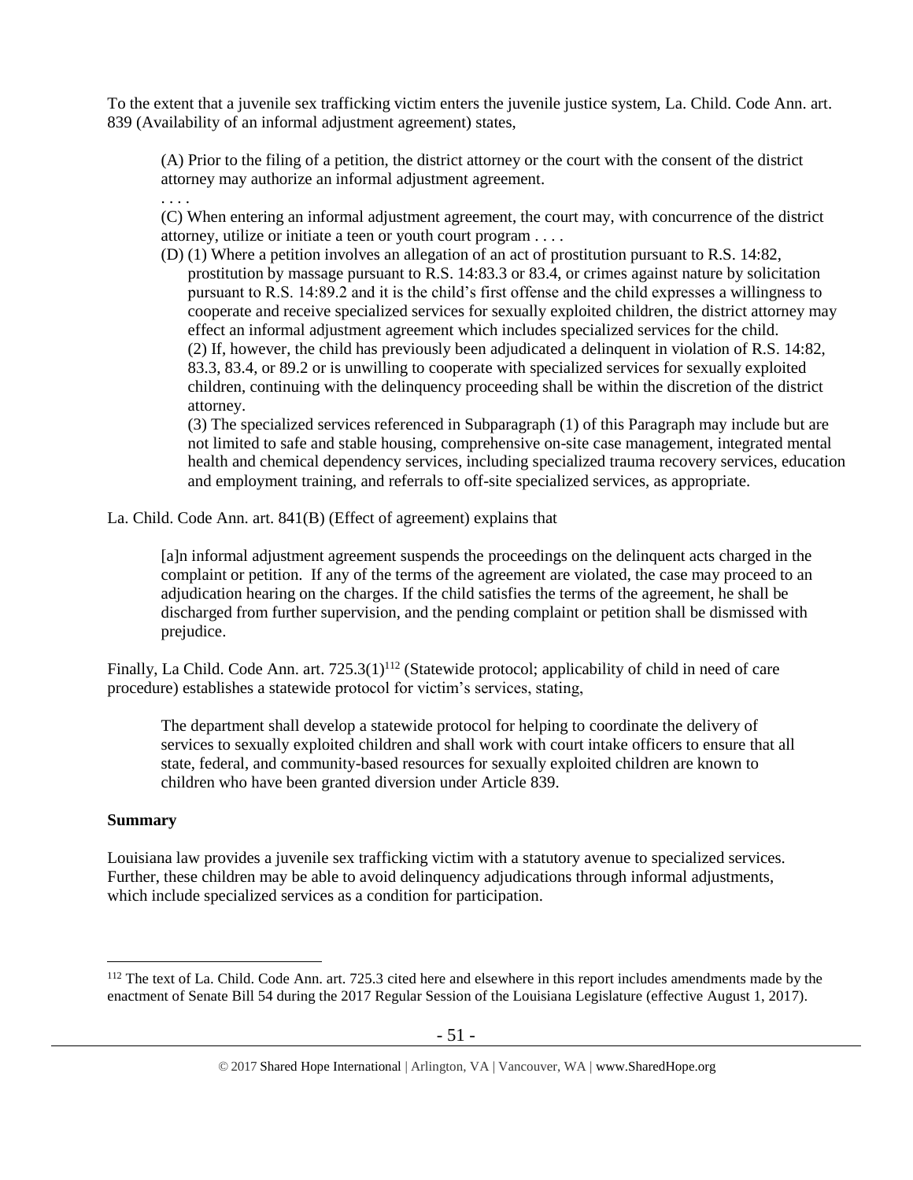To the extent that a juvenile sex trafficking victim enters the juvenile justice system, La. Child. Code Ann. art. 839 (Availability of an informal adjustment agreement) states,

> (A) Prior to the filing of a petition, the district attorney or the court with the consent of the district attorney may authorize an informal adjustment agreement.
>
> . . . .
>
> (C) When entering an informal adjustment agreement, the court may, with concurrence of the district attorney, utilize or initiate a teen or youth court program . . . .
>
> (D) (1) Where a petition involves an allegation of an act of prostitution pursuant to R.S. 14:82, prostitution by massage pursuant to R.S. 14:83.3 or 83.4, or crimes against nature by solicitation pursuant to R.S. 14:89.2 and it is the child's first offense and the child expresses a willingness to cooperate and receive specialized services for sexually exploited children, the district attorney may effect an informal adjustment agreement which includes specialized services for the child.
> (2) If, however, the child has previously been adjudicated a delinquent in violation of R.S. 14:82, 83.3, 83.4, or 89.2 or is unwilling to cooperate with specialized services for sexually exploited children, continuing with the delinquency proceeding shall be within the discretion of the district attorney.
> (3) The specialized services referenced in Subparagraph (1) of this Paragraph may include but are not limited to safe and stable housing, comprehensive on-site case management, integrated mental health and chemical dependency services, including specialized trauma recovery services, education and employment training, and referrals to off-site specialized services, as appropriate.

La. Child. Code Ann. art. 841(B) (Effect of agreement) explains that

> [a]n informal adjustment agreement suspends the proceedings on the delinquent acts charged in the complaint or petition. If any of the terms of the agreement are violated, the case may proceed to an adjudication hearing on the charges. If the child satisfies the terms of the agreement, he shall be discharged from further supervision, and the pending complaint or petition shall be dismissed with prejudice.

Finally, La Child. Code Ann. art. 725.3(1)[112] (Statewide protocol; applicability of child in need of care procedure) establishes a statewide protocol for victim's services, stating,

> The department shall develop a statewide protocol for helping to coordinate the delivery of services to sexually exploited children and shall work with court intake officers to ensure that all state, federal, and community-based resources for sexually exploited children are known to children who have been granted diversion under Article 839.

**Summary**

Louisiana law provides a juvenile sex trafficking victim with a statutory avenue to specialized services. Further, these children may be able to avoid delinquency adjudications through informal adjustments, which include specialized services as a condition for participation.

---

[112] The text of La. Child. Code Ann. art. 725.3 cited here and elsewhere in this report includes amendments made by the enactment of Senate Bill 54 during the 2017 Regular Session of the Louisiana Legislature (effective August 1, 2017).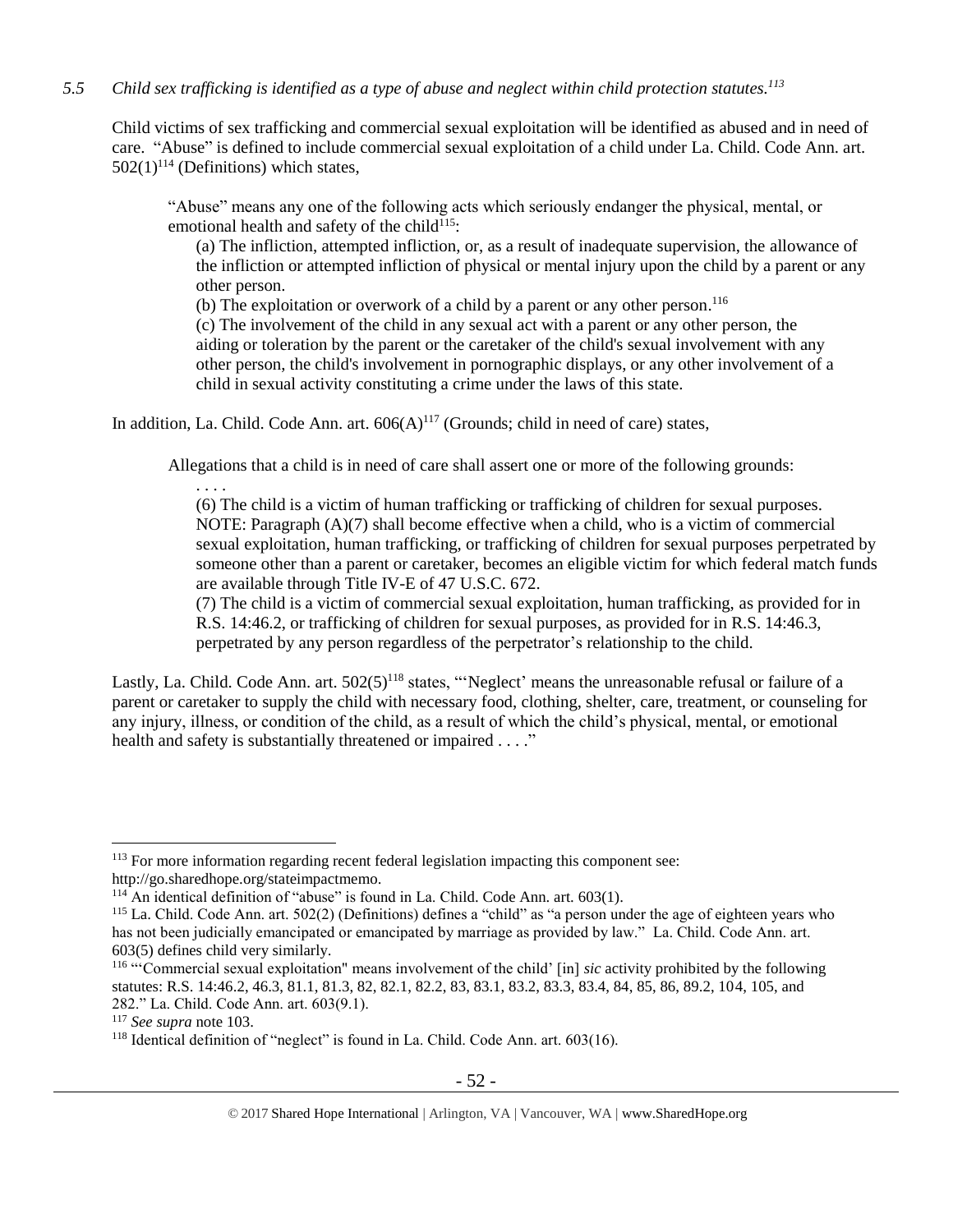*5.5 Child sex trafficking is identified as a type of abuse and neglect within child protection statutes.[113]*

Child victims of sex trafficking and commercial sexual exploitation will be identified as abused and in need of care. "Abuse" is defined to include commercial sexual exploitation of a child under La. Child. Code Ann. art. 502(1)[114] (Definitions) which states,

> "Abuse" means any one of the following acts which seriously endanger the physical, mental, or emotional health and safety of the child[115]:
>
> (a) The infliction, attempted infliction, or, as a result of inadequate supervision, the allowance of the infliction or attempted infliction of physical or mental injury upon the child by a parent or any other person.
>
> (b) The exploitation or overwork of a child by a parent or any other person.[116]
>
> (c) The involvement of the child in any sexual act with a parent or any other person, the aiding or toleration by the parent or the caretaker of the child's sexual involvement with any other person, the child's involvement in pornographic displays, or any other involvement of a child in sexual activity constituting a crime under the laws of this state.

In addition, La. Child. Code Ann. art. 606(A)[117] (Grounds; child in need of care) states,

> Allegations that a child is in need of care shall assert one or more of the following grounds:
>
> . . . .
>
> (6) The child is a victim of human trafficking or trafficking of children for sexual purposes.
>
> NOTE: Paragraph (A)(7) shall become effective when a child, who is a victim of commercial sexual exploitation, human trafficking, or trafficking of children for sexual purposes perpetrated by someone other than a parent or caretaker, becomes an eligible victim for which federal match funds are available through Title IV-E of 47 U.S.C. 672.
>
> (7) The child is a victim of commercial sexual exploitation, human trafficking, as provided for in R.S. 14:46.2, or trafficking of children for sexual purposes, as provided for in R.S. 14:46.3, perpetrated by any person regardless of the perpetrator's relationship to the child.

Lastly, La. Child. Code Ann. art. 502(5)[118] states, "'Neglect' means the unreasonable refusal or failure of a parent or caretaker to supply the child with necessary food, clothing, shelter, care, treatment, or counseling for any injury, illness, or condition of the child, as a result of which the child's physical, mental, or emotional health and safety is substantially threatened or impaired . . . ."

---

[113] For more information regarding recent federal legislation impacting this component see: http://go.sharedhope.org/stateimpactmemo.

[114] An identical definition of "abuse" is found in La. Child. Code Ann. art. 603(1).

[115] La. Child. Code Ann. art. 502(2) (Definitions) defines a "child" as "a person under the age of eighteen years who has not been judicially emancipated or emancipated by marriage as provided by law." La. Child. Code Ann. art. 603(5) defines child very similarly.

[116] "'Commercial sexual exploitation" means involvement of the child' [in] *sic* activity prohibited by the following statutes: R.S. 14:46.2, 46.3, 81.1, 81.3, 82, 82.1, 82.2, 83, 83.1, 83.2, 83.3, 83.4, 84, 85, 86, 89.2, 104, 105, and 282." La. Child. Code Ann. art. 603(9.1).

[117] *See supra* note 103.

[118] Identical definition of "neglect" is found in La. Child. Code Ann. art. 603(16).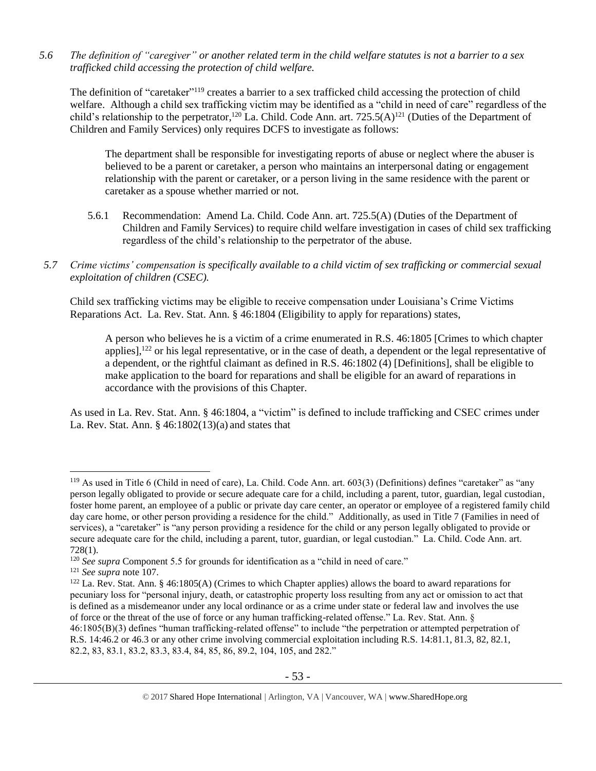*5.6 The definition of "caregiver" or another related term in the child welfare statutes is not a barrier to a sex trafficked child accessing the protection of child welfare.*

The definition of "caretaker"[119] creates a barrier to a sex trafficked child accessing the protection of child welfare. Although a child sex trafficking victim may be identified as a "child in need of care" regardless of the child's relationship to the perpetrator,[120] La. Child. Code Ann. art. 725.5(A)[121] (Duties of the Department of Children and Family Services) only requires DCFS to investigate as follows:

> The department shall be responsible for investigating reports of abuse or neglect where the abuser is believed to be a parent or caretaker, a person who maintains an interpersonal dating or engagement relationship with the parent or caretaker, or a person living in the same residence with the parent or caretaker as a spouse whether married or not.

5.6.1 Recommendation: Amend La. Child. Code Ann. art. 725.5(A) (Duties of the Department of Children and Family Services) to require child welfare investigation in cases of child sex trafficking regardless of the child's relationship to the perpetrator of the abuse.

*5.7 Crime victims' compensation is specifically available to a child victim of sex trafficking or commercial sexual exploitation of children (CSEC).*

Child sex trafficking victims may be eligible to receive compensation under Louisiana's Crime Victims Reparations Act. La. Rev. Stat. Ann. § 46:1804 (Eligibility to apply for reparations) states,

> A person who believes he is a victim of a crime enumerated in R.S. 46:1805 [Crimes to which chapter applies],[122] or his legal representative, or in the case of death, a dependent or the legal representative of a dependent, or the rightful claimant as defined in R.S. 46:1802 (4) [Definitions], shall be eligible to make application to the board for reparations and shall be eligible for an award of reparations in accordance with the provisions of this Chapter.

As used in La. Rev. Stat. Ann. § 46:1804, a "victim" is defined to include trafficking and CSEC crimes under La. Rev. Stat. Ann. § 46:1802(13)(a) and states that

---

[119] As used in Title 6 (Child in need of care), La. Child. Code Ann. art. 603(3) (Definitions) defines "caretaker" as "any person legally obligated to provide or secure adequate care for a child, including a parent, tutor, guardian, legal custodian, foster home parent, an employee of a public or private day care center, an operator or employee of a registered family child day care home, or other person providing a residence for the child." Additionally, as used in Title 7 (Families in need of services), a "caretaker" is "any person providing a residence for the child or any person legally obligated to provide or secure adequate care for the child, including a parent, tutor, guardian, or legal custodian." La. Child. Code Ann. art. 728(1).

[120] *See supra* Component 5.5 for grounds for identification as a "child in need of care."

[121] *See supra* note 107.

[122] La. Rev. Stat. Ann. § 46:1805(A) (Crimes to which Chapter applies) allows the board to award reparations for pecuniary loss for "personal injury, death, or catastrophic property loss resulting from any act or omission to act that is defined as a misdemeanor under any local ordinance or as a crime under state or federal law and involves the use of force or the threat of the use of force or any human trafficking-related offense." La. Rev. Stat. Ann. § 46:1805(B)(3) defines "human trafficking-related offense" to include "the perpetration or attempted perpetration of R.S. 14:46.2 or 46.3 or any other crime involving commercial exploitation including R.S. 14:81.1, 81.3, 82, 82.1, 82.2, 83, 83.1, 83.2, 83.3, 83.4, 84, 85, 86, 89.2, 104, 105, and 282."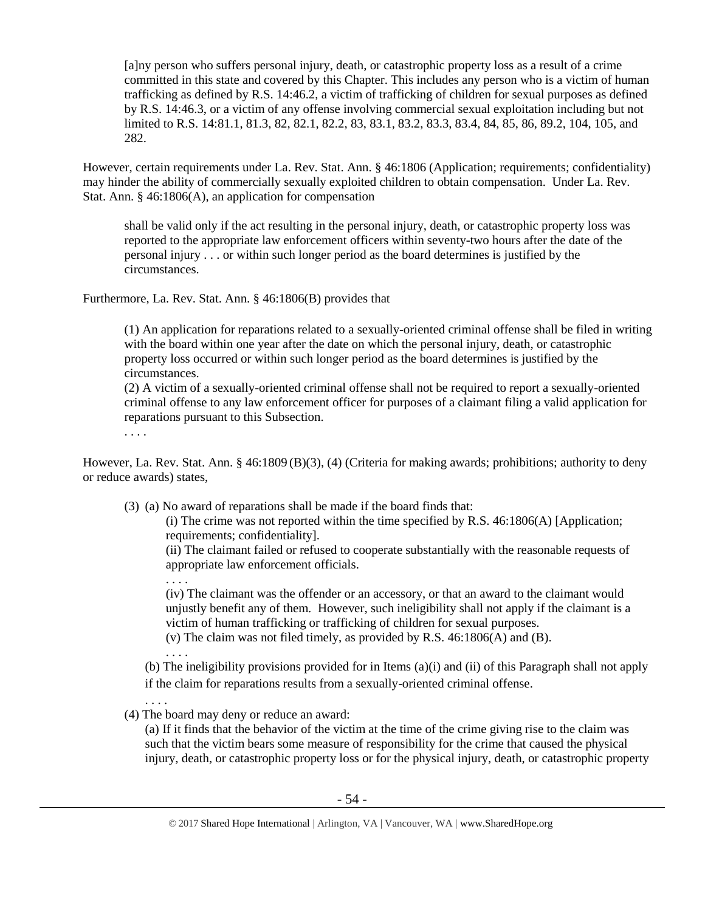> [a]ny person who suffers personal injury, death, or catastrophic property loss as a result of a crime committed in this state and covered by this Chapter. This includes any person who is a victim of human trafficking as defined by R.S. 14:46.2, a victim of trafficking of children for sexual purposes as defined by R.S. 14:46.3, or a victim of any offense involving commercial sexual exploitation including but not limited to R.S. 14:81.1, 81.3, 82, 82.1, 82.2, 83, 83.1, 83.2, 83.3, 83.4, 84, 85, 86, 89.2, 104, 105, and 282.

However, certain requirements under La. Rev. Stat. Ann. § 46:1806 (Application; requirements; confidentiality) may hinder the ability of commercially sexually exploited children to obtain compensation. Under La. Rev. Stat. Ann. § 46:1806(A), an application for compensation

> shall be valid only if the act resulting in the personal injury, death, or catastrophic property loss was reported to the appropriate law enforcement officers within seventy-two hours after the date of the personal injury . . . or within such longer period as the board determines is justified by the circumstances.

Furthermore, La. Rev. Stat. Ann. § 46:1806(B) provides that

> (1) An application for reparations related to a sexually-oriented criminal offense shall be filed in writing with the board within one year after the date on which the personal injury, death, or catastrophic property loss occurred or within such longer period as the board determines is justified by the circumstances.
> (2) A victim of a sexually-oriented criminal offense shall not be required to report a sexually-oriented criminal offense to any law enforcement officer for purposes of a claimant filing a valid application for reparations pursuant to this Subsection.
> . . . .

However, La. Rev. Stat. Ann. § 46:1809 (B)(3), (4) (Criteria for making awards; prohibitions; authority to deny or reduce awards) states,

> (3) (a) No award of reparations shall be made if the board finds that:
> (i) The crime was not reported within the time specified by R.S. 46:1806(A) [Application; requirements; confidentiality].
> (ii) The claimant failed or refused to cooperate substantially with the reasonable requests of appropriate law enforcement officials.
> . . . .
> (iv) The claimant was the offender or an accessory, or that an award to the claimant would unjustly benefit any of them. However, such ineligibility shall not apply if the claimant is a victim of human trafficking or trafficking of children for sexual purposes.
> (v) The claim was not filed timely, as provided by R.S. 46:1806(A) and (B).
> . . . .
> (b) The ineligibility provisions provided for in Items (a)(i) and (ii) of this Paragraph shall not apply if the claim for reparations results from a sexually-oriented criminal offense.
> . . . .
> (4) The board may deny or reduce an award:
> (a) If it finds that the behavior of the victim at the time of the crime giving rise to the claim was such that the victim bears some measure of responsibility for the crime that caused the physical injury, death, or catastrophic property loss or for the physical injury, death, or catastrophic property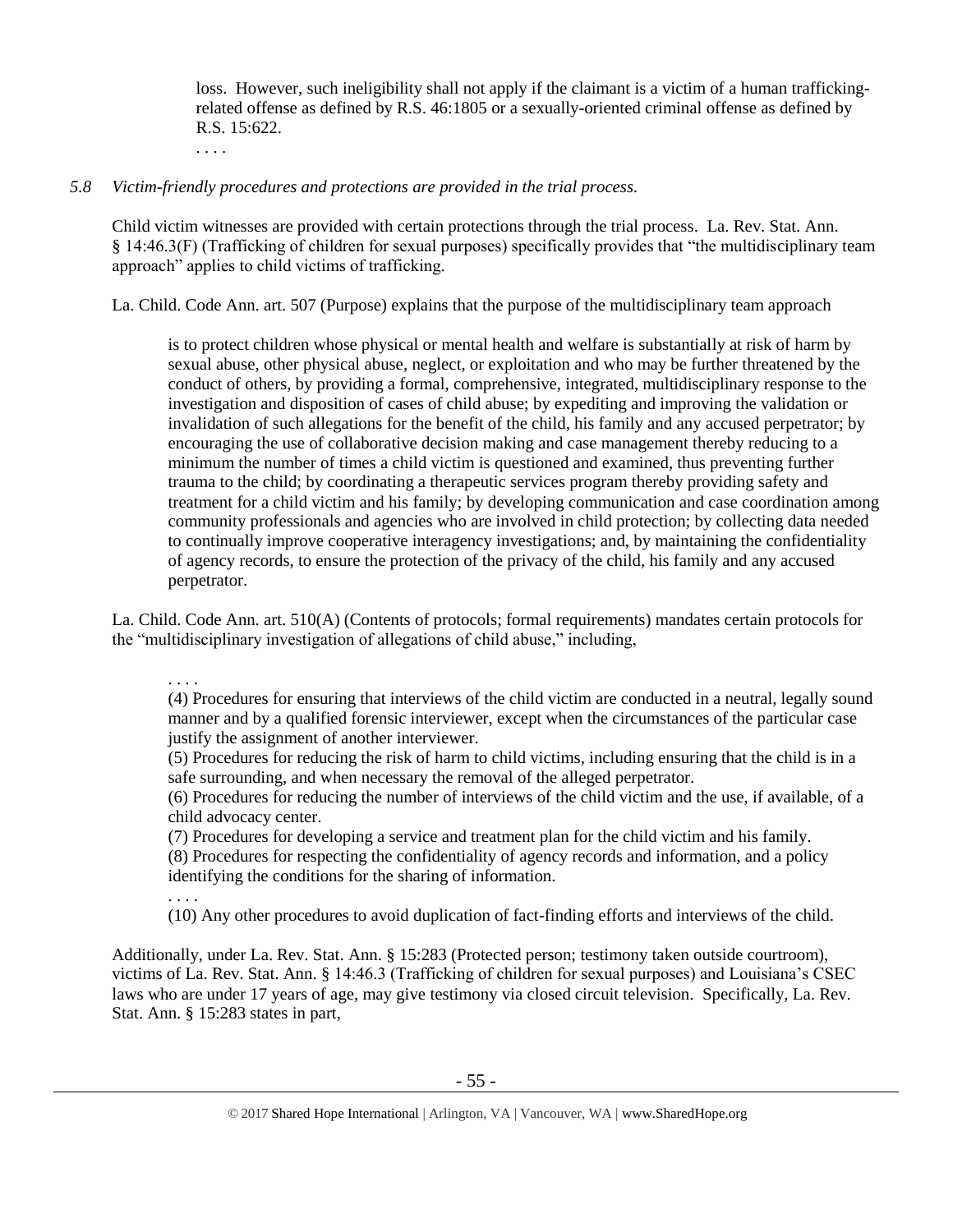> loss. However, such ineligibility shall not apply if the claimant is a victim of a human trafficking-related offense as defined by R.S. 46:1805 or a sexually-oriented criminal offense as defined by R.S. 15:622.
>
> . . . .

*5.8 Victim-friendly procedures and protections are provided in the trial process.*

Child victim witnesses are provided with certain protections through the trial process. La. Rev. Stat. Ann. § 14:46.3(F) (Trafficking of children for sexual purposes) specifically provides that "the multidisciplinary team approach" applies to child victims of trafficking.

La. Child. Code Ann. art. 507 (Purpose) explains that the purpose of the multidisciplinary team approach

> is to protect children whose physical or mental health and welfare is substantially at risk of harm by sexual abuse, other physical abuse, neglect, or exploitation and who may be further threatened by the conduct of others, by providing a formal, comprehensive, integrated, multidisciplinary response to the investigation and disposition of cases of child abuse; by expediting and improving the validation or invalidation of such allegations for the benefit of the child, his family and any accused perpetrator; by encouraging the use of collaborative decision making and case management thereby reducing to a minimum the number of times a child victim is questioned and examined, thus preventing further trauma to the child; by coordinating a therapeutic services program thereby providing safety and treatment for a child victim and his family; by developing communication and case coordination among community professionals and agencies who are involved in child protection; by collecting data needed to continually improve cooperative interagency investigations; and, by maintaining the confidentiality of agency records, to ensure the protection of the privacy of the child, his family and any accused perpetrator.

La. Child. Code Ann. art. 510(A) (Contents of protocols; formal requirements) mandates certain protocols for the "multidisciplinary investigation of allegations of child abuse," including,

> . . . .
>
> (4) Procedures for ensuring that interviews of the child victim are conducted in a neutral, legally sound manner and by a qualified forensic interviewer, except when the circumstances of the particular case justify the assignment of another interviewer.
>
> (5) Procedures for reducing the risk of harm to child victims, including ensuring that the child is in a safe surrounding, and when necessary the removal of the alleged perpetrator.
>
> (6) Procedures for reducing the number of interviews of the child victim and the use, if available, of a child advocacy center.
>
> (7) Procedures for developing a service and treatment plan for the child victim and his family.
>
> (8) Procedures for respecting the confidentiality of agency records and information, and a policy identifying the conditions for the sharing of information.
>
> . . . .
>
> (10) Any other procedures to avoid duplication of fact-finding efforts and interviews of the child.

Additionally, under La. Rev. Stat. Ann. § 15:283 (Protected person; testimony taken outside courtroom), victims of La. Rev. Stat. Ann. § 14:46.3 (Trafficking of children for sexual purposes) and Louisiana's CSEC laws who are under 17 years of age, may give testimony via closed circuit television. Specifically, La. Rev. Stat. Ann. § 15:283 states in part,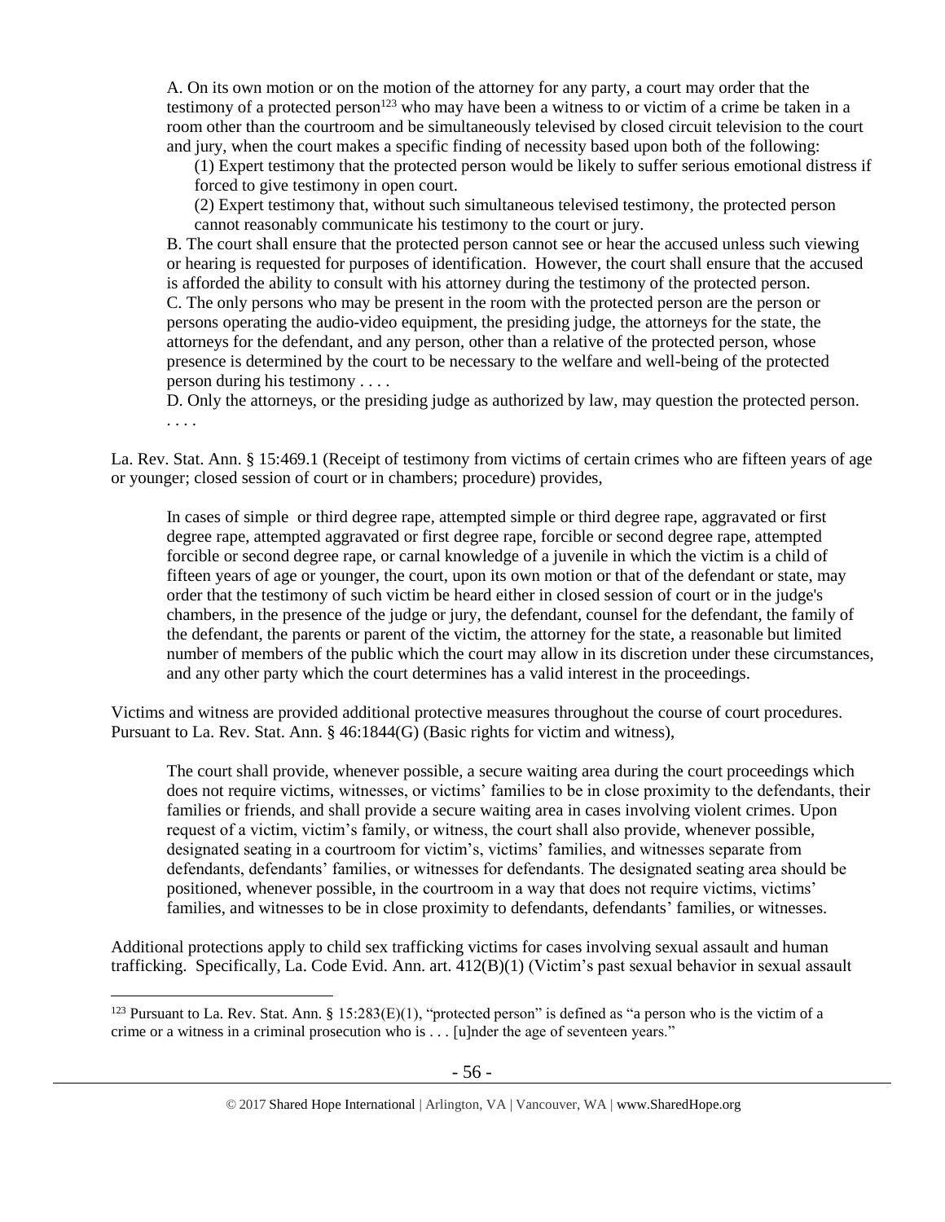> A. On its own motion or on the motion of the attorney for any party, a court may order that the testimony of a protected person[123] who may have been a witness to or victim of a crime be taken in a room other than the courtroom and be simultaneously televised by closed circuit television to the court and jury, when the court makes a specific finding of necessity based upon both of the following:
>
> > (1) Expert testimony that the protected person would be likely to suffer serious emotional distress if forced to give testimony in open court.
> >
> > (2) Expert testimony that, without such simultaneous televised testimony, the protected person cannot reasonably communicate his testimony to the court or jury.
>
> B. The court shall ensure that the protected person cannot see or hear the accused unless such viewing or hearing is requested for purposes of identification. However, the court shall ensure that the accused is afforded the ability to consult with his attorney during the testimony of the protected person.
>
> C. The only persons who may be present in the room with the protected person are the person or persons operating the audio-video equipment, the presiding judge, the attorneys for the state, the attorneys for the defendant, and any person, other than a relative of the protected person, whose presence is determined by the court to be necessary to the welfare and well-being of the protected person during his testimony . . . .
>
> D. Only the attorneys, or the presiding judge as authorized by law, may question the protected person. . . . .

La. Rev. Stat. Ann. § 15:469.1 (Receipt of testimony from victims of certain crimes who are fifteen years of age or younger; closed session of court or in chambers; procedure) provides,

> In cases of simple or third degree rape, attempted simple or third degree rape, aggravated or first degree rape, attempted aggravated or first degree rape, forcible or second degree rape, attempted forcible or second degree rape, or carnal knowledge of a juvenile in which the victim is a child of fifteen years of age or younger, the court, upon its own motion or that of the defendant or state, may order that the testimony of such victim be heard either in closed session of court or in the judge's chambers, in the presence of the judge or jury, the defendant, counsel for the defendant, the family of the defendant, the parents or parent of the victim, the attorney for the state, a reasonable but limited number of members of the public which the court may allow in its discretion under these circumstances, and any other party which the court determines has a valid interest in the proceedings.

Victims and witness are provided additional protective measures throughout the course of court procedures. Pursuant to La. Rev. Stat. Ann. § 46:1844(G) (Basic rights for victim and witness),

> The court shall provide, whenever possible, a secure waiting area during the court proceedings which does not require victims, witnesses, or victims' families to be in close proximity to the defendants, their families or friends, and shall provide a secure waiting area in cases involving violent crimes. Upon request of a victim, victim's family, or witness, the court shall also provide, whenever possible, designated seating in a courtroom for victim's, victims' families, and witnesses separate from defendants, defendants' families, or witnesses for defendants. The designated seating area should be positioned, whenever possible, in the courtroom in a way that does not require victims, victims' families, and witnesses to be in close proximity to defendants, defendants' families, or witnesses.

Additional protections apply to child sex trafficking victims for cases involving sexual assault and human trafficking. Specifically, La. Code Evid. Ann. art. 412(B)(1) (Victim's past sexual behavior in sexual assault

---

[123] Pursuant to La. Rev. Stat. Ann. § 15:283(E)(1), "protected person" is defined as "a person who is the victim of a crime or a witness in a criminal prosecution who is . . . [u]nder the age of seventeen years."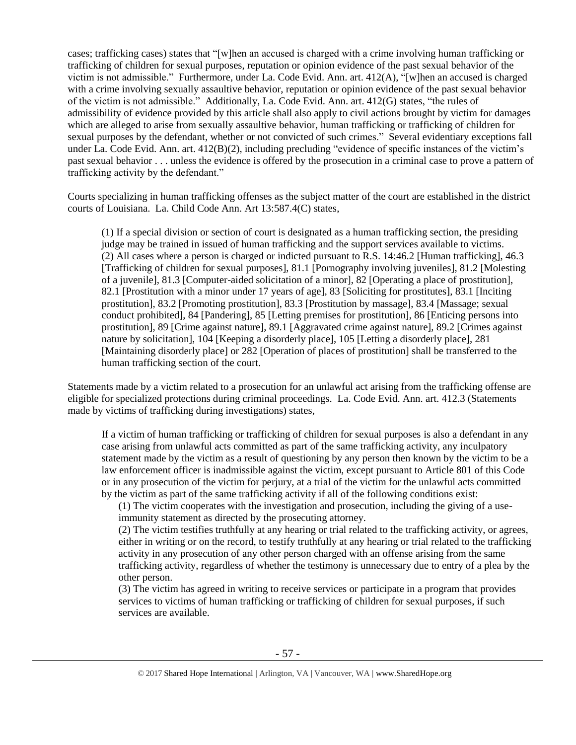cases; trafficking cases) states that "[w]hen an accused is charged with a crime involving human trafficking or trafficking of children for sexual purposes, reputation or opinion evidence of the past sexual behavior of the victim is not admissible." Furthermore, under La. Code Evid. Ann. art. 412(A), "[w]hen an accused is charged with a crime involving sexually assaultive behavior, reputation or opinion evidence of the past sexual behavior of the victim is not admissible." Additionally, La. Code Evid. Ann. art. 412(G) states, "the rules of admissibility of evidence provided by this article shall also apply to civil actions brought by victim for damages which are alleged to arise from sexually assaultive behavior, human trafficking or trafficking of children for sexual purposes by the defendant, whether or not convicted of such crimes." Several evidentiary exceptions fall under La. Code Evid. Ann. art. 412(B)(2), including precluding "evidence of specific instances of the victim's past sexual behavior . . . unless the evidence is offered by the prosecution in a criminal case to prove a pattern of trafficking activity by the defendant."

Courts specializing in human trafficking offenses as the subject matter of the court are established in the district courts of Louisiana. La. Child Code Ann. Art 13:587.4(C) states,

> (1) If a special division or section of court is designated as a human trafficking section, the presiding judge may be trained in issued of human trafficking and the support services available to victims.
> (2) All cases where a person is charged or indicted pursuant to R.S. 14:46.2 [Human trafficking], 46.3 [Trafficking of children for sexual purposes], 81.1 [Pornography involving juveniles], 81.2 [Molesting of a juvenile], 81.3 [Computer-aided solicitation of a minor], 82 [Operating a place of prostitution], 82.1 [Prostitution with a minor under 17 years of age], 83 [Soliciting for prostitutes], 83.1 [Inciting prostitution], 83.2 [Promoting prostitution], 83.3 [Prostitution by massage], 83.4 [Massage; sexual conduct prohibited], 84 [Pandering], 85 [Letting premises for prostitution], 86 [Enticing persons into prostitution], 89 [Crime against nature], 89.1 [Aggravated crime against nature], 89.2 [Crimes against nature by solicitation], 104 [Keeping a disorderly place], 105 [Letting a disorderly place], 281 [Maintaining disorderly place] or 282 [Operation of places of prostitution] shall be transferred to the human trafficking section of the court.

Statements made by a victim related to a prosecution for an unlawful act arising from the trafficking offense are eligible for specialized protections during criminal proceedings. La. Code Evid. Ann. art. 412.3 (Statements made by victims of trafficking during investigations) states,

> If a victim of human trafficking or trafficking of children for sexual purposes is also a defendant in any case arising from unlawful acts committed as part of the same trafficking activity, any inculpatory statement made by the victim as a result of questioning by any person then known by the victim to be a law enforcement officer is inadmissible against the victim, except pursuant to Article 801 of this Code or in any prosecution of the victim for perjury, at a trial of the victim for the unlawful acts committed by the victim as part of the same trafficking activity if all of the following conditions exist:
>
> (1) The victim cooperates with the investigation and prosecution, including the giving of a use-immunity statement as directed by the prosecuting attorney.
> (2) The victim testifies truthfully at any hearing or trial related to the trafficking activity, or agrees, either in writing or on the record, to testify truthfully at any hearing or trial related to the trafficking activity in any prosecution of any other person charged with an offense arising from the same trafficking activity, regardless of whether the testimony is unnecessary due to entry of a plea by the other person.
> (3) The victim has agreed in writing to receive services or participate in a program that provides services to victims of human trafficking or trafficking of children for sexual purposes, if such services are available.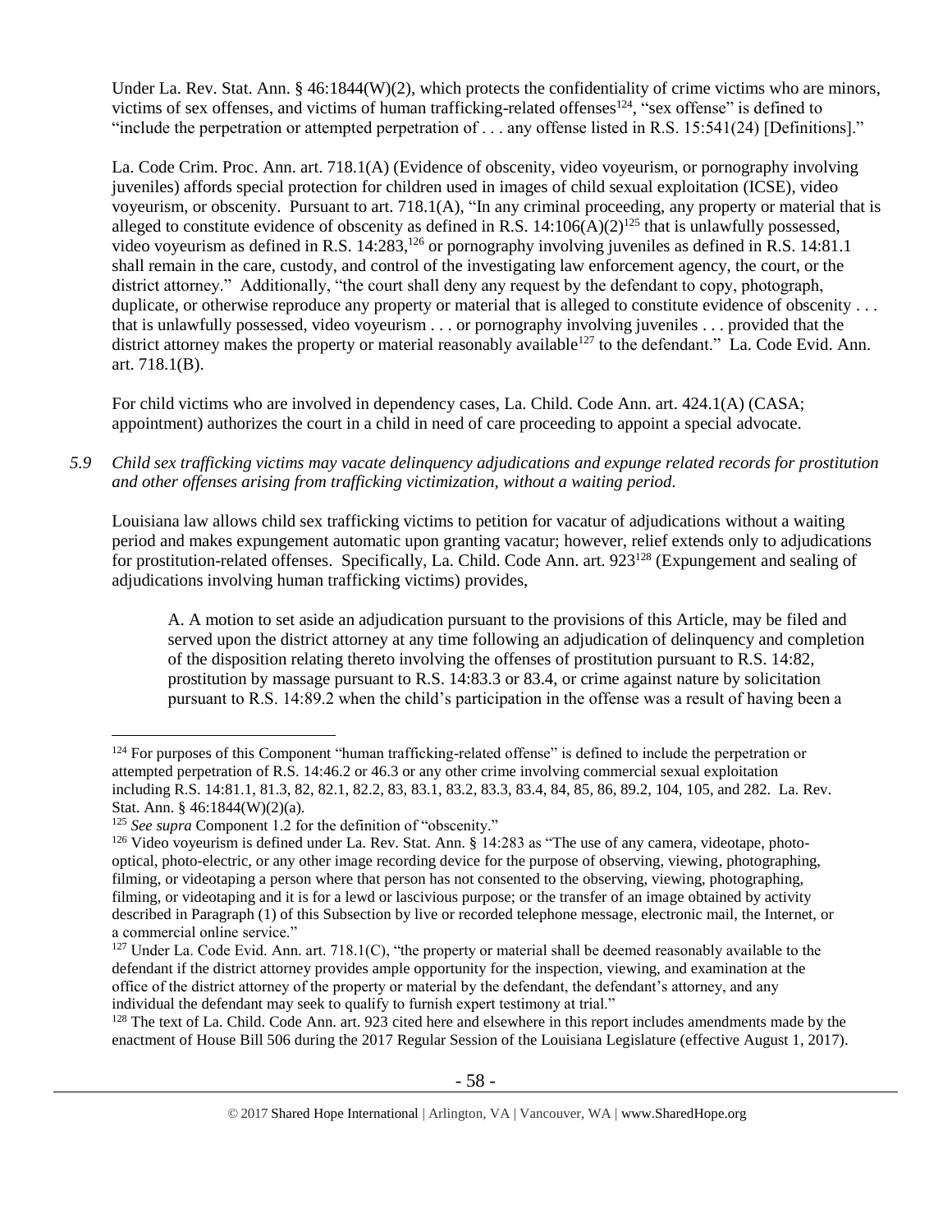Under La. Rev. Stat. Ann. § 46:1844(W)(2), which protects the confidentiality of crime victims who are minors, victims of sex offenses, and victims of human trafficking-related offenses[124], "sex offense" is defined to "include the perpetration or attempted perpetration of . . . any offense listed in R.S. 15:541(24) [Definitions]."

La. Code Crim. Proc. Ann. art. 718.1(A) (Evidence of obscenity, video voyeurism, or pornography involving juveniles) affords special protection for children used in images of child sexual exploitation (ICSE), video voyeurism, or obscenity. Pursuant to art. 718.1(A), "In any criminal proceeding, any property or material that is alleged to constitute evidence of obscenity as defined in R.S. 14:106(A)(2)[125] that is unlawfully possessed, video voyeurism as defined in R.S. 14:283,[126] or pornography involving juveniles as defined in R.S. 14:81.1 shall remain in the care, custody, and control of the investigating law enforcement agency, the court, or the district attorney." Additionally, "the court shall deny any request by the defendant to copy, photograph, duplicate, or otherwise reproduce any property or material that is alleged to constitute evidence of obscenity . . . that is unlawfully possessed, video voyeurism . . . or pornography involving juveniles . . . provided that the district attorney makes the property or material reasonably available[127] to the defendant." La. Code Evid. Ann. art. 718.1(B).

For child victims who are involved in dependency cases, La. Child. Code Ann. art. 424.1(A) (CASA; appointment) authorizes the court in a child in need of care proceeding to appoint a special advocate.

*5.9 Child sex trafficking victims may vacate delinquency adjudications and expunge related records for prostitution and other offenses arising from trafficking victimization, without a waiting period.*

Louisiana law allows child sex trafficking victims to petition for vacatur of adjudications without a waiting period and makes expungement automatic upon granting vacatur; however, relief extends only to adjudications for prostitution-related offenses. Specifically, La. Child. Code Ann. art. 923[128] (Expungement and sealing of adjudications involving human trafficking victims) provides,

> A. A motion to set aside an adjudication pursuant to the provisions of this Article, may be filed and served upon the district attorney at any time following an adjudication of delinquency and completion of the disposition relating thereto involving the offenses of prostitution pursuant to R.S. 14:82, prostitution by massage pursuant to R.S. 14:83.3 or 83.4, or crime against nature by solicitation pursuant to R.S. 14:89.2 when the child's participation in the offense was a result of having been a

---

[124] For purposes of this Component "human trafficking-related offense" is defined to include the perpetration or attempted perpetration of R.S. 14:46.2 or 46.3 or any other crime involving commercial sexual exploitation including R.S. 14:81.1, 81.3, 82, 82.1, 82.2, 83, 83.1, 83.2, 83.3, 83.4, 84, 85, 86, 89.2, 104, 105, and 282. La. Rev. Stat. Ann. § 46:1844(W)(2)(a).

[125] *See supra* Component 1.2 for the definition of "obscenity."

[126] Video voyeurism is defined under La. Rev. Stat. Ann. § 14:283 as "The use of any camera, videotape, photo-optical, photo-electric, or any other image recording device for the purpose of observing, viewing, photographing, filming, or videotaping a person where that person has not consented to the observing, viewing, photographing, filming, or videotaping and it is for a lewd or lascivious purpose; or the transfer of an image obtained by activity described in Paragraph (1) of this Subsection by live or recorded telephone message, electronic mail, the Internet, or a commercial online service."

[127] Under La. Code Evid. Ann. art. 718.1(C), "the property or material shall be deemed reasonably available to the defendant if the district attorney provides ample opportunity for the inspection, viewing, and examination at the office of the district attorney of the property or material by the defendant, the defendant's attorney, and any individual the defendant may seek to qualify to furnish expert testimony at trial."

[128] The text of La. Child. Code Ann. art. 923 cited here and elsewhere in this report includes amendments made by the enactment of House Bill 506 during the 2017 Regular Session of the Louisiana Legislature (effective August 1, 2017).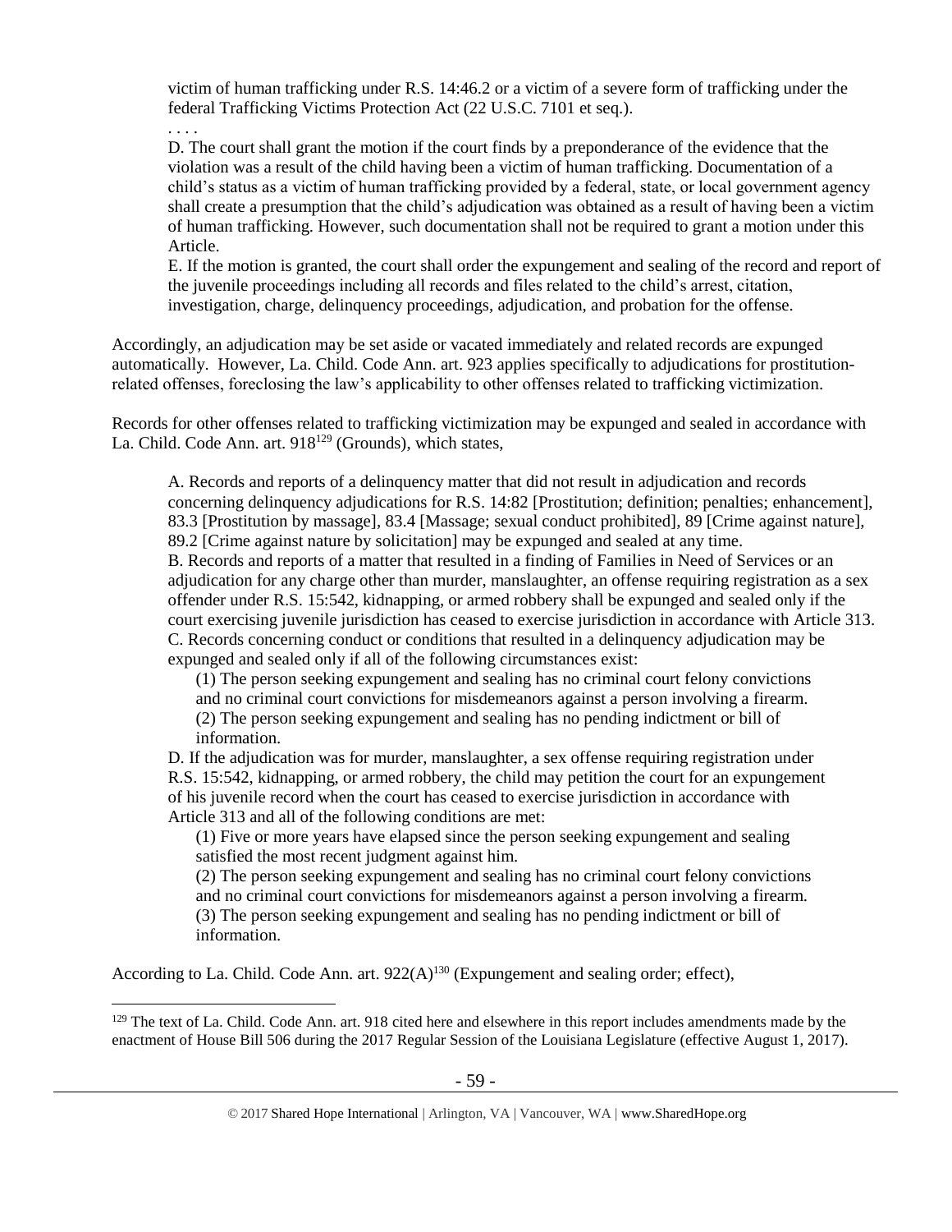victim of human trafficking under R.S. 14:46.2 or a victim of a severe form of trafficking under the federal Trafficking Victims Protection Act (22 U.S.C. 7101 et seq.).

. . . .

D. The court shall grant the motion if the court finds by a preponderance of the evidence that the violation was a result of the child having been a victim of human trafficking. Documentation of a child's status as a victim of human trafficking provided by a federal, state, or local government agency shall create a presumption that the child's adjudication was obtained as a result of having been a victim of human trafficking. However, such documentation shall not be required to grant a motion under this Article.

E. If the motion is granted, the court shall order the expungement and sealing of the record and report of the juvenile proceedings including all records and files related to the child's arrest, citation, investigation, charge, delinquency proceedings, adjudication, and probation for the offense.

Accordingly, an adjudication may be set aside or vacated immediately and related records are expunged automatically. However, La. Child. Code Ann. art. 923 applies specifically to adjudications for prostitution-related offenses, foreclosing the law's applicability to other offenses related to trafficking victimization.

Records for other offenses related to trafficking victimization may be expunged and sealed in accordance with La. Child. Code Ann. art. 918[129] (Grounds), which states,

> A. Records and reports of a delinquency matter that did not result in adjudication and records concerning delinquency adjudications for R.S. 14:82 [Prostitution; definition; penalties; enhancement], 83.3 [Prostitution by massage], 83.4 [Massage; sexual conduct prohibited], 89 [Crime against nature], 89.2 [Crime against nature by solicitation] may be expunged and sealed at any time.
>
> B. Records and reports of a matter that resulted in a finding of Families in Need of Services or an adjudication for any charge other than murder, manslaughter, an offense requiring registration as a sex offender under R.S. 15:542, kidnapping, or armed robbery shall be expunged and sealed only if the court exercising juvenile jurisdiction has ceased to exercise jurisdiction in accordance with Article 313.
>
> C. Records concerning conduct or conditions that resulted in a delinquency adjudication may be expunged and sealed only if all of the following circumstances exist:
>
> (1) The person seeking expungement and sealing has no criminal court felony convictions and no criminal court convictions for misdemeanors against a person involving a firearm.
>
> (2) The person seeking expungement and sealing has no pending indictment or bill of information.
>
> D. If the adjudication was for murder, manslaughter, a sex offense requiring registration under R.S. 15:542, kidnapping, or armed robbery, the child may petition the court for an expungement of his juvenile record when the court has ceased to exercise jurisdiction in accordance with Article 313 and all of the following conditions are met:
>
> (1) Five or more years have elapsed since the person seeking expungement and sealing satisfied the most recent judgment against him.
>
> (2) The person seeking expungement and sealing has no criminal court felony convictions and no criminal court convictions for misdemeanors against a person involving a firearm.
>
> (3) The person seeking expungement and sealing has no pending indictment or bill of information.

According to La. Child. Code Ann. art. 922(A)[130] (Expungement and sealing order; effect),

---

[129] The text of La. Child. Code Ann. art. 918 cited here and elsewhere in this report includes amendments made by the enactment of House Bill 506 during the 2017 Regular Session of the Louisiana Legislature (effective August 1, 2017).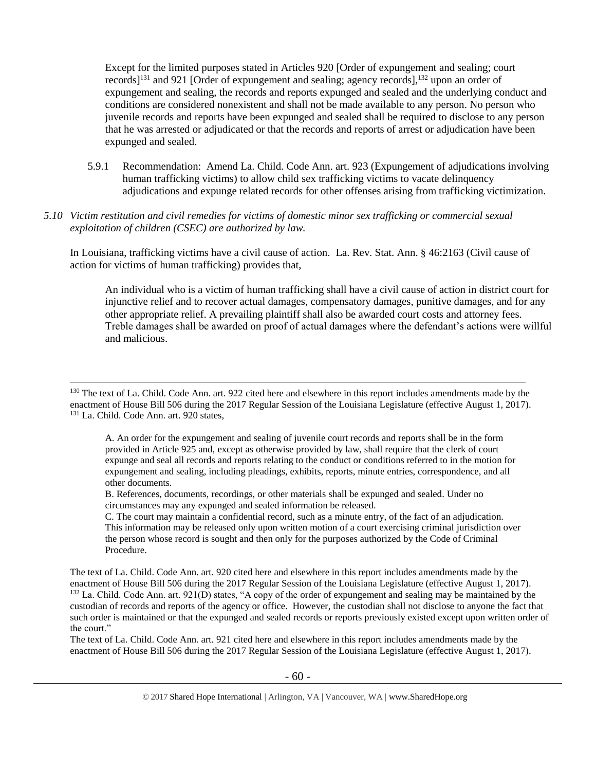Except for the limited purposes stated in Articles 920 [Order of expungement and sealing; court records][131] and 921 [Order of expungement and sealing; agency records],[132] upon an order of expungement and sealing, the records and reports expunged and sealed and the underlying conduct and conditions are considered nonexistent and shall not be made available to any person. No person who juvenile records and reports have been expunged and sealed shall be required to disclose to any person that he was arrested or adjudicated or that the records and reports of arrest or adjudication have been expunged and sealed.

5.9.1 Recommendation: Amend La. Child. Code Ann. art. 923 (Expungement of adjudications involving human trafficking victims) to allow child sex trafficking victims to vacate delinquency adjudications and expunge related records for other offenses arising from trafficking victimization.

*5.10 Victim restitution and civil remedies for victims of domestic minor sex trafficking or commercial sexual exploitation of children (CSEC) are authorized by law.*

In Louisiana, trafficking victims have a civil cause of action. La. Rev. Stat. Ann. § 46:2163 (Civil cause of action for victims of human trafficking) provides that,

> An individual who is a victim of human trafficking shall have a civil cause of action in district court for injunctive relief and to recover actual damages, compensatory damages, punitive damages, and for any other appropriate relief. A prevailing plaintiff shall also be awarded court costs and attorney fees. Treble damages shall be awarded on proof of actual damages where the defendant's actions were willful and malicious.

---

[130] The text of La. Child. Code Ann. art. 922 cited here and elsewhere in this report includes amendments made by the enactment of House Bill 506 during the 2017 Regular Session of the Louisiana Legislature (effective August 1, 2017).

[131] La. Child. Code Ann. art. 920 states,

> A. An order for the expungement and sealing of juvenile court records and reports shall be in the form provided in Article 925 and, except as otherwise provided by law, shall require that the clerk of court expunge and seal all records and reports relating to the conduct or conditions referred to in the motion for expungement and sealing, including pleadings, exhibits, reports, minute entries, correspondence, and all other documents.
>
> B. References, documents, recordings, or other materials shall be expunged and sealed. Under no circumstances may any expunged and sealed information be released.
>
> C. The court may maintain a confidential record, such as a minute entry, of the fact of an adjudication. This information may be released only upon written motion of a court exercising criminal jurisdiction over the person whose record is sought and then only for the purposes authorized by the Code of Criminal Procedure.

The text of La. Child. Code Ann. art. 920 cited here and elsewhere in this report includes amendments made by the enactment of House Bill 506 during the 2017 Regular Session of the Louisiana Legislature (effective August 1, 2017).

[132] La. Child. Code Ann. art. 921(D) states, "A copy of the order of expungement and sealing may be maintained by the custodian of records and reports of the agency or office. However, the custodian shall not disclose to anyone the fact that such order is maintained or that the expunged and sealed records or reports previously existed except upon written order of the court."

The text of La. Child. Code Ann. art. 921 cited here and elsewhere in this report includes amendments made by the enactment of House Bill 506 during the 2017 Regular Session of the Louisiana Legislature (effective August 1, 2017).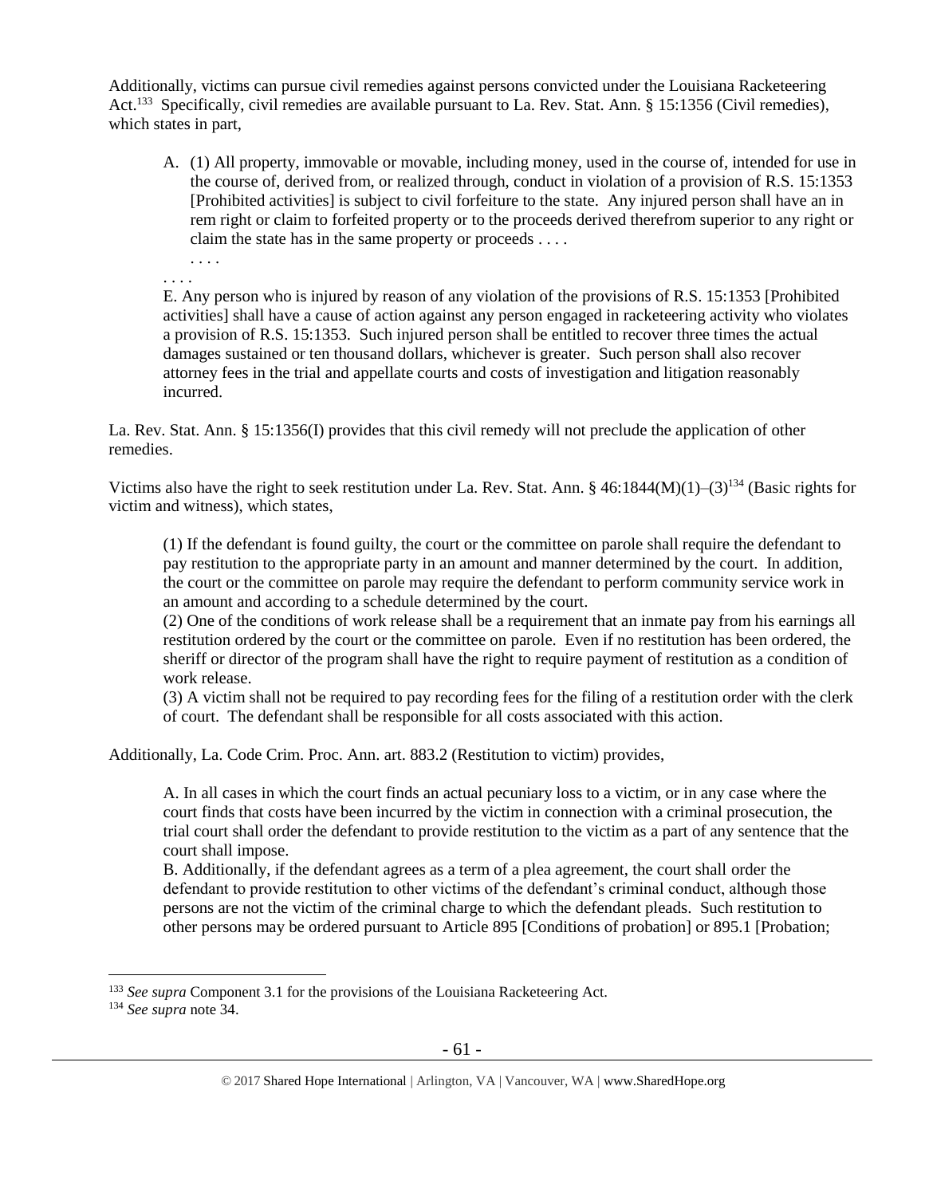Additionally, victims can pursue civil remedies against persons convicted under the Louisiana Racketeering Act.[133] Specifically, civil remedies are available pursuant to La. Rev. Stat. Ann. § 15:1356 (Civil remedies), which states in part,

> A. (1) All property, immovable or movable, including money, used in the course of, intended for use in the course of, derived from, or realized through, conduct in violation of a provision of R.S. 15:1353 [Prohibited activities] is subject to civil forfeiture to the state. Any injured person shall have an in rem right or claim to forfeited property or to the proceeds derived therefrom superior to any right or claim the state has in the same property or proceeds . . . .
>
> . . . .
>
> . . . .
>
> E. Any person who is injured by reason of any violation of the provisions of R.S. 15:1353 [Prohibited activities] shall have a cause of action against any person engaged in racketeering activity who violates a provision of R.S. 15:1353. Such injured person shall be entitled to recover three times the actual damages sustained or ten thousand dollars, whichever is greater. Such person shall also recover attorney fees in the trial and appellate courts and costs of investigation and litigation reasonably incurred.

La. Rev. Stat. Ann. § 15:1356(I) provides that this civil remedy will not preclude the application of other remedies.

Victims also have the right to seek restitution under La. Rev. Stat. Ann. § 46:1844(M)(1)–(3)[134] (Basic rights for victim and witness), which states,

> (1) If the defendant is found guilty, the court or the committee on parole shall require the defendant to pay restitution to the appropriate party in an amount and manner determined by the court. In addition, the court or the committee on parole may require the defendant to perform community service work in an amount and according to a schedule determined by the court.
>
> (2) One of the conditions of work release shall be a requirement that an inmate pay from his earnings all restitution ordered by the court or the committee on parole. Even if no restitution has been ordered, the sheriff or director of the program shall have the right to require payment of restitution as a condition of work release.
>
> (3) A victim shall not be required to pay recording fees for the filing of a restitution order with the clerk of court. The defendant shall be responsible for all costs associated with this action.

Additionally, La. Code Crim. Proc. Ann. art. 883.2 (Restitution to victim) provides,

> A. In all cases in which the court finds an actual pecuniary loss to a victim, or in any case where the court finds that costs have been incurred by the victim in connection with a criminal prosecution, the trial court shall order the defendant to provide restitution to the victim as a part of any sentence that the court shall impose.
>
> B. Additionally, if the defendant agrees as a term of a plea agreement, the court shall order the defendant to provide restitution to other victims of the defendant's criminal conduct, although those persons are not the victim of the criminal charge to which the defendant pleads. Such restitution to other persons may be ordered pursuant to Article 895 [Conditions of probation] or 895.1 [Probation;

---

[133] *See supra* Component 3.1 for the provisions of the Louisiana Racketeering Act.

[134] *See supra* note 34.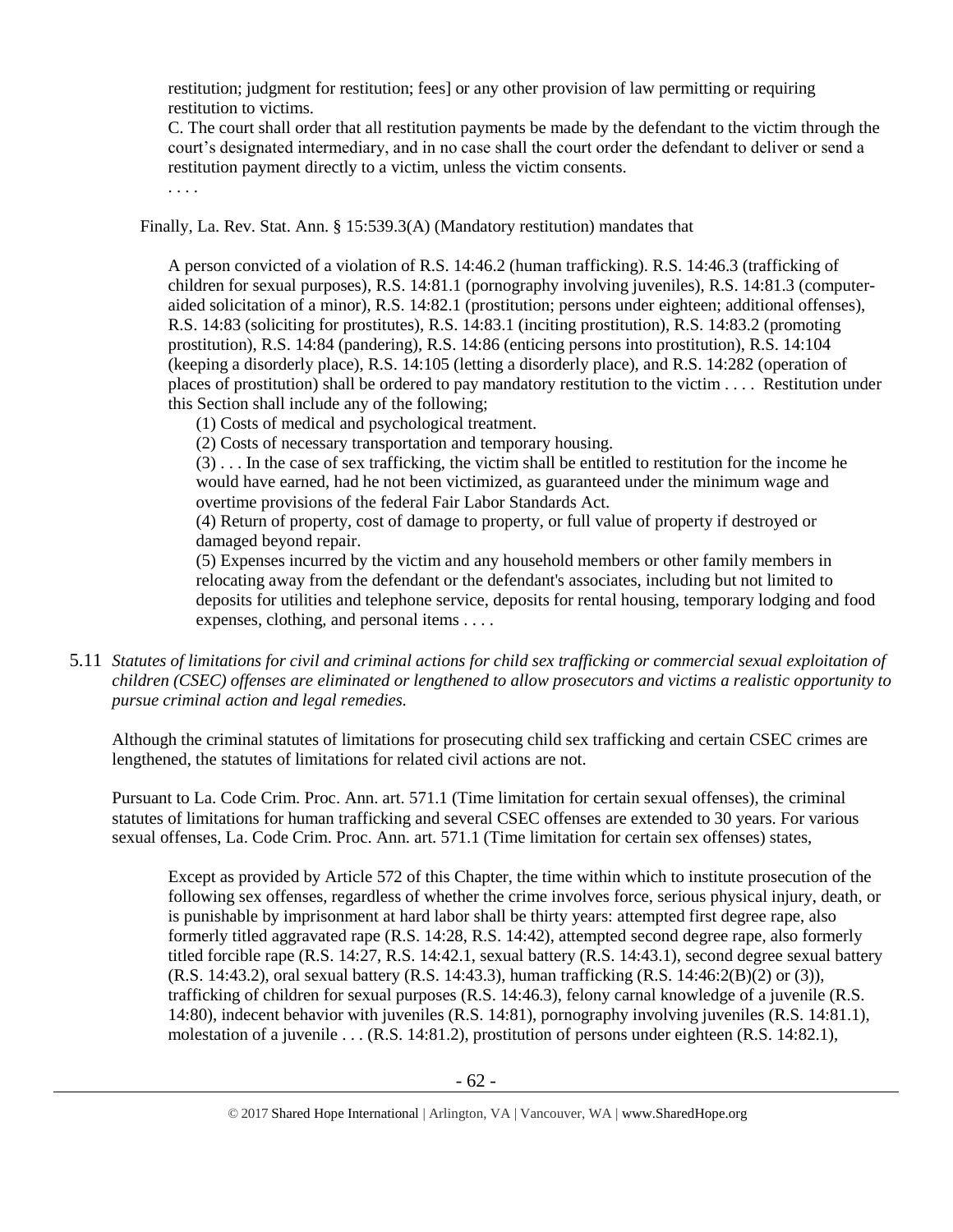restitution; judgment for restitution; fees] or any other provision of law permitting or requiring restitution to victims.

C. The court shall order that all restitution payments be made by the defendant to the victim through the court's designated intermediary, and in no case shall the court order the defendant to deliver or send a restitution payment directly to a victim, unless the victim consents.

. . . .

Finally, La. Rev. Stat. Ann. § 15:539.3(A) (Mandatory restitution) mandates that

> A person convicted of a violation of R.S. 14:46.2 (human trafficking). R.S. 14:46.3 (trafficking of children for sexual purposes), R.S. 14:81.1 (pornography involving juveniles), R.S. 14:81.3 (computer-aided solicitation of a minor), R.S. 14:82.1 (prostitution; persons under eighteen; additional offenses), R.S. 14:83 (soliciting for prostitutes), R.S. 14:83.1 (inciting prostitution), R.S. 14:83.2 (promoting prostitution), R.S. 14:84 (pandering), R.S. 14:86 (enticing persons into prostitution), R.S. 14:104 (keeping a disorderly place), R.S. 14:105 (letting a disorderly place), and R.S. 14:282 (operation of places of prostitution) shall be ordered to pay mandatory restitution to the victim . . . . Restitution under this Section shall include any of the following;
>
> (1) Costs of medical and psychological treatment.
>
> (2) Costs of necessary transportation and temporary housing.
>
> (3) . . . In the case of sex trafficking, the victim shall be entitled to restitution for the income he would have earned, had he not been victimized, as guaranteed under the minimum wage and overtime provisions of the federal Fair Labor Standards Act.
>
> (4) Return of property, cost of damage to property, or full value of property if destroyed or damaged beyond repair.
>
> (5) Expenses incurred by the victim and any household members or other family members in relocating away from the defendant or the defendant's associates, including but not limited to deposits for utilities and telephone service, deposits for rental housing, temporary lodging and food expenses, clothing, and personal items . . . .

5.11 *Statutes of limitations for civil and criminal actions for child sex trafficking or commercial sexual exploitation of children (CSEC) offenses are eliminated or lengthened to allow prosecutors and victims a realistic opportunity to pursue criminal action and legal remedies.*

Although the criminal statutes of limitations for prosecuting child sex trafficking and certain CSEC crimes are lengthened, the statutes of limitations for related civil actions are not.

Pursuant to La. Code Crim. Proc. Ann. art. 571.1 (Time limitation for certain sexual offenses), the criminal statutes of limitations for human trafficking and several CSEC offenses are extended to 30 years. For various sexual offenses, La. Code Crim. Proc. Ann. art. 571.1 (Time limitation for certain sex offenses) states,

> Except as provided by Article 572 of this Chapter, the time within which to institute prosecution of the following sex offenses, regardless of whether the crime involves force, serious physical injury, death, or is punishable by imprisonment at hard labor shall be thirty years: attempted first degree rape, also formerly titled aggravated rape (R.S. 14:28, R.S. 14:42), attempted second degree rape, also formerly titled forcible rape (R.S. 14:27, R.S. 14:42.1, sexual battery (R.S. 14:43.1), second degree sexual battery (R.S. 14:43.2), oral sexual battery (R.S. 14:43.3), human trafficking (R.S. 14:46:2(B)(2) or (3)), trafficking of children for sexual purposes (R.S. 14:46.3), felony carnal knowledge of a juvenile (R.S. 14:80), indecent behavior with juveniles (R.S. 14:81), pornography involving juveniles (R.S. 14:81.1), molestation of a juvenile . . . (R.S. 14:81.2), prostitution of persons under eighteen (R.S. 14:82.1),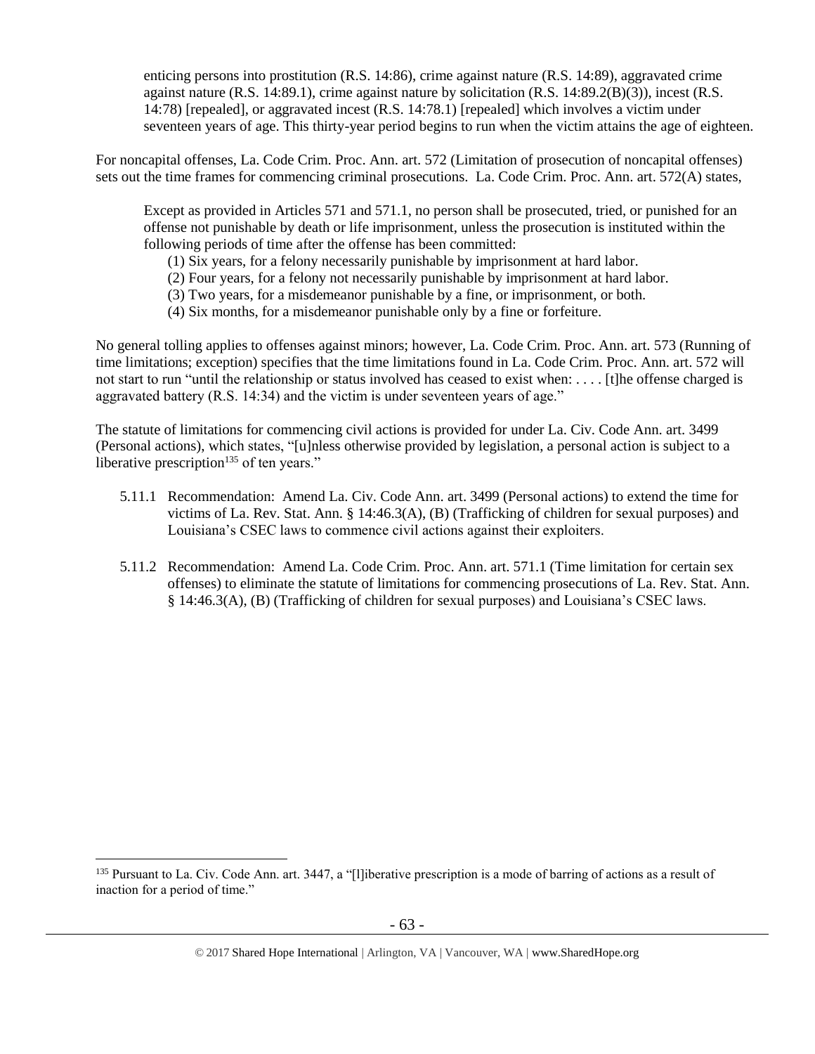> enticing persons into prostitution (R.S. 14:86), crime against nature (R.S. 14:89), aggravated crime against nature (R.S. 14:89.1), crime against nature by solicitation (R.S. 14:89.2(B)(3)), incest (R.S. 14:78) [repealed], or aggravated incest (R.S. 14:78.1) [repealed] which involves a victim under seventeen years of age. This thirty-year period begins to run when the victim attains the age of eighteen.

For noncapital offenses, La. Code Crim. Proc. Ann. art. 572 (Limitation of prosecution of noncapital offenses) sets out the time frames for commencing criminal prosecutions. La. Code Crim. Proc. Ann. art. 572(A) states,

> Except as provided in Articles 571 and 571.1, no person shall be prosecuted, tried, or punished for an offense not punishable by death or life imprisonment, unless the prosecution is instituted within the following periods of time after the offense has been committed:
>
> (1) Six years, for a felony necessarily punishable by imprisonment at hard labor.
> (2) Four years, for a felony not necessarily punishable by imprisonment at hard labor.
> (3) Two years, for a misdemeanor punishable by a fine, or imprisonment, or both.
> (4) Six months, for a misdemeanor punishable only by a fine or forfeiture.

No general tolling applies to offenses against minors; however, La. Code Crim. Proc. Ann. art. 573 (Running of time limitations; exception) specifies that the time limitations found in La. Code Crim. Proc. Ann. art. 572 will not start to run "until the relationship or status involved has ceased to exist when: . . . . [t]he offense charged is aggravated battery (R.S. 14:34) and the victim is under seventeen years of age."

The statute of limitations for commencing civil actions is provided for under La. Civ. Code Ann. art. 3499 (Personal actions), which states, "[u]nless otherwise provided by legislation, a personal action is subject to a liberative prescription[135] of ten years."

5.11.1 Recommendation: Amend La. Civ. Code Ann. art. 3499 (Personal actions) to extend the time for victims of La. Rev. Stat. Ann. § 14:46.3(A), (B) (Trafficking of children for sexual purposes) and Louisiana's CSEC laws to commence civil actions against their exploiters.

5.11.2 Recommendation: Amend La. Code Crim. Proc. Ann. art. 571.1 (Time limitation for certain sex offenses) to eliminate the statute of limitations for commencing prosecutions of La. Rev. Stat. Ann. § 14:46.3(A), (B) (Trafficking of children for sexual purposes) and Louisiana's CSEC laws.

---

[135] Pursuant to La. Civ. Code Ann. art. 3447, a "[l]iberative prescription is a mode of barring of actions as a result of inaction for a period of time."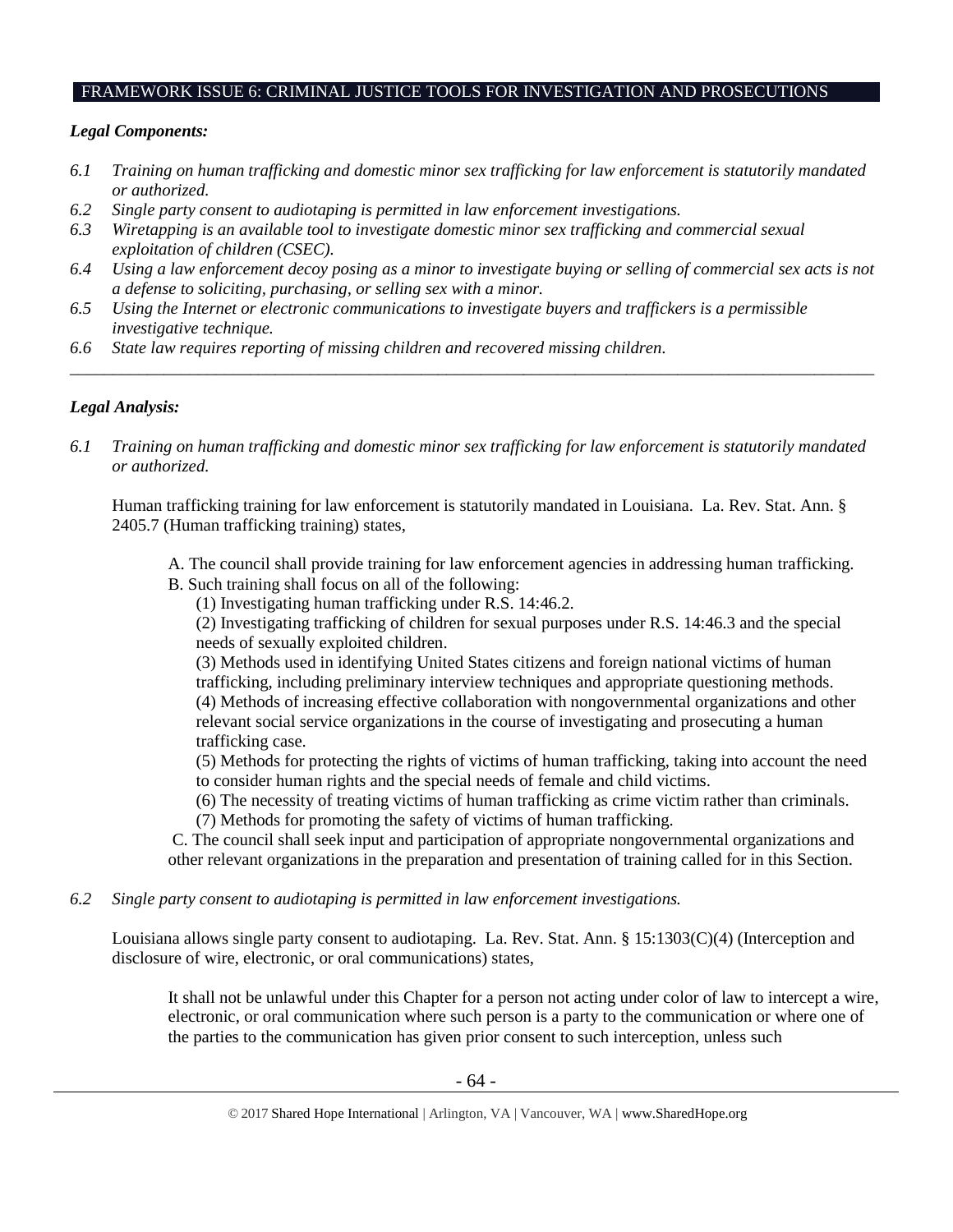## FRAMEWORK ISSUE 6: CRIMINAL JUSTICE TOOLS FOR INVESTIGATION AND PROSECUTIONS

***Legal Components:***

*6.1 Training on human trafficking and domestic minor sex trafficking for law enforcement is statutorily mandated or authorized.*

*6.2 Single party consent to audiotaping is permitted in law enforcement investigations.*

*6.3 Wiretapping is an available tool to investigate domestic minor sex trafficking and commercial sexual exploitation of children (CSEC).*

*6.4 Using a law enforcement decoy posing as a minor to investigate buying or selling of commercial sex acts is not a defense to soliciting, purchasing, or selling sex with a minor.*

*6.5 Using the Internet or electronic communications to investigate buyers and traffickers is a permissible investigative technique.*

*6.6 State law requires reporting of missing children and recovered missing children.*

---

***Legal Analysis:***

*6.1 Training on human trafficking and domestic minor sex trafficking for law enforcement is statutorily mandated or authorized.*

Human trafficking training for law enforcement is statutorily mandated in Louisiana. La. Rev. Stat. Ann. § 2405.7 (Human trafficking training) states,

> A. The council shall provide training for law enforcement agencies in addressing human trafficking.
> B. Such training shall focus on all of the following:
> (1) Investigating human trafficking under R.S. 14:46.2.
> (2) Investigating trafficking of children for sexual purposes under R.S. 14:46.3 and the special needs of sexually exploited children.
> (3) Methods used in identifying United States citizens and foreign national victims of human trafficking, including preliminary interview techniques and appropriate questioning methods.
> (4) Methods of increasing effective collaboration with nongovernmental organizations and other relevant social service organizations in the course of investigating and prosecuting a human trafficking case.
> (5) Methods for protecting the rights of victims of human trafficking, taking into account the need to consider human rights and the special needs of female and child victims.
> (6) The necessity of treating victims of human trafficking as crime victim rather than criminals.
> (7) Methods for promoting the safety of victims of human trafficking.
> C. The council shall seek input and participation of appropriate nongovernmental organizations and other relevant organizations in the preparation and presentation of training called for in this Section.

*6.2 Single party consent to audiotaping is permitted in law enforcement investigations.*

Louisiana allows single party consent to audiotaping. La. Rev. Stat. Ann. § 15:1303(C)(4) (Interception and disclosure of wire, electronic, or oral communications) states,

> It shall not be unlawful under this Chapter for a person not acting under color of law to intercept a wire, electronic, or oral communication where such person is a party to the communication or where one of the parties to the communication has given prior consent to such interception, unless such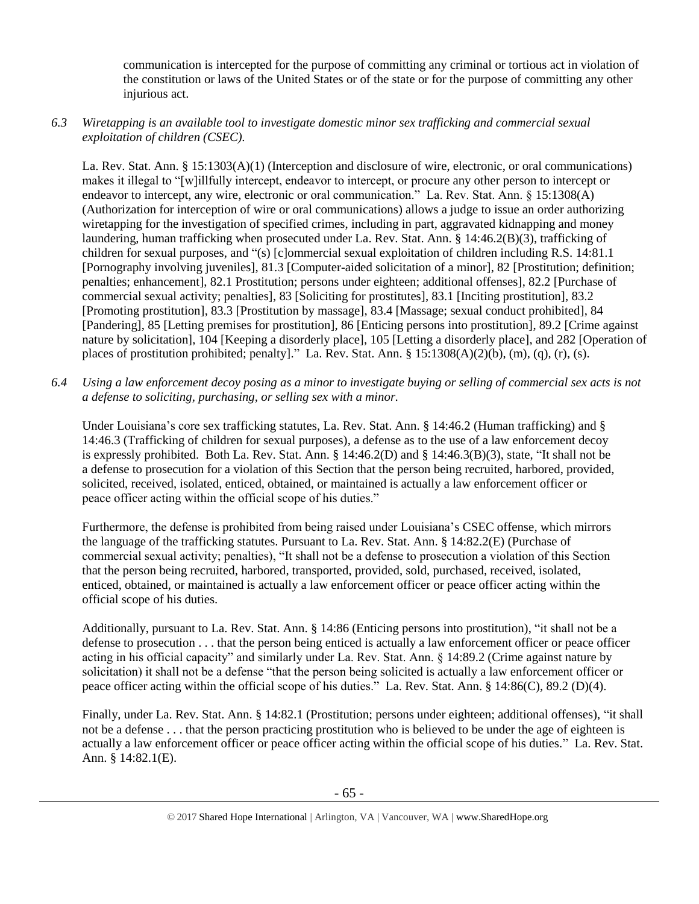communication is intercepted for the purpose of committing any criminal or tortious act in violation of the constitution or laws of the United States or of the state or for the purpose of committing any other injurious act.

*6.3 Wiretapping is an available tool to investigate domestic minor sex trafficking and commercial sexual exploitation of children (CSEC).*

La. Rev. Stat. Ann. § 15:1303(A)(1) (Interception and disclosure of wire, electronic, or oral communications) makes it illegal to "[w]illfully intercept, endeavor to intercept, or procure any other person to intercept or endeavor to intercept, any wire, electronic or oral communication." La. Rev. Stat. Ann. § 15:1308(A) (Authorization for interception of wire or oral communications) allows a judge to issue an order authorizing wiretapping for the investigation of specified crimes, including in part, aggravated kidnapping and money laundering, human trafficking when prosecuted under La. Rev. Stat. Ann. § 14:46.2(B)(3), trafficking of children for sexual purposes, and "(s) [c]ommercial sexual exploitation of children including R.S. 14:81.1 [Pornography involving juveniles], 81.3 [Computer-aided solicitation of a minor], 82 [Prostitution; definition; penalties; enhancement], 82.1 Prostitution; persons under eighteen; additional offenses], 82.2 [Purchase of commercial sexual activity; penalties], 83 [Soliciting for prostitutes], 83.1 [Inciting prostitution], 83.2 [Promoting prostitution], 83.3 [Prostitution by massage], 83.4 [Massage; sexual conduct prohibited], 84 [Pandering], 85 [Letting premises for prostitution], 86 [Enticing persons into prostitution], 89.2 [Crime against nature by solicitation], 104 [Keeping a disorderly place], 105 [Letting a disorderly place], and 282 [Operation of places of prostitution prohibited; penalty]." La. Rev. Stat. Ann. § 15:1308(A)(2)(b), (m), (q), (r), (s).

*6.4 Using a law enforcement decoy posing as a minor to investigate buying or selling of commercial sex acts is not a defense to soliciting, purchasing, or selling sex with a minor.*

Under Louisiana's core sex trafficking statutes, La. Rev. Stat. Ann. § 14:46.2 (Human trafficking) and § 14:46.3 (Trafficking of children for sexual purposes), a defense as to the use of a law enforcement decoy is expressly prohibited. Both La. Rev. Stat. Ann. § 14:46.2(D) and § 14:46.3(B)(3), state, "It shall not be a defense to prosecution for a violation of this Section that the person being recruited, harbored, provided, solicited, received, isolated, enticed, obtained, or maintained is actually a law enforcement officer or peace officer acting within the official scope of his duties."

Furthermore, the defense is prohibited from being raised under Louisiana's CSEC offense, which mirrors the language of the trafficking statutes. Pursuant to La. Rev. Stat. Ann. § 14:82.2(E) (Purchase of commercial sexual activity; penalties), "It shall not be a defense to prosecution a violation of this Section that the person being recruited, harbored, transported, provided, sold, purchased, received, isolated, enticed, obtained, or maintained is actually a law enforcement officer or peace officer acting within the official scope of his duties.

Additionally, pursuant to La. Rev. Stat. Ann. § 14:86 (Enticing persons into prostitution), "it shall not be a defense to prosecution . . . that the person being enticed is actually a law enforcement officer or peace officer acting in his official capacity" and similarly under La. Rev. Stat. Ann. § 14:89.2 (Crime against nature by solicitation) it shall not be a defense "that the person being solicited is actually a law enforcement officer or peace officer acting within the official scope of his duties." La. Rev. Stat. Ann. § 14:86(C), 89.2 (D)(4).

Finally, under La. Rev. Stat. Ann. § 14:82.1 (Prostitution; persons under eighteen; additional offenses), "it shall not be a defense . . . that the person practicing prostitution who is believed to be under the age of eighteen is actually a law enforcement officer or peace officer acting within the official scope of his duties." La. Rev. Stat. Ann. § 14:82.1(E).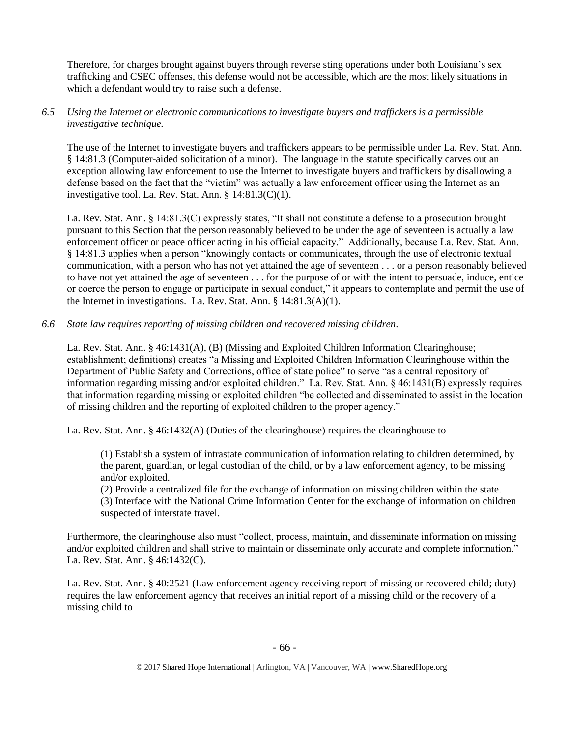Therefore, for charges brought against buyers through reverse sting operations under both Louisiana's sex trafficking and CSEC offenses, this defense would not be accessible, which are the most likely situations in which a defendant would try to raise such a defense.

*6.5 Using the Internet or electronic communications to investigate buyers and traffickers is a permissible investigative technique.*

The use of the Internet to investigate buyers and traffickers appears to be permissible under La. Rev. Stat. Ann. § 14:81.3 (Computer-aided solicitation of a minor). The language in the statute specifically carves out an exception allowing law enforcement to use the Internet to investigate buyers and traffickers by disallowing a defense based on the fact that the "victim" was actually a law enforcement officer using the Internet as an investigative tool. La. Rev. Stat. Ann. § 14:81.3(C)(1).

La. Rev. Stat. Ann. § 14:81.3(C) expressly states, "It shall not constitute a defense to a prosecution brought pursuant to this Section that the person reasonably believed to be under the age of seventeen is actually a law enforcement officer or peace officer acting in his official capacity." Additionally, because La. Rev. Stat. Ann. § 14:81.3 applies when a person "knowingly contacts or communicates, through the use of electronic textual communication, with a person who has not yet attained the age of seventeen . . . or a person reasonably believed to have not yet attained the age of seventeen . . . for the purpose of or with the intent to persuade, induce, entice or coerce the person to engage or participate in sexual conduct," it appears to contemplate and permit the use of the Internet in investigations. La. Rev. Stat. Ann. § 14:81.3(A)(1).

*6.6 State law requires reporting of missing children and recovered missing children.*

La. Rev. Stat. Ann. § 46:1431(A), (B) (Missing and Exploited Children Information Clearinghouse; establishment; definitions) creates "a Missing and Exploited Children Information Clearinghouse within the Department of Public Safety and Corrections, office of state police" to serve "as a central repository of information regarding missing and/or exploited children." La. Rev. Stat. Ann. § 46:1431(B) expressly requires that information regarding missing or exploited children "be collected and disseminated to assist in the location of missing children and the reporting of exploited children to the proper agency."

La. Rev. Stat. Ann. § 46:1432(A) (Duties of the clearinghouse) requires the clearinghouse to

> (1) Establish a system of intrastate communication of information relating to children determined, by the parent, guardian, or legal custodian of the child, or by a law enforcement agency, to be missing and/or exploited.
> (2) Provide a centralized file for the exchange of information on missing children within the state.
> (3) Interface with the National Crime Information Center for the exchange of information on children suspected of interstate travel.

Furthermore, the clearinghouse also must "collect, process, maintain, and disseminate information on missing and/or exploited children and shall strive to maintain or disseminate only accurate and complete information." La. Rev. Stat. Ann. § 46:1432(C).

La. Rev. Stat. Ann. § 40:2521 (Law enforcement agency receiving report of missing or recovered child; duty) requires the law enforcement agency that receives an initial report of a missing child or the recovery of a missing child to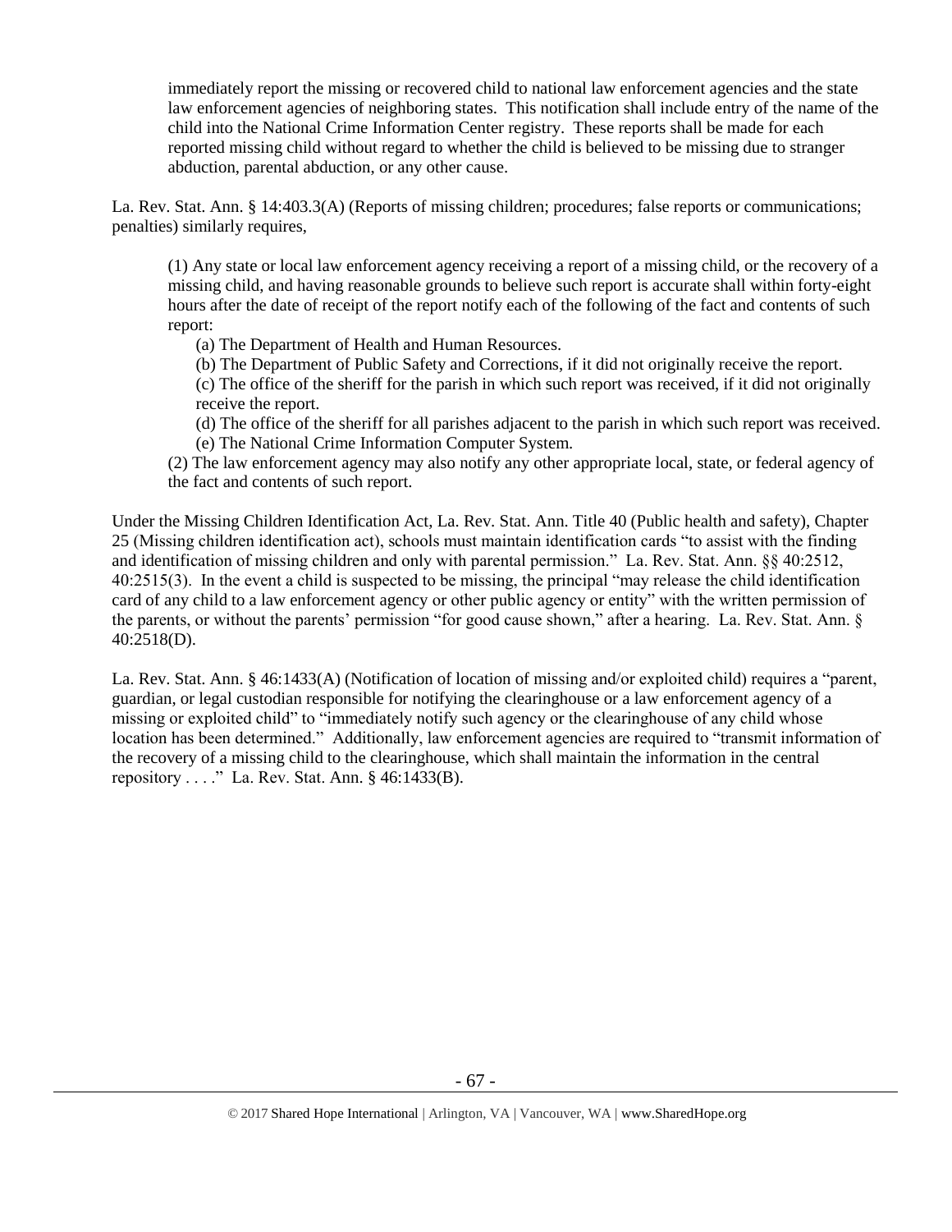> immediately report the missing or recovered child to national law enforcement agencies and the state law enforcement agencies of neighboring states. This notification shall include entry of the name of the child into the National Crime Information Center registry. These reports shall be made for each reported missing child without regard to whether the child is believed to be missing due to stranger abduction, parental abduction, or any other cause.

La. Rev. Stat. Ann. § 14:403.3(A) (Reports of missing children; procedures; false reports or communications; penalties) similarly requires,

> (1) Any state or local law enforcement agency receiving a report of a missing child, or the recovery of a missing child, and having reasonable grounds to believe such report is accurate shall within forty-eight hours after the date of receipt of the report notify each of the following of the fact and contents of such report:
>
> (a) The Department of Health and Human Resources.
>
> (b) The Department of Public Safety and Corrections, if it did not originally receive the report.
>
> (c) The office of the sheriff for the parish in which such report was received, if it did not originally receive the report.
>
> (d) The office of the sheriff for all parishes adjacent to the parish in which such report was received.
>
> (e) The National Crime Information Computer System.
>
> (2) The law enforcement agency may also notify any other appropriate local, state, or federal agency of the fact and contents of such report.

Under the Missing Children Identification Act, La. Rev. Stat. Ann. Title 40 (Public health and safety), Chapter 25 (Missing children identification act), schools must maintain identification cards "to assist with the finding and identification of missing children and only with parental permission." La. Rev. Stat. Ann. §§ 40:2512, 40:2515(3). In the event a child is suspected to be missing, the principal "may release the child identification card of any child to a law enforcement agency or other public agency or entity" with the written permission of the parents, or without the parents' permission "for good cause shown," after a hearing. La. Rev. Stat. Ann. § 40:2518(D).

La. Rev. Stat. Ann. § 46:1433(A) (Notification of location of missing and/or exploited child) requires a "parent, guardian, or legal custodian responsible for notifying the clearinghouse or a law enforcement agency of a missing or exploited child" to "immediately notify such agency or the clearinghouse of any child whose location has been determined." Additionally, law enforcement agencies are required to "transmit information of the recovery of a missing child to the clearinghouse, which shall maintain the information in the central repository . . . ." La. Rev. Stat. Ann. § 46:1433(B).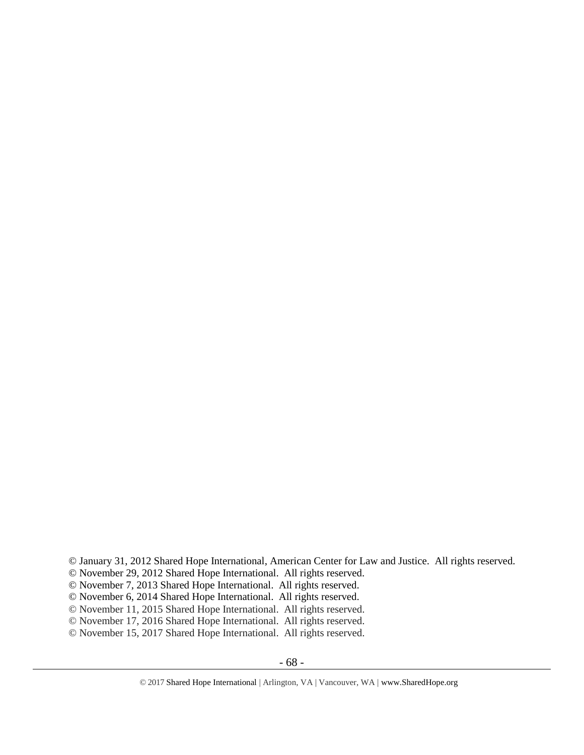© January 31, 2012 Shared Hope International, American Center for Law and Justice. All rights reserved.
© November 29, 2012 Shared Hope International. All rights reserved.
© November 7, 2013 Shared Hope International. All rights reserved.
© November 6, 2014 Shared Hope International. All rights reserved.
© November 11, 2015 Shared Hope International. All rights reserved.
© November 17, 2016 Shared Hope International. All rights reserved.
© November 15, 2017 Shared Hope International. All rights reserved.